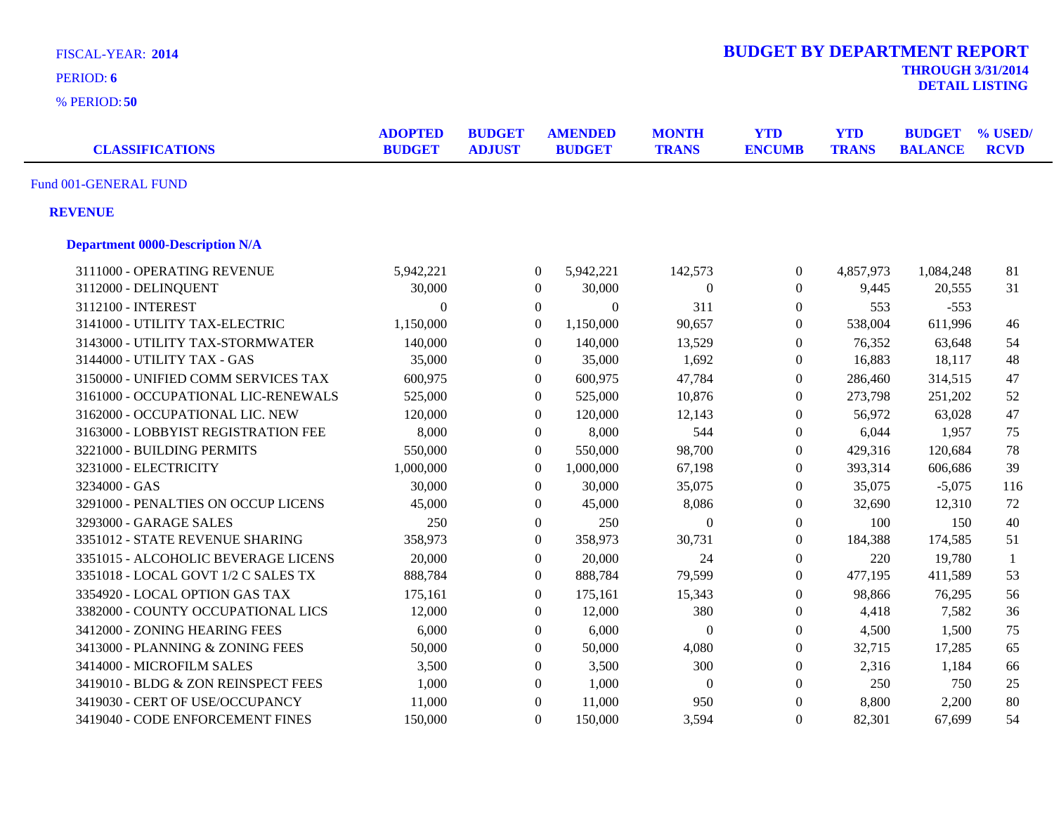FISCAL-YEAR: **2014**

PERIOD: **6**

% PERIOD: **50**

# BUDGET BY DEPARTMENT REPORT

**THROUGH 3/31/2014**

**DETAIL LISTING**

| CLASSIFICATIONS | ADOPTED BUDGET | BUDGET ADJUST | AMENDED BUDGET | MONTH TRANS | YTD ENCUMB | YTD TRANS | BUDGET BALANCE | % USED/ RCVD |
|---|---|---|---|---|---|---|---|---|
| Fund 001-GENERAL FUND | | | | | | | | |
| **REVENUE** | | | | | | | | |
| **Department 0000-Description N/A** | | | | | | | | |
| 3111000 - OPERATING REVENUE | 5,942,221 | 0 | 5,942,221 | 142,573 | 0 | 4,857,973 | 1,084,248 | 81 |
| 3112000 - DELINQUENT | 30,000 | 0 | 30,000 | 0 | 0 | 9,445 | 20,555 | 31 |
| 3112100 - INTEREST | 0 | 0 | 0 | 311 | 0 | 553 | -553 | |
| 3141000 - UTILITY TAX-ELECTRIC | 1,150,000 | 0 | 1,150,000 | 90,657 | 0 | 538,004 | 611,996 | 46 |
| 3143000 - UTILITY TAX-STORMWATER | 140,000 | 0 | 140,000 | 13,529 | 0 | 76,352 | 63,648 | 54 |
| 3144000 - UTILITY TAX - GAS | 35,000 | 0 | 35,000 | 1,692 | 0 | 16,883 | 18,117 | 48 |
| 3150000 - UNIFIED COMM SERVICES TAX | 600,975 | 0 | 600,975 | 47,784 | 0 | 286,460 | 314,515 | 47 |
| 3161000 - OCCUPATIONAL LIC-RENEWALS | 525,000 | 0 | 525,000 | 10,876 | 0 | 273,798 | 251,202 | 52 |
| 3162000 - OCCUPATIONAL LIC. NEW | 120,000 | 0 | 120,000 | 12,143 | 0 | 56,972 | 63,028 | 47 |
| 3163000 - LOBBYIST REGISTRATION FEE | 8,000 | 0 | 8,000 | 544 | 0 | 6,044 | 1,957 | 75 |
| 3221000 - BUILDING PERMITS | 550,000 | 0 | 550,000 | 98,700 | 0 | 429,316 | 120,684 | 78 |
| 3231000 - ELECTRICITY | 1,000,000 | 0 | 1,000,000 | 67,198 | 0 | 393,314 | 606,686 | 39 |
| 3234000 - GAS | 30,000 | 0 | 30,000 | 35,075 | 0 | 35,075 | -5,075 | 116 |
| 3291000 - PENALTIES ON OCCUP LICENS | 45,000 | 0 | 45,000 | 8,086 | 0 | 32,690 | 12,310 | 72 |
| 3293000 - GARAGE SALES | 250 | 0 | 250 | 0 | 0 | 100 | 150 | 40 |
| 3351012 - STATE REVENUE SHARING | 358,973 | 0 | 358,973 | 30,731 | 0 | 184,388 | 174,585 | 51 |
| 3351015 - ALCOHOLIC BEVERAGE LICENS | 20,000 | 0 | 20,000 | 24 | 0 | 220 | 19,780 | 1 |
| 3351018 - LOCAL GOVT 1/2 C SALES TX | 888,784 | 0 | 888,784 | 79,599 | 0 | 477,195 | 411,589 | 53 |
| 3354920 - LOCAL OPTION GAS TAX | 175,161 | 0 | 175,161 | 15,343 | 0 | 98,866 | 76,295 | 56 |
| 3382000 - COUNTY OCCUPATIONAL LICS | 12,000 | 0 | 12,000 | 380 | 0 | 4,418 | 7,582 | 36 |
| 3412000 - ZONING HEARING FEES | 6,000 | 0 | 6,000 | 0 | 0 | 4,500 | 1,500 | 75 |
| 3413000 - PLANNING & ZONING FEES | 50,000 | 0 | 50,000 | 4,080 | 0 | 32,715 | 17,285 | 65 |
| 3414000 - MICROFILM SALES | 3,500 | 0 | 3,500 | 300 | 0 | 2,316 | 1,184 | 66 |
| 3419010 - BLDG & ZON REINSPECT FEES | 1,000 | 0 | 1,000 | 0 | 0 | 250 | 750 | 25 |
| 3419030 - CERT OF USE/OCCUPANCY | 11,000 | 0 | 11,000 | 950 | 0 | 8,800 | 2,200 | 80 |
| 3419040 - CODE ENFORCEMENT FINES | 150,000 | 0 | 150,000 | 3,594 | 0 | 82,301 | 67,699 | 54 |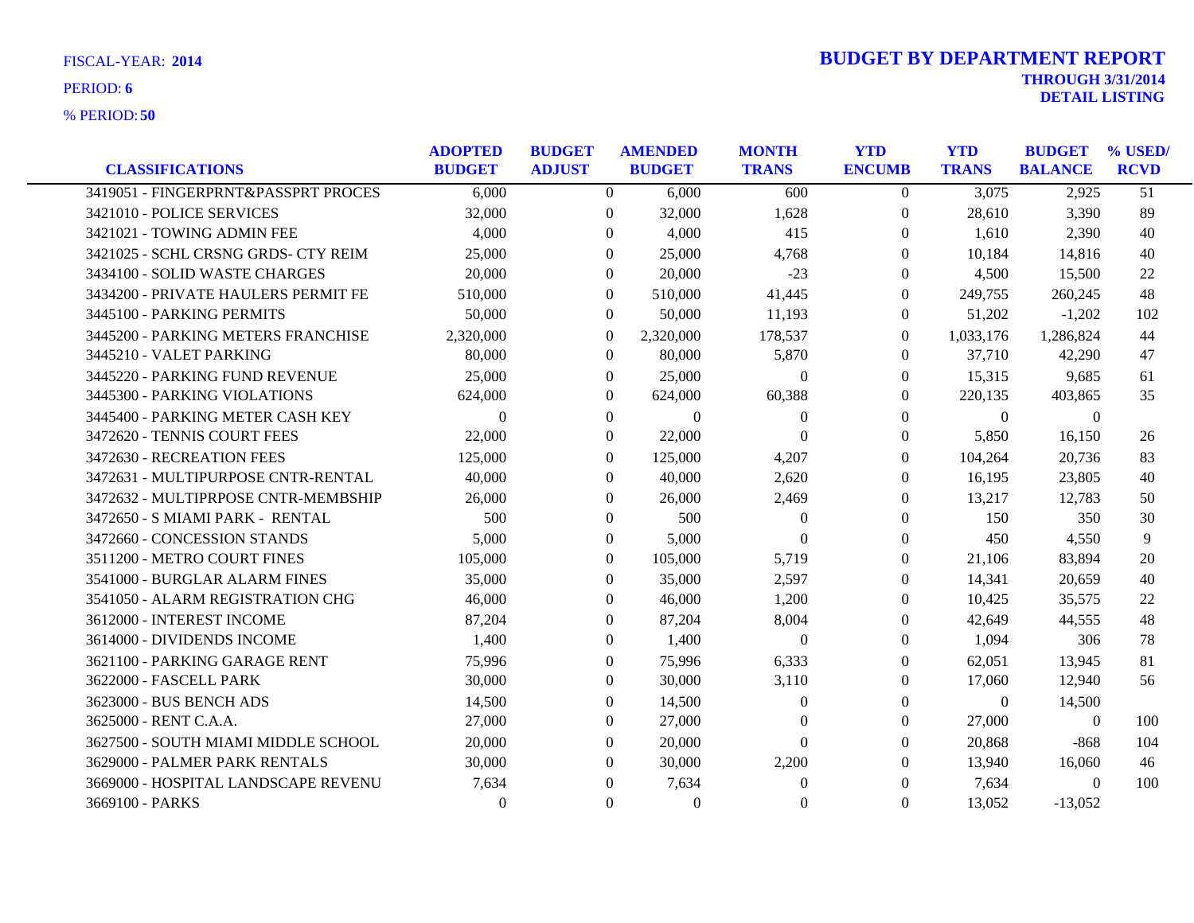FISCAL-YEAR: **2014**

PERIOD: **6**

% PERIOD: **50**

# BUDGET BY DEPARTMENT REPORT

**THROUGH 3/31/2014**

**DETAIL LISTING**

| CLASSIFICATIONS | ADOPTED BUDGET | BUDGET ADJUST | AMENDED BUDGET | MONTH TRANS | YTD ENCUMB | YTD TRANS | BUDGET BALANCE | % USED/ RCVD |
|---|---|---|---|---|---|---|---|---|
| 3419051 - FINGERPRNT&PASSPRT PROCES | 6,000 | 0 | 6,000 | 600 | 0 | 3,075 | 2,925 | 51 |
| 3421010 - POLICE SERVICES | 32,000 | 0 | 32,000 | 1,628 | 0 | 28,610 | 3,390 | 89 |
| 3421021 - TOWING ADMIN FEE | 4,000 | 0 | 4,000 | 415 | 0 | 1,610 | 2,390 | 40 |
| 3421025 - SCHL CRSNG GRDS- CTY REIM | 25,000 | 0 | 25,000 | 4,768 | 0 | 10,184 | 14,816 | 40 |
| 3434100 - SOLID WASTE CHARGES | 20,000 | 0 | 20,000 | -23 | 0 | 4,500 | 15,500 | 22 |
| 3434200 - PRIVATE HAULERS PERMIT FE | 510,000 | 0 | 510,000 | 41,445 | 0 | 249,755 | 260,245 | 48 |
| 3445100 - PARKING PERMITS | 50,000 | 0 | 50,000 | 11,193 | 0 | 51,202 | -1,202 | 102 |
| 3445200 - PARKING METERS FRANCHISE | 2,320,000 | 0 | 2,320,000 | 178,537 | 0 | 1,033,176 | 1,286,824 | 44 |
| 3445210 - VALET PARKING | 80,000 | 0 | 80,000 | 5,870 | 0 | 37,710 | 42,290 | 47 |
| 3445220 - PARKING FUND REVENUE | 25,000 | 0 | 25,000 | 0 | 0 | 15,315 | 9,685 | 61 |
| 3445300 - PARKING VIOLATIONS | 624,000 | 0 | 624,000 | 60,388 | 0 | 220,135 | 403,865 | 35 |
| 3445400 - PARKING METER CASH KEY | 0 | 0 | 0 | 0 | 0 | 0 | 0 | |
| 3472620 - TENNIS COURT FEES | 22,000 | 0 | 22,000 | 0 | 0 | 5,850 | 16,150 | 26 |
| 3472630 - RECREATION FEES | 125,000 | 0 | 125,000 | 4,207 | 0 | 104,264 | 20,736 | 83 |
| 3472631 - MULTIPURPOSE CNTR-RENTAL | 40,000 | 0 | 40,000 | 2,620 | 0 | 16,195 | 23,805 | 40 |
| 3472632 - MULTIPRPOSE CNTR-MEMBSHIP | 26,000 | 0 | 26,000 | 2,469 | 0 | 13,217 | 12,783 | 50 |
| 3472650 - S MIAMI PARK - RENTAL | 500 | 0 | 500 | 0 | 0 | 150 | 350 | 30 |
| 3472660 - CONCESSION STANDS | 5,000 | 0 | 5,000 | 0 | 0 | 450 | 4,550 | 9 |
| 3511200 - METRO COURT FINES | 105,000 | 0 | 105,000 | 5,719 | 0 | 21,106 | 83,894 | 20 |
| 3541000 - BURGLAR ALARM FINES | 35,000 | 0 | 35,000 | 2,597 | 0 | 14,341 | 20,659 | 40 |
| 3541050 - ALARM REGISTRATION CHG | 46,000 | 0 | 46,000 | 1,200 | 0 | 10,425 | 35,575 | 22 |
| 3612000 - INTEREST INCOME | 87,204 | 0 | 87,204 | 8,004 | 0 | 42,649 | 44,555 | 48 |
| 3614000 - DIVIDENDS INCOME | 1,400 | 0 | 1,400 | 0 | 0 | 1,094 | 306 | 78 |
| 3621100 - PARKING GARAGE RENT | 75,996 | 0 | 75,996 | 6,333 | 0 | 62,051 | 13,945 | 81 |
| 3622000 - FASCELL PARK | 30,000 | 0 | 30,000 | 3,110 | 0 | 17,060 | 12,940 | 56 |
| 3623000 - BUS BENCH ADS | 14,500 | 0 | 14,500 | 0 | 0 | 0 | 14,500 | |
| 3625000 - RENT C.A.A. | 27,000 | 0 | 27,000 | 0 | 0 | 27,000 | 0 | 100 |
| 3627500 - SOUTH MIAMI MIDDLE SCHOOL | 20,000 | 0 | 20,000 | 0 | 0 | 20,868 | -868 | 104 |
| 3629000 - PALMER PARK RENTALS | 30,000 | 0 | 30,000 | 2,200 | 0 | 13,940 | 16,060 | 46 |
| 3669000 - HOSPITAL LANDSCAPE REVENU | 7,634 | 0 | 7,634 | 0 | 0 | 7,634 | 0 | 100 |
| 3669100 - PARKS | 0 | 0 | 0 | 0 | 0 | 13,052 | -13,052 | |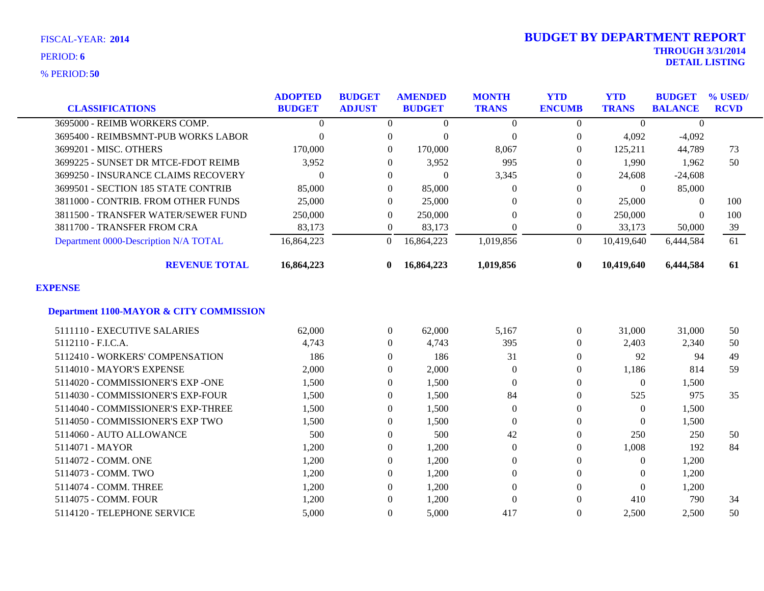FISCAL-YEAR: **2014**

PERIOD: **6**

% PERIOD: **50**

# BUDGET BY DEPARTMENT REPORT

**THROUGH 3/31/2014**
**DETAIL LISTING**

| CLASSIFICATIONS | ADOPTED BUDGET | BUDGET ADJUST | AMENDED BUDGET | MONTH TRANS | YTD ENCUMB | YTD TRANS | BUDGET BALANCE | % USED/ RCVD |
|---|---|---|---|---|---|---|---|---|
| 3695000 - REIMB WORKERS COMP. | 0 | 0 | 0 | 0 | 0 | 0 | 0 | |
| 3695400 - REIMBSMNT-PUB WORKS LABOR | 0 | 0 | 0 | 0 | 0 | 4,092 | -4,092 | |
| 3699201 - MISC. OTHERS | 170,000 | 0 | 170,000 | 8,067 | 0 | 125,211 | 44,789 | 73 |
| 3699225 - SUNSET DR MTCE-FDOT REIMB | 3,952 | 0 | 3,952 | 995 | 0 | 1,990 | 1,962 | 50 |
| 3699250 - INSURANCE CLAIMS RECOVERY | 0 | 0 | 0 | 3,345 | 0 | 24,608 | -24,608 | |
| 3699501 - SECTION 185 STATE CONTRIB | 85,000 | 0 | 85,000 | 0 | 0 | 0 | 85,000 | |
| 3811000 - CONTRIB. FROM OTHER FUNDS | 25,000 | 0 | 25,000 | 0 | 0 | 25,000 | 0 | 100 |
| 3811500 - TRANSFER WATER/SEWER FUND | 250,000 | 0 | 250,000 | 0 | 0 | 250,000 | 0 | 100 |
| 3811700 - TRANSFER FROM CRA | 83,173 | 0 | 83,173 | 0 | 0 | 33,173 | 50,000 | 39 |
| Department 0000-Description N/A TOTAL | 16,864,223 | 0 | 16,864,223 | 1,019,856 | 0 | 10,419,640 | 6,444,584 | 61 |
| **REVENUE TOTAL** | **16,864,223** | **0** | **16,864,223** | **1,019,856** | **0** | **10,419,640** | **6,444,584** | **61** |

## EXPENSE

### Department 1100-MAYOR & CITY COMMISSION

| CLASSIFICATIONS | ADOPTED BUDGET | BUDGET ADJUST | AMENDED BUDGET | MONTH TRANS | YTD ENCUMB | YTD TRANS | BUDGET BALANCE | % USED/ RCVD |
|---|---|---|---|---|---|---|---|---|
| 5111110 - EXECUTIVE SALARIES | 62,000 | 0 | 62,000 | 5,167 | 0 | 31,000 | 31,000 | 50 |
| 5112110 - F.I.C.A. | 4,743 | 0 | 4,743 | 395 | 0 | 2,403 | 2,340 | 50 |
| 5112410 - WORKERS' COMPENSATION | 186 | 0 | 186 | 31 | 0 | 92 | 94 | 49 |
| 5114010 - MAYOR'S EXPENSE | 2,000 | 0 | 2,000 | 0 | 0 | 1,186 | 814 | 59 |
| 5114020 - COMMISSIONER'S EXP -ONE | 1,500 | 0 | 1,500 | 0 | 0 | 0 | 1,500 | |
| 5114030 - COMMISSIONER'S EXP-FOUR | 1,500 | 0 | 1,500 | 84 | 0 | 525 | 975 | 35 |
| 5114040 - COMMISSIONER'S EXP-THREE | 1,500 | 0 | 1,500 | 0 | 0 | 0 | 1,500 | |
| 5114050 - COMMISSIONER'S EXP TWO | 1,500 | 0 | 1,500 | 0 | 0 | 0 | 1,500 | |
| 5114060 - AUTO ALLOWANCE | 500 | 0 | 500 | 42 | 0 | 250 | 250 | 50 |
| 5114071 - MAYOR | 1,200 | 0 | 1,200 | 0 | 0 | 1,008 | 192 | 84 |
| 5114072 - COMM. ONE | 1,200 | 0 | 1,200 | 0 | 0 | 0 | 1,200 | |
| 5114073 - COMM. TWO | 1,200 | 0 | 1,200 | 0 | 0 | 0 | 1,200 | |
| 5114074 - COMM. THREE | 1,200 | 0 | 1,200 | 0 | 0 | 0 | 1,200 | |
| 5114075 - COMM. FOUR | 1,200 | 0 | 1,200 | 0 | 0 | 410 | 790 | 34 |
| 5114120 - TELEPHONE SERVICE | 5,000 | 0 | 5,000 | 417 | 0 | 2,500 | 2,500 | 50 |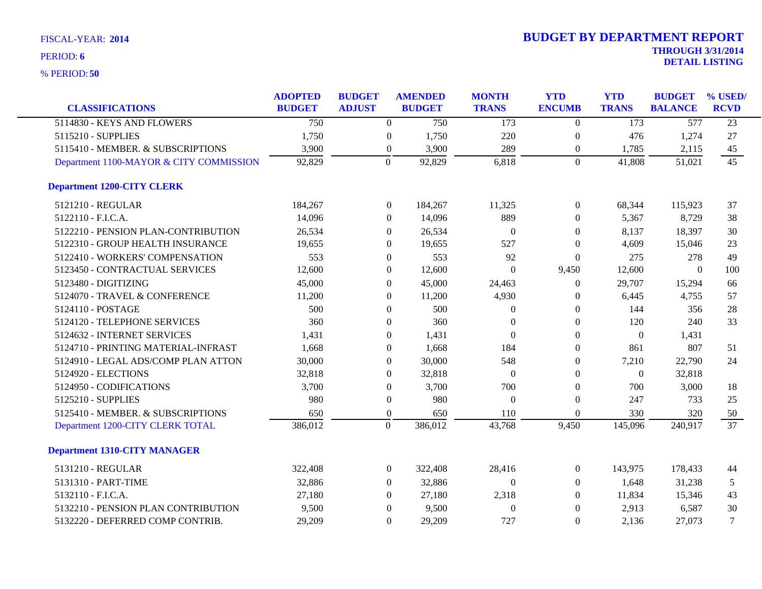FISCAL-YEAR: **2014**

PERIOD: **6**

% PERIOD: **50**

# BUDGET BY DEPARTMENT REPORT

**THROUGH 3/31/2014**

**DETAIL LISTING**

| CLASSIFICATIONS | ADOPTED BUDGET | BUDGET ADJUST | AMENDED BUDGET | MONTH TRANS | YTD ENCUMB | YTD TRANS | BUDGET BALANCE | % USED/ RCVD |
|---|---|---|---|---|---|---|---|---|
| 5114830 - KEYS AND FLOWERS | 750 | 0 | 750 | 173 | 0 | 173 | 577 | 23 |
| 5115210 - SUPPLIES | 1,750 | 0 | 1,750 | 220 | 0 | 476 | 1,274 | 27 |
| 5115410 - MEMBER. & SUBSCRIPTIONS | 3,900 | 0 | 3,900 | 289 | 0 | 1,785 | 2,115 | 45 |
| Department 1100-MAYOR & CITY COMMISSION | 92,829 | 0 | 92,829 | 6,818 | 0 | 41,808 | 51,021 | 45 |
| **Department 1200-CITY CLERK** | | | | | | | | |
| 5121210 - REGULAR | 184,267 | 0 | 184,267 | 11,325 | 0 | 68,344 | 115,923 | 37 |
| 5122110 - F.I.C.A. | 14,096 | 0 | 14,096 | 889 | 0 | 5,367 | 8,729 | 38 |
| 5122210 - PENSION PLAN-CONTRIBUTION | 26,534 | 0 | 26,534 | 0 | 0 | 8,137 | 18,397 | 30 |
| 5122310 - GROUP HEALTH INSURANCE | 19,655 | 0 | 19,655 | 527 | 0 | 4,609 | 15,046 | 23 |
| 5122410 - WORKERS' COMPENSATION | 553 | 0 | 553 | 92 | 0 | 275 | 278 | 49 |
| 5123450 - CONTRACTUAL SERVICES | 12,600 | 0 | 12,600 | 0 | 9,450 | 12,600 | 0 | 100 |
| 5123480 - DIGITIZING | 45,000 | 0 | 45,000 | 24,463 | 0 | 29,707 | 15,294 | 66 |
| 5124070 - TRAVEL & CONFERENCE | 11,200 | 0 | 11,200 | 4,930 | 0 | 6,445 | 4,755 | 57 |
| 5124110 - POSTAGE | 500 | 0 | 500 | 0 | 0 | 144 | 356 | 28 |
| 5124120 - TELEPHONE SERVICES | 360 | 0 | 360 | 0 | 0 | 120 | 240 | 33 |
| 5124632 - INTERNET SERVICES | 1,431 | 0 | 1,431 | 0 | 0 | 0 | 1,431 | |
| 5124710 - PRINTING MATERIAL-INFRAST | 1,668 | 0 | 1,668 | 184 | 0 | 861 | 807 | 51 |
| 5124910 - LEGAL ADS/COMP PLAN ATTON | 30,000 | 0 | 30,000 | 548 | 0 | 7,210 | 22,790 | 24 |
| 5124920 - ELECTIONS | 32,818 | 0 | 32,818 | 0 | 0 | 0 | 32,818 | |
| 5124950 - CODIFICATIONS | 3,700 | 0 | 3,700 | 700 | 0 | 700 | 3,000 | 18 |
| 5125210 - SUPPLIES | 980 | 0 | 980 | 0 | 0 | 247 | 733 | 25 |
| 5125410 - MEMBER. & SUBSCRIPTIONS | 650 | 0 | 650 | 110 | 0 | 330 | 320 | 50 |
| Department 1200-CITY CLERK TOTAL | 386,012 | 0 | 386,012 | 43,768 | 9,450 | 145,096 | 240,917 | 37 |
| **Department 1310-CITY MANAGER** | | | | | | | | |
| 5131210 - REGULAR | 322,408 | 0 | 322,408 | 28,416 | 0 | 143,975 | 178,433 | 44 |
| 5131310 - PART-TIME | 32,886 | 0 | 32,886 | 0 | 0 | 1,648 | 31,238 | 5 |
| 5132110 - F.I.C.A. | 27,180 | 0 | 27,180 | 2,318 | 0 | 11,834 | 15,346 | 43 |
| 5132210 - PENSION PLAN CONTRIBUTION | 9,500 | 0 | 9,500 | 0 | 0 | 2,913 | 6,587 | 30 |
| 5132220 - DEFERRED COMP CONTRIB. | 29,209 | 0 | 29,209 | 727 | 0 | 2,136 | 27,073 | 7 |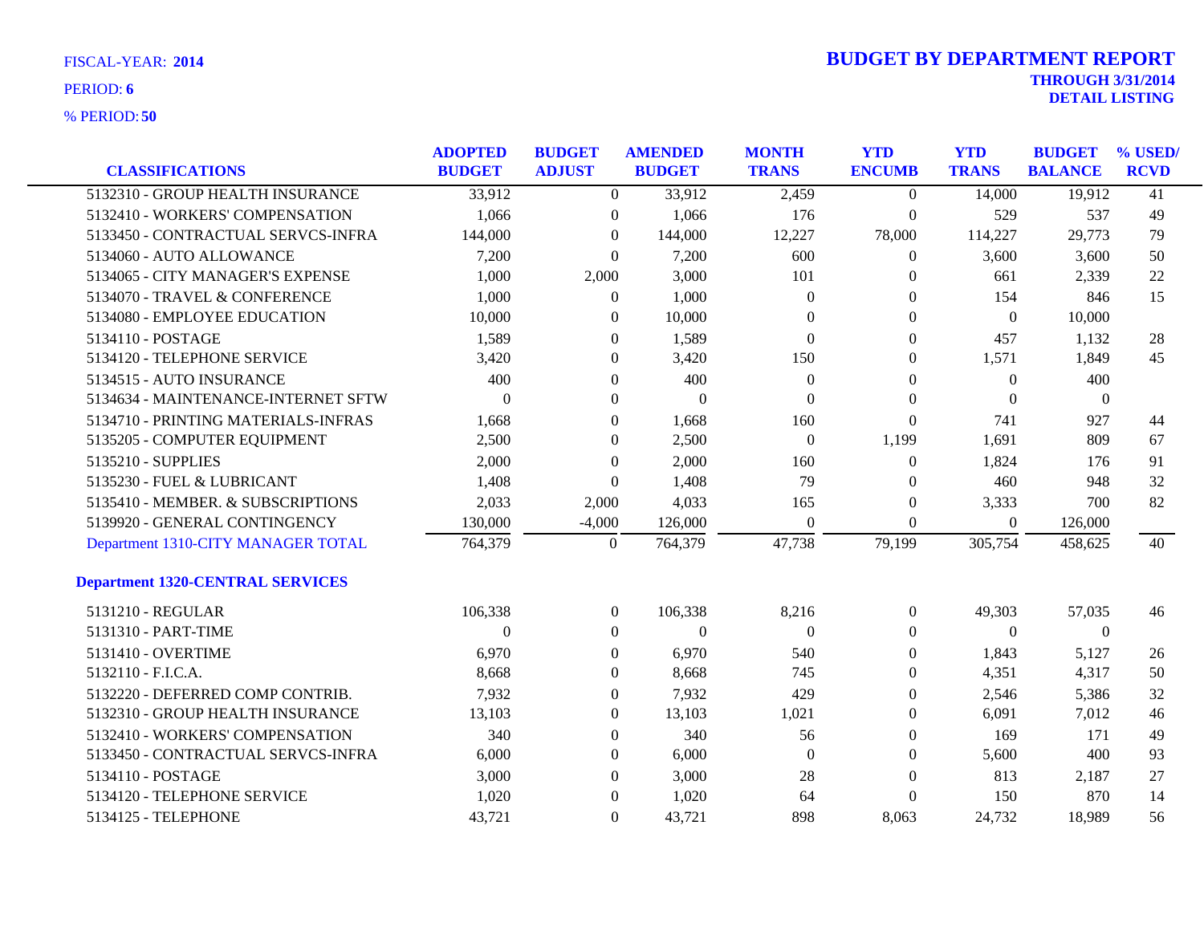FISCAL-YEAR: **2014**

PERIOD: **6**

% PERIOD: **50**

# BUDGET BY DEPARTMENT REPORT

**THROUGH 3/31/2014**
**DETAIL LISTING**

| CLASSIFICATIONS | ADOPTED BUDGET | BUDGET ADJUST | AMENDED BUDGET | MONTH TRANS | YTD ENCUMB | YTD TRANS | BUDGET BALANCE | % USED/ RCVD |
|---|---|---|---|---|---|---|---|---|
| 5132310 - GROUP HEALTH INSURANCE | 33,912 | 0 | 33,912 | 2,459 | 0 | 14,000 | 19,912 | 41 |
| 5132410 - WORKERS' COMPENSATION | 1,066 | 0 | 1,066 | 176 | 0 | 529 | 537 | 49 |
| 5133450 - CONTRACTUAL SERVCS-INFRA | 144,000 | 0 | 144,000 | 12,227 | 78,000 | 114,227 | 29,773 | 79 |
| 5134060 - AUTO ALLOWANCE | 7,200 | 0 | 7,200 | 600 | 0 | 3,600 | 3,600 | 50 |
| 5134065 - CITY MANAGER'S EXPENSE | 1,000 | 2,000 | 3,000 | 101 | 0 | 661 | 2,339 | 22 |
| 5134070 - TRAVEL & CONFERENCE | 1,000 | 0 | 1,000 | 0 | 0 | 154 | 846 | 15 |
| 5134080 - EMPLOYEE EDUCATION | 10,000 | 0 | 10,000 | 0 | 0 | 0 | 10,000 | |
| 5134110 - POSTAGE | 1,589 | 0 | 1,589 | 0 | 0 | 457 | 1,132 | 28 |
| 5134120 - TELEPHONE SERVICE | 3,420 | 0 | 3,420 | 150 | 0 | 1,571 | 1,849 | 45 |
| 5134515 - AUTO INSURANCE | 400 | 0 | 400 | 0 | 0 | 0 | 400 | |
| 5134634 - MAINTENANCE-INTERNET SFTW | 0 | 0 | 0 | 0 | 0 | 0 | 0 | |
| 5134710 - PRINTING MATERIALS-INFRAS | 1,668 | 0 | 1,668 | 160 | 0 | 741 | 927 | 44 |
| 5135205 - COMPUTER EQUIPMENT | 2,500 | 0 | 2,500 | 0 | 1,199 | 1,691 | 809 | 67 |
| 5135210 - SUPPLIES | 2,000 | 0 | 2,000 | 160 | 0 | 1,824 | 176 | 91 |
| 5135230 - FUEL & LUBRICANT | 1,408 | 0 | 1,408 | 79 | 0 | 460 | 948 | 32 |
| 5135410 - MEMBER. & SUBSCRIPTIONS | 2,033 | 2,000 | 4,033 | 165 | 0 | 3,333 | 700 | 82 |
| 5139920 - GENERAL CONTINGENCY | 130,000 | -4,000 | 126,000 | 0 | 0 | 0 | 126,000 | |
| Department 1310-CITY MANAGER TOTAL | 764,379 | 0 | 764,379 | 47,738 | 79,199 | 305,754 | 458,625 | 40 |

**Department 1320-CENTRAL SERVICES**

| CLASSIFICATIONS | ADOPTED BUDGET | BUDGET ADJUST | AMENDED BUDGET | MONTH TRANS | YTD ENCUMB | YTD TRANS | BUDGET BALANCE | % USED/ RCVD |
|---|---|---|---|---|---|---|---|---|
| 5131210 - REGULAR | 106,338 | 0 | 106,338 | 8,216 | 0 | 49,303 | 57,035 | 46 |
| 5131310 - PART-TIME | 0 | 0 | 0 | 0 | 0 | 0 | 0 | |
| 5131410 - OVERTIME | 6,970 | 0 | 6,970 | 540 | 0 | 1,843 | 5,127 | 26 |
| 5132110 - F.I.C.A. | 8,668 | 0 | 8,668 | 745 | 0 | 4,351 | 4,317 | 50 |
| 5132220 - DEFERRED COMP CONTRIB. | 7,932 | 0 | 7,932 | 429 | 0 | 2,546 | 5,386 | 32 |
| 5132310 - GROUP HEALTH INSURANCE | 13,103 | 0 | 13,103 | 1,021 | 0 | 6,091 | 7,012 | 46 |
| 5132410 - WORKERS' COMPENSATION | 340 | 0 | 340 | 56 | 0 | 169 | 171 | 49 |
| 5133450 - CONTRACTUAL SERVCS-INFRA | 6,000 | 0 | 6,000 | 0 | 0 | 5,600 | 400 | 93 |
| 5134110 - POSTAGE | 3,000 | 0 | 3,000 | 28 | 0 | 813 | 2,187 | 27 |
| 5134120 - TELEPHONE SERVICE | 1,020 | 0 | 1,020 | 64 | 0 | 150 | 870 | 14 |
| 5134125 - TELEPHONE | 43,721 | 0 | 43,721 | 898 | 8,063 | 24,732 | 18,989 | 56 |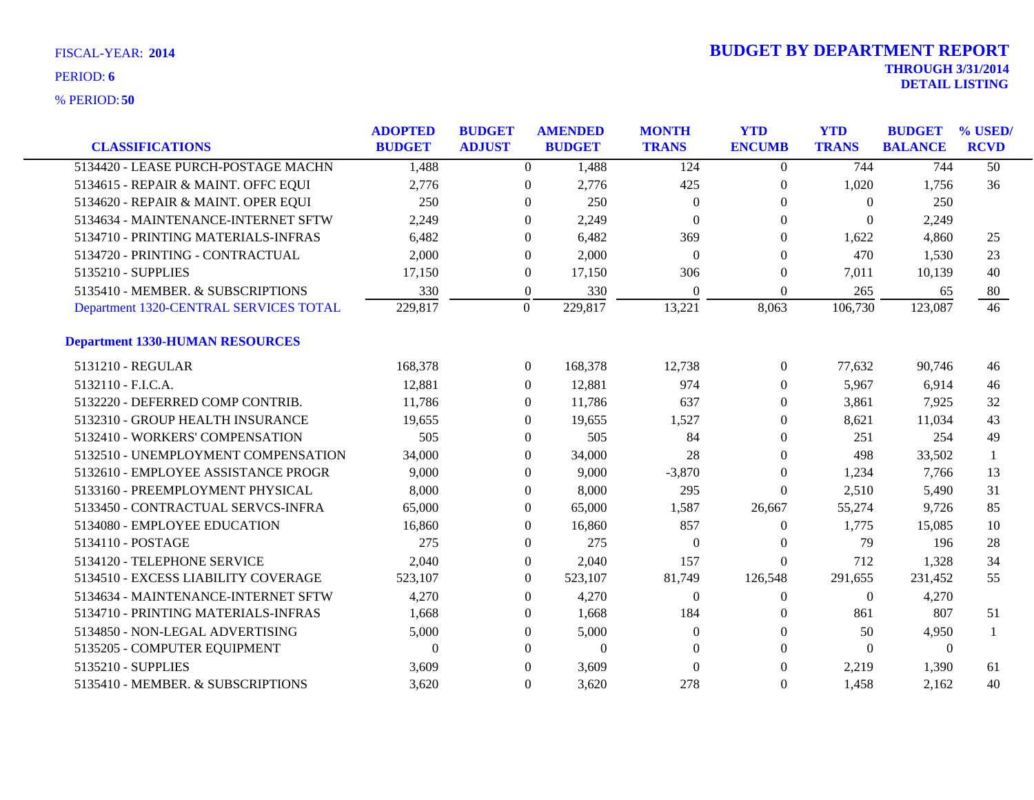FISCAL-YEAR: **2014**

PERIOD: **6**

% PERIOD: **50**

# BUDGET BY DEPARTMENT REPORT

**THROUGH 3/31/2014**

**DETAIL LISTING**

| CLASSIFICATIONS | ADOPTED BUDGET | BUDGET ADJUST | AMENDED BUDGET | MONTH TRANS | YTD ENCUMB | YTD TRANS | BUDGET BALANCE | % USED/ RCVD |
|---|---|---|---|---|---|---|---|---|
| 5134420 - LEASE PURCH-POSTAGE MACHN | 1,488 | 0 | 1,488 | 124 | 0 | 744 | 744 | 50 |
| 5134615 - REPAIR & MAINT. OFFC EQUI | 2,776 | 0 | 2,776 | 425 | 0 | 1,020 | 1,756 | 36 |
| 5134620 - REPAIR & MAINT. OPER EQUI | 250 | 0 | 250 | 0 | 0 | 0 | 250 | |
| 5134634 - MAINTENANCE-INTERNET SFTW | 2,249 | 0 | 2,249 | 0 | 0 | 0 | 2,249 | |
| 5134710 - PRINTING MATERIALS-INFRAS | 6,482 | 0 | 6,482 | 369 | 0 | 1,622 | 4,860 | 25 |
| 5134720 - PRINTING - CONTRACTUAL | 2,000 | 0 | 2,000 | 0 | 0 | 470 | 1,530 | 23 |
| 5135210 - SUPPLIES | 17,150 | 0 | 17,150 | 306 | 0 | 7,011 | 10,139 | 40 |
| 5135410 - MEMBER. & SUBSCRIPTIONS | 330 | 0 | 330 | 0 | 0 | 265 | 65 | 80 |
| Department 1320-CENTRAL SERVICES TOTAL | 229,817 | 0 | 229,817 | 13,221 | 8,063 | 106,730 | 123,087 | 46 |
| **Department 1330-HUMAN RESOURCES** | | | | | | | | |
| 5131210 - REGULAR | 168,378 | 0 | 168,378 | 12,738 | 0 | 77,632 | 90,746 | 46 |
| 5132110 - F.I.C.A. | 12,881 | 0 | 12,881 | 974 | 0 | 5,967 | 6,914 | 46 |
| 5132220 - DEFERRED COMP CONTRIB. | 11,786 | 0 | 11,786 | 637 | 0 | 3,861 | 7,925 | 32 |
| 5132310 - GROUP HEALTH INSURANCE | 19,655 | 0 | 19,655 | 1,527 | 0 | 8,621 | 11,034 | 43 |
| 5132410 - WORKERS' COMPENSATION | 505 | 0 | 505 | 84 | 0 | 251 | 254 | 49 |
| 5132510 - UNEMPLOYMENT COMPENSATION | 34,000 | 0 | 34,000 | 28 | 0 | 498 | 33,502 | 1 |
| 5132610 - EMPLOYEE ASSISTANCE PROGR | 9,000 | 0 | 9,000 | -3,870 | 0 | 1,234 | 7,766 | 13 |
| 5133160 - PREEMPLOYMENT PHYSICAL | 8,000 | 0 | 8,000 | 295 | 0 | 2,510 | 5,490 | 31 |
| 5133450 - CONTRACTUAL SERVCS-INFRA | 65,000 | 0 | 65,000 | 1,587 | 26,667 | 55,274 | 9,726 | 85 |
| 5134080 - EMPLOYEE EDUCATION | 16,860 | 0 | 16,860 | 857 | 0 | 1,775 | 15,085 | 10 |
| 5134110 - POSTAGE | 275 | 0 | 275 | 0 | 0 | 79 | 196 | 28 |
| 5134120 - TELEPHONE SERVICE | 2,040 | 0 | 2,040 | 157 | 0 | 712 | 1,328 | 34 |
| 5134510 - EXCESS LIABILITY COVERAGE | 523,107 | 0 | 523,107 | 81,749 | 126,548 | 291,655 | 231,452 | 55 |
| 5134634 - MAINTENANCE-INTERNET SFTW | 4,270 | 0 | 4,270 | 0 | 0 | 0 | 4,270 | |
| 5134710 - PRINTING MATERIALS-INFRAS | 1,668 | 0 | 1,668 | 184 | 0 | 861 | 807 | 51 |
| 5134850 - NON-LEGAL ADVERTISING | 5,000 | 0 | 5,000 | 0 | 0 | 50 | 4,950 | 1 |
| 5135205 - COMPUTER EQUIPMENT | 0 | 0 | 0 | 0 | 0 | 0 | 0 | |
| 5135210 - SUPPLIES | 3,609 | 0 | 3,609 | 0 | 0 | 2,219 | 1,390 | 61 |
| 5135410 - MEMBER. & SUBSCRIPTIONS | 3,620 | 0 | 3,620 | 278 | 0 | 1,458 | 2,162 | 40 |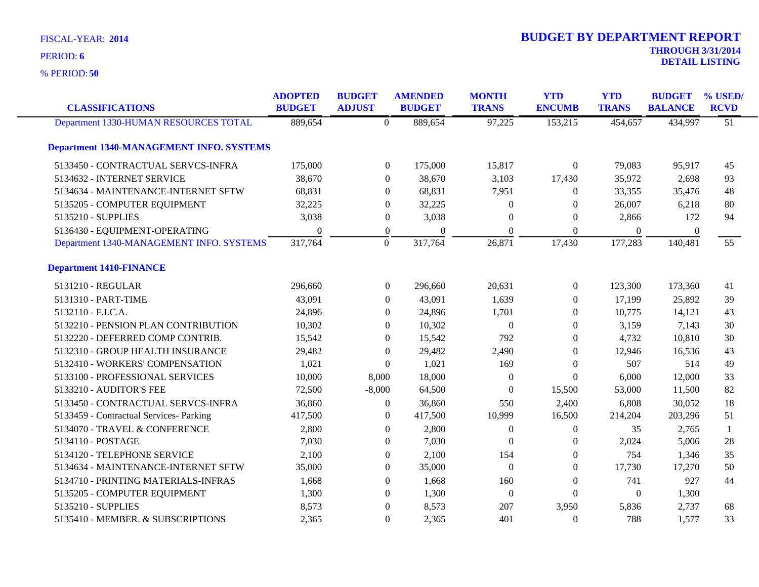FISCAL-YEAR: **2014**

PERIOD: **6**

% PERIOD: **50**

# BUDGET BY DEPARTMENT REPORT

**THROUGH 3/31/2014**

**DETAIL LISTING**

| CLASSIFICATIONS | ADOPTED BUDGET | BUDGET ADJUST | AMENDED BUDGET | MONTH TRANS | YTD ENCUMB | YTD TRANS | BUDGET BALANCE | % USED/ RCVD |
|---|---|---|---|---|---|---|---|---|
| Department 1330-HUMAN RESOURCES TOTAL | 889,654 | 0 | 889,654 | 97,225 | 153,215 | 454,657 | 434,997 | 51 |
| **Department 1340-MANAGEMENT INFO. SYSTEMS** | | | | | | | | |
| 5133450 - CONTRACTUAL SERVCS-INFRA | 175,000 | 0 | 175,000 | 15,817 | 0 | 79,083 | 95,917 | 45 |
| 5134632 - INTERNET SERVICE | 38,670 | 0 | 38,670 | 3,103 | 17,430 | 35,972 | 2,698 | 93 |
| 5134634 - MAINTENANCE-INTERNET SFTW | 68,831 | 0 | 68,831 | 7,951 | 0 | 33,355 | 35,476 | 48 |
| 5135205 - COMPUTER EQUIPMENT | 32,225 | 0 | 32,225 | 0 | 0 | 26,007 | 6,218 | 80 |
| 5135210 - SUPPLIES | 3,038 | 0 | 3,038 | 0 | 0 | 2,866 | 172 | 94 |
| 5136430 - EQUIPMENT-OPERATING | 0 | 0 | 0 | 0 | 0 | 0 | 0 | |
| Department 1340-MANAGEMENT INFO. SYSTEMS | 317,764 | 0 | 317,764 | 26,871 | 17,430 | 177,283 | 140,481 | 55 |
| **Department 1410-FINANCE** | | | | | | | | |
| 5131210 - REGULAR | 296,660 | 0 | 296,660 | 20,631 | 0 | 123,300 | 173,360 | 41 |
| 5131310 - PART-TIME | 43,091 | 0 | 43,091 | 1,639 | 0 | 17,199 | 25,892 | 39 |
| 5132110 - F.I.C.A. | 24,896 | 0 | 24,896 | 1,701 | 0 | 10,775 | 14,121 | 43 |
| 5132210 - PENSION PLAN CONTRIBUTION | 10,302 | 0 | 10,302 | 0 | 0 | 3,159 | 7,143 | 30 |
| 5132220 - DEFERRED COMP CONTRIB. | 15,542 | 0 | 15,542 | 792 | 0 | 4,732 | 10,810 | 30 |
| 5132310 - GROUP HEALTH INSURANCE | 29,482 | 0 | 29,482 | 2,490 | 0 | 12,946 | 16,536 | 43 |
| 5132410 - WORKERS' COMPENSATION | 1,021 | 0 | 1,021 | 169 | 0 | 507 | 514 | 49 |
| 5133100 - PROFESSIONAL SERVICES | 10,000 | 8,000 | 18,000 | 0 | 0 | 6,000 | 12,000 | 33 |
| 5133210 - AUDITOR'S FEE | 72,500 | -8,000 | 64,500 | 0 | 15,500 | 53,000 | 11,500 | 82 |
| 5133450 - CONTRACTUAL SERVCS-INFRA | 36,860 | 0 | 36,860 | 550 | 2,400 | 6,808 | 30,052 | 18 |
| 5133459 - Contractual Services- Parking | 417,500 | 0 | 417,500 | 10,999 | 16,500 | 214,204 | 203,296 | 51 |
| 5134070 - TRAVEL & CONFERENCE | 2,800 | 0 | 2,800 | 0 | 0 | 35 | 2,765 | 1 |
| 5134110 - POSTAGE | 7,030 | 0 | 7,030 | 0 | 0 | 2,024 | 5,006 | 28 |
| 5134120 - TELEPHONE SERVICE | 2,100 | 0 | 2,100 | 154 | 0 | 754 | 1,346 | 35 |
| 5134634 - MAINTENANCE-INTERNET SFTW | 35,000 | 0 | 35,000 | 0 | 0 | 17,730 | 17,270 | 50 |
| 5134710 - PRINTING MATERIALS-INFRAS | 1,668 | 0 | 1,668 | 160 | 0 | 741 | 927 | 44 |
| 5135205 - COMPUTER EQUIPMENT | 1,300 | 0 | 1,300 | 0 | 0 | 0 | 1,300 | |
| 5135210 - SUPPLIES | 8,573 | 0 | 8,573 | 207 | 3,950 | 5,836 | 2,737 | 68 |
| 5135410 - MEMBER. & SUBSCRIPTIONS | 2,365 | 0 | 2,365 | 401 | 0 | 788 | 1,577 | 33 |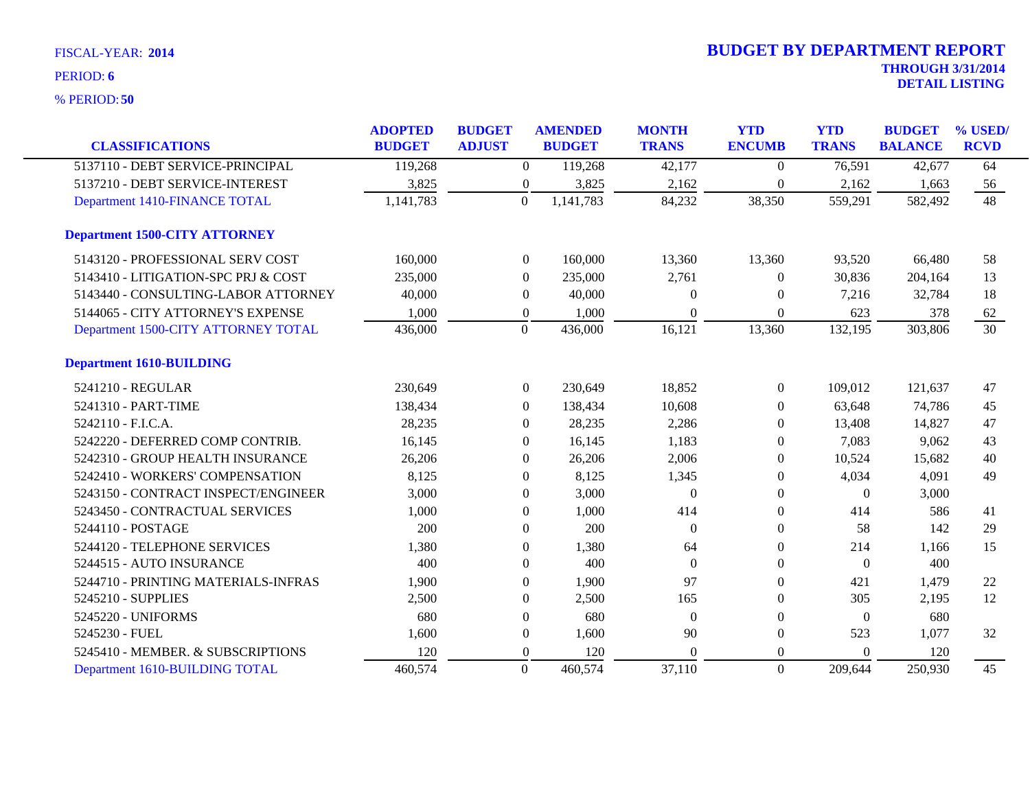FISCAL-YEAR: **2014**

PERIOD: **6**

% PERIOD: **50**

# BUDGET BY DEPARTMENT REPORT

**THROUGH 3/31/2014**

**DETAIL LISTING**

| CLASSIFICATIONS | ADOPTED BUDGET | BUDGET ADJUST | AMENDED BUDGET | MONTH TRANS | YTD ENCUMB | YTD TRANS | BUDGET BALANCE | % USED/ RCVD |
|---|---|---|---|---|---|---|---|---|
| 5137110 - DEBT SERVICE-PRINCIPAL | 119,268 | 0 | 119,268 | 42,177 | 0 | 76,591 | 42,677 | 64 |
| 5137210 - DEBT SERVICE-INTEREST | 3,825 | 0 | 3,825 | 2,162 | 0 | 2,162 | 1,663 | 56 |
| Department 1410-FINANCE TOTAL | 1,141,783 | 0 | 1,141,783 | 84,232 | 38,350 | 559,291 | 582,492 | 48 |
| **Department 1500-CITY ATTORNEY** | | | | | | | | |
| 5143120 - PROFESSIONAL SERV COST | 160,000 | 0 | 160,000 | 13,360 | 13,360 | 93,520 | 66,480 | 58 |
| 5143410 - LITIGATION-SPC PRJ & COST | 235,000 | 0 | 235,000 | 2,761 | 0 | 30,836 | 204,164 | 13 |
| 5143440 - CONSULTING-LABOR ATTORNEY | 40,000 | 0 | 40,000 | 0 | 0 | 7,216 | 32,784 | 18 |
| 5144065 - CITY ATTORNEY'S EXPENSE | 1,000 | 0 | 1,000 | 0 | 0 | 623 | 378 | 62 |
| Department 1500-CITY ATTORNEY TOTAL | 436,000 | 0 | 436,000 | 16,121 | 13,360 | 132,195 | 303,806 | 30 |
| **Department 1610-BUILDING** | | | | | | | | |
| 5241210 - REGULAR | 230,649 | 0 | 230,649 | 18,852 | 0 | 109,012 | 121,637 | 47 |
| 5241310 - PART-TIME | 138,434 | 0 | 138,434 | 10,608 | 0 | 63,648 | 74,786 | 45 |
| 5242110 - F.I.C.A. | 28,235 | 0 | 28,235 | 2,286 | 0 | 13,408 | 14,827 | 47 |
| 5242220 - DEFERRED COMP CONTRIB. | 16,145 | 0 | 16,145 | 1,183 | 0 | 7,083 | 9,062 | 43 |
| 5242310 - GROUP HEALTH INSURANCE | 26,206 | 0 | 26,206 | 2,006 | 0 | 10,524 | 15,682 | 40 |
| 5242410 - WORKERS' COMPENSATION | 8,125 | 0 | 8,125 | 1,345 | 0 | 4,034 | 4,091 | 49 |
| 5243150 - CONTRACT INSPECT/ENGINEER | 3,000 | 0 | 3,000 | 0 | 0 | 0 | 3,000 | |
| 5243450 - CONTRACTUAL SERVICES | 1,000 | 0 | 1,000 | 414 | 0 | 414 | 586 | 41 |
| 5244110 - POSTAGE | 200 | 0 | 200 | 0 | 0 | 58 | 142 | 29 |
| 5244120 - TELEPHONE SERVICES | 1,380 | 0 | 1,380 | 64 | 0 | 214 | 1,166 | 15 |
| 5244515 - AUTO INSURANCE | 400 | 0 | 400 | 0 | 0 | 0 | 400 | |
| 5244710 - PRINTING MATERIALS-INFRAS | 1,900 | 0 | 1,900 | 97 | 0 | 421 | 1,479 | 22 |
| 5245210 - SUPPLIES | 2,500 | 0 | 2,500 | 165 | 0 | 305 | 2,195 | 12 |
| 5245220 - UNIFORMS | 680 | 0 | 680 | 0 | 0 | 0 | 680 | |
| 5245230 - FUEL | 1,600 | 0 | 1,600 | 90 | 0 | 523 | 1,077 | 32 |
| 5245410 - MEMBER. & SUBSCRIPTIONS | 120 | 0 | 120 | 0 | 0 | 0 | 120 | |
| Department 1610-BUILDING TOTAL | 460,574 | 0 | 460,574 | 37,110 | 0 | 209,644 | 250,930 | 45 |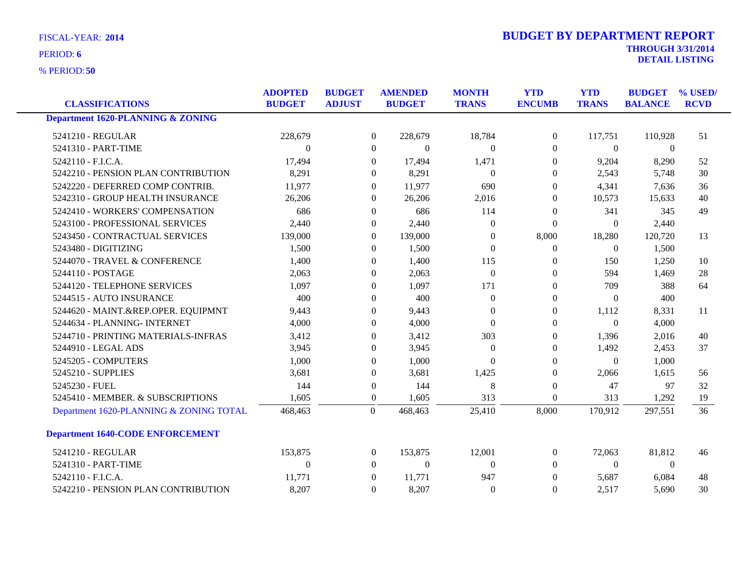FISCAL-YEAR: **2014**

PERIOD: **6**

% PERIOD: **50**

# BUDGET BY DEPARTMENT REPORT

**THROUGH 3/31/2014**

**DETAIL LISTING**

| CLASSIFICATIONS | ADOPTED BUDGET | BUDGET ADJUST | AMENDED BUDGET | MONTH TRANS | YTD ENCUMB | YTD TRANS | BUDGET BALANCE | % USED/ RCVD |
|---|---|---|---|---|---|---|---|---|
| **Department 1620-PLANNING & ZONING** | | | | | | | | |
| 5241210 - REGULAR | 228,679 | 0 | 228,679 | 18,784 | 0 | 117,751 | 110,928 | 51 |
| 5241310 - PART-TIME | 0 | 0 | 0 | 0 | 0 | 0 | 0 | |
| 5242110 - F.I.C.A. | 17,494 | 0 | 17,494 | 1,471 | 0 | 9,204 | 8,290 | 52 |
| 5242210 - PENSION PLAN CONTRIBUTION | 8,291 | 0 | 8,291 | 0 | 0 | 2,543 | 5,748 | 30 |
| 5242220 - DEFERRED COMP CONTRIB. | 11,977 | 0 | 11,977 | 690 | 0 | 4,341 | 7,636 | 36 |
| 5242310 - GROUP HEALTH INSURANCE | 26,206 | 0 | 26,206 | 2,016 | 0 | 10,573 | 15,633 | 40 |
| 5242410 - WORKERS' COMPENSATION | 686 | 0 | 686 | 114 | 0 | 341 | 345 | 49 |
| 5243100 - PROFESSIONAL SERVICES | 2,440 | 0 | 2,440 | 0 | 0 | 0 | 2,440 | |
| 5243450 - CONTRACTUAL SERVICES | 139,000 | 0 | 139,000 | 0 | 8,000 | 18,280 | 120,720 | 13 |
| 5243480 - DIGITIZING | 1,500 | 0 | 1,500 | 0 | 0 | 0 | 1,500 | |
| 5244070 - TRAVEL & CONFERENCE | 1,400 | 0 | 1,400 | 115 | 0 | 150 | 1,250 | 10 |
| 5244110 - POSTAGE | 2,063 | 0 | 2,063 | 0 | 0 | 594 | 1,469 | 28 |
| 5244120 - TELEPHONE SERVICES | 1,097 | 0 | 1,097 | 171 | 0 | 709 | 388 | 64 |
| 5244515 - AUTO INSURANCE | 400 | 0 | 400 | 0 | 0 | 0 | 400 | |
| 5244620 - MAINT.&REP.OPER. EQUIPMNT | 9,443 | 0 | 9,443 | 0 | 0 | 1,112 | 8,331 | 11 |
| 5244634 - PLANNING- INTERNET | 4,000 | 0 | 4,000 | 0 | 0 | 0 | 4,000 | |
| 5244710 - PRINTING MATERIALS-INFRAS | 3,412 | 0 | 3,412 | 303 | 0 | 1,396 | 2,016 | 40 |
| 5244910 - LEGAL ADS | 3,945 | 0 | 3,945 | 0 | 0 | 1,492 | 2,453 | 37 |
| 5245205 - COMPUTERS | 1,000 | 0 | 1,000 | 0 | 0 | 0 | 1,000 | |
| 5245210 - SUPPLIES | 3,681 | 0 | 3,681 | 1,425 | 0 | 2,066 | 1,615 | 56 |
| 5245230 - FUEL | 144 | 0 | 144 | 8 | 0 | 47 | 97 | 32 |
| 5245410 - MEMBER. & SUBSCRIPTIONS | 1,605 | 0 | 1,605 | 313 | 0 | 313 | 1,292 | 19 |
| Department 1620-PLANNING & ZONING TOTAL | 468,463 | 0 | 468,463 | 25,410 | 8,000 | 170,912 | 297,551 | 36 |
| **Department 1640-CODE ENFORCEMENT** | | | | | | | | |
| 5241210 - REGULAR | 153,875 | 0 | 153,875 | 12,001 | 0 | 72,063 | 81,812 | 46 |
| 5241310 - PART-TIME | 0 | 0 | 0 | 0 | 0 | 0 | 0 | |
| 5242110 - F.I.C.A. | 11,771 | 0 | 11,771 | 947 | 0 | 5,687 | 6,084 | 48 |
| 5242210 - PENSION PLAN CONTRIBUTION | 8,207 | 0 | 8,207 | 0 | 0 | 2,517 | 5,690 | 30 |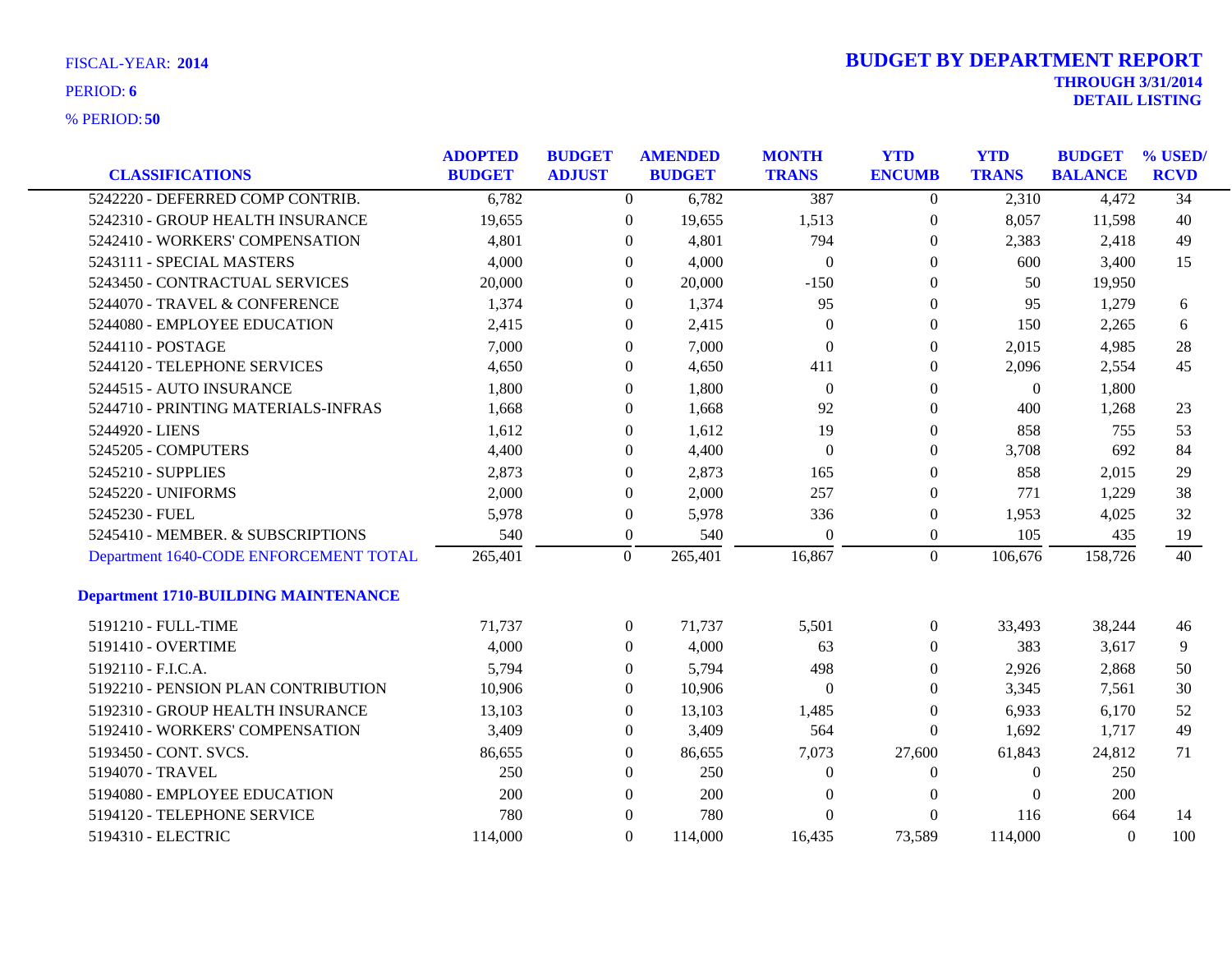FISCAL-YEAR: **2014**

PERIOD: **6**

% PERIOD: **50**

# BUDGET BY DEPARTMENT REPORT

**THROUGH 3/31/2014**

**DETAIL LISTING**

| CLASSIFICATIONS | ADOPTED BUDGET | BUDGET ADJUST | AMENDED BUDGET | MONTH TRANS | YTD ENCUMB | YTD TRANS | BUDGET BALANCE | % USED/ RCVD |
|---|---|---|---|---|---|---|---|---|
| 5242220 - DEFERRED COMP CONTRIB. | 6,782 | 0 | 6,782 | 387 | 0 | 2,310 | 4,472 | 34 |
| 5242310 - GROUP HEALTH INSURANCE | 19,655 | 0 | 19,655 | 1,513 | 0 | 8,057 | 11,598 | 40 |
| 5242410 - WORKERS' COMPENSATION | 4,801 | 0 | 4,801 | 794 | 0 | 2,383 | 2,418 | 49 |
| 5243111 - SPECIAL MASTERS | 4,000 | 0 | 4,000 | 0 | 0 | 600 | 3,400 | 15 |
| 5243450 - CONTRACTUAL SERVICES | 20,000 | 0 | 20,000 | -150 | 0 | 50 | 19,950 | |
| 5244070 - TRAVEL & CONFERENCE | 1,374 | 0 | 1,374 | 95 | 0 | 95 | 1,279 | 6 |
| 5244080 - EMPLOYEE EDUCATION | 2,415 | 0 | 2,415 | 0 | 0 | 150 | 2,265 | 6 |
| 5244110 - POSTAGE | 7,000 | 0 | 7,000 | 0 | 0 | 2,015 | 4,985 | 28 |
| 5244120 - TELEPHONE SERVICES | 4,650 | 0 | 4,650 | 411 | 0 | 2,096 | 2,554 | 45 |
| 5244515 - AUTO INSURANCE | 1,800 | 0 | 1,800 | 0 | 0 | 0 | 1,800 | |
| 5244710 - PRINTING MATERIALS-INFRAS | 1,668 | 0 | 1,668 | 92 | 0 | 400 | 1,268 | 23 |
| 5244920 - LIENS | 1,612 | 0 | 1,612 | 19 | 0 | 858 | 755 | 53 |
| 5245205 - COMPUTERS | 4,400 | 0 | 4,400 | 0 | 0 | 3,708 | 692 | 84 |
| 5245210 - SUPPLIES | 2,873 | 0 | 2,873 | 165 | 0 | 858 | 2,015 | 29 |
| 5245220 - UNIFORMS | 2,000 | 0 | 2,000 | 257 | 0 | 771 | 1,229 | 38 |
| 5245230 - FUEL | 5,978 | 0 | 5,978 | 336 | 0 | 1,953 | 4,025 | 32 |
| 5245410 - MEMBER. & SUBSCRIPTIONS | 540 | 0 | 540 | 0 | 0 | 105 | 435 | 19 |
| Department 1640-CODE ENFORCEMENT TOTAL | 265,401 | 0 | 265,401 | 16,867 | 0 | 106,676 | 158,726 | 40 |
| **Department 1710-BUILDING MAINTENANCE** | | | | | | | | |
| 5191210 - FULL-TIME | 71,737 | 0 | 71,737 | 5,501 | 0 | 33,493 | 38,244 | 46 |
| 5191410 - OVERTIME | 4,000 | 0 | 4,000 | 63 | 0 | 383 | 3,617 | 9 |
| 5192110 - F.I.C.A. | 5,794 | 0 | 5,794 | 498 | 0 | 2,926 | 2,868 | 50 |
| 5192210 - PENSION PLAN CONTRIBUTION | 10,906 | 0 | 10,906 | 0 | 0 | 3,345 | 7,561 | 30 |
| 5192310 - GROUP HEALTH INSURANCE | 13,103 | 0 | 13,103 | 1,485 | 0 | 6,933 | 6,170 | 52 |
| 5192410 - WORKERS' COMPENSATION | 3,409 | 0 | 3,409 | 564 | 0 | 1,692 | 1,717 | 49 |
| 5193450 - CONT. SVCS. | 86,655 | 0 | 86,655 | 7,073 | 27,600 | 61,843 | 24,812 | 71 |
| 5194070 - TRAVEL | 250 | 0 | 250 | 0 | 0 | 0 | 250 | |
| 5194080 - EMPLOYEE EDUCATION | 200 | 0 | 200 | 0 | 0 | 0 | 200 | |
| 5194120 - TELEPHONE SERVICE | 780 | 0 | 780 | 0 | 0 | 116 | 664 | 14 |
| 5194310 - ELECTRIC | 114,000 | 0 | 114,000 | 16,435 | 73,589 | 114,000 | 0 | 100 |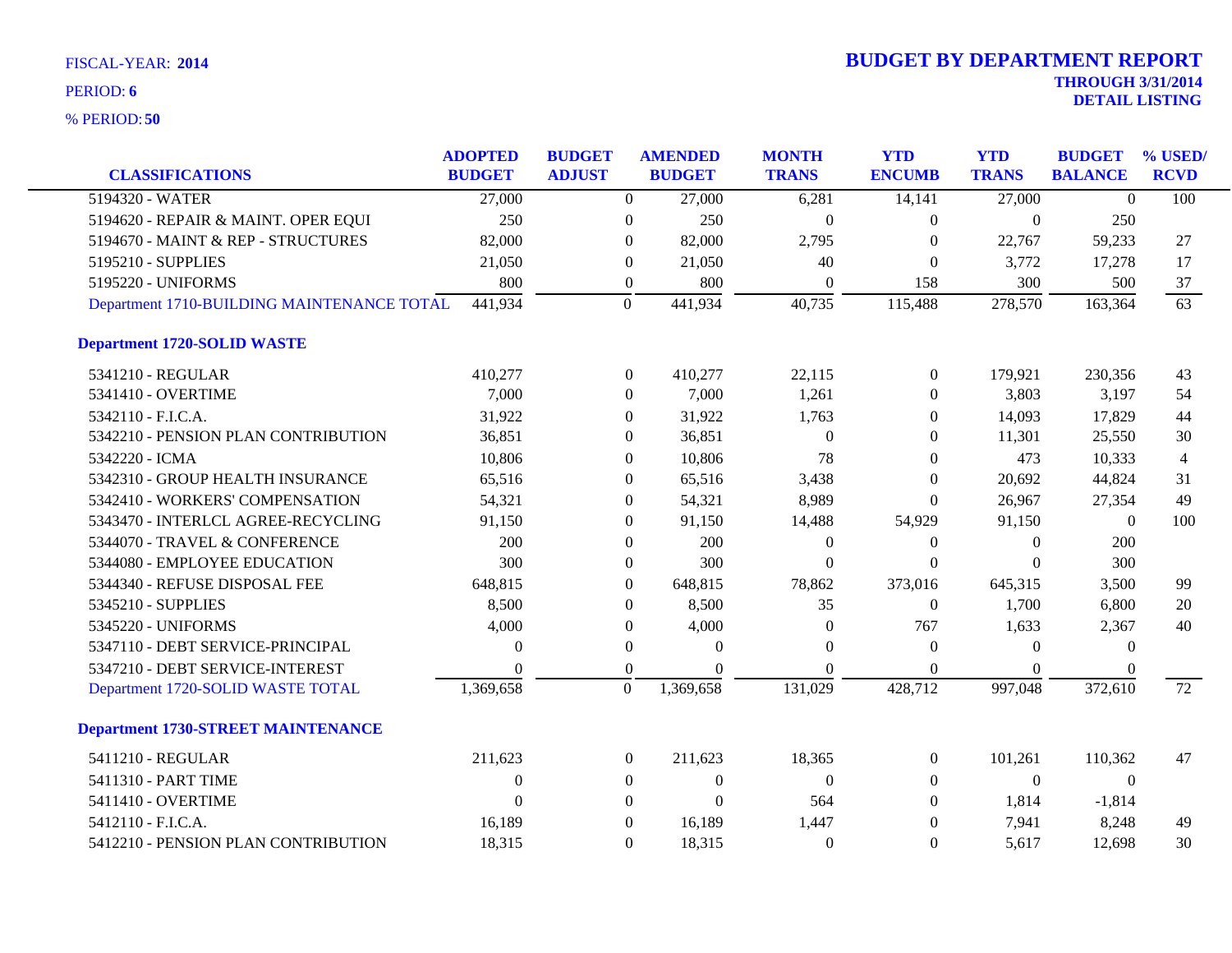FISCAL-YEAR: **2014**

PERIOD: **6**

% PERIOD: **50**

# BUDGET BY DEPARTMENT REPORT

**THROUGH 3/31/2014**

**DETAIL LISTING**

| CLASSIFICATIONS | ADOPTED BUDGET | BUDGET ADJUST | AMENDED BUDGET | MONTH TRANS | YTD ENCUMB | YTD TRANS | BUDGET BALANCE | % USED/ RCVD |
|---|---|---|---|---|---|---|---|---|
| 5194320 - WATER | 27,000 | 0 | 27,000 | 6,281 | 14,141 | 27,000 | 0 | 100 |
| 5194620 - REPAIR & MAINT. OPER EQUI | 250 | 0 | 250 | 0 | 0 | 0 | 250 | |
| 5194670 - MAINT & REP - STRUCTURES | 82,000 | 0 | 82,000 | 2,795 | 0 | 22,767 | 59,233 | 27 |
| 5195210 - SUPPLIES | 21,050 | 0 | 21,050 | 40 | 0 | 3,772 | 17,278 | 17 |
| 5195220 - UNIFORMS | 800 | 0 | 800 | 0 | 158 | 300 | 500 | 37 |
| Department 1710-BUILDING MAINTENANCE TOTAL | 441,934 | 0 | 441,934 | 40,735 | 115,488 | 278,570 | 163,364 | 63 |
| **Department 1720-SOLID WASTE** | | | | | | | | |
| 5341210 - REGULAR | 410,277 | 0 | 410,277 | 22,115 | 0 | 179,921 | 230,356 | 43 |
| 5341410 - OVERTIME | 7,000 | 0 | 7,000 | 1,261 | 0 | 3,803 | 3,197 | 54 |
| 5342110 - F.I.C.A. | 31,922 | 0 | 31,922 | 1,763 | 0 | 14,093 | 17,829 | 44 |
| 5342210 - PENSION PLAN CONTRIBUTION | 36,851 | 0 | 36,851 | 0 | 0 | 11,301 | 25,550 | 30 |
| 5342220 - ICMA | 10,806 | 0 | 10,806 | 78 | 0 | 473 | 10,333 | 4 |
| 5342310 - GROUP HEALTH INSURANCE | 65,516 | 0 | 65,516 | 3,438 | 0 | 20,692 | 44,824 | 31 |
| 5342410 - WORKERS' COMPENSATION | 54,321 | 0 | 54,321 | 8,989 | 0 | 26,967 | 27,354 | 49 |
| 5343470 - INTERLCL AGREE-RECYCLING | 91,150 | 0 | 91,150 | 14,488 | 54,929 | 91,150 | 0 | 100 |
| 5344070 - TRAVEL & CONFERENCE | 200 | 0 | 200 | 0 | 0 | 0 | 200 | |
| 5344080 - EMPLOYEE EDUCATION | 300 | 0 | 300 | 0 | 0 | 0 | 300 | |
| 5344340 - REFUSE DISPOSAL FEE | 648,815 | 0 | 648,815 | 78,862 | 373,016 | 645,315 | 3,500 | 99 |
| 5345210 - SUPPLIES | 8,500 | 0 | 8,500 | 35 | 0 | 1,700 | 6,800 | 20 |
| 5345220 - UNIFORMS | 4,000 | 0 | 4,000 | 0 | 767 | 1,633 | 2,367 | 40 |
| 5347110 - DEBT SERVICE-PRINCIPAL | 0 | 0 | 0 | 0 | 0 | 0 | 0 | |
| 5347210 - DEBT SERVICE-INTEREST | 0 | 0 | 0 | 0 | 0 | 0 | 0 | |
| Department 1720-SOLID WASTE TOTAL | 1,369,658 | 0 | 1,369,658 | 131,029 | 428,712 | 997,048 | 372,610 | 72 |
| **Department 1730-STREET MAINTENANCE** | | | | | | | | |
| 5411210 - REGULAR | 211,623 | 0 | 211,623 | 18,365 | 0 | 101,261 | 110,362 | 47 |
| 5411310 - PART TIME | 0 | 0 | 0 | 0 | 0 | 0 | 0 | |
| 5411410 - OVERTIME | 0 | 0 | 0 | 564 | 0 | 1,814 | -1,814 | |
| 5412110 - F.I.C.A. | 16,189 | 0 | 16,189 | 1,447 | 0 | 7,941 | 8,248 | 49 |
| 5412210 - PENSION PLAN CONTRIBUTION | 18,315 | 0 | 18,315 | 0 | 0 | 5,617 | 12,698 | 30 |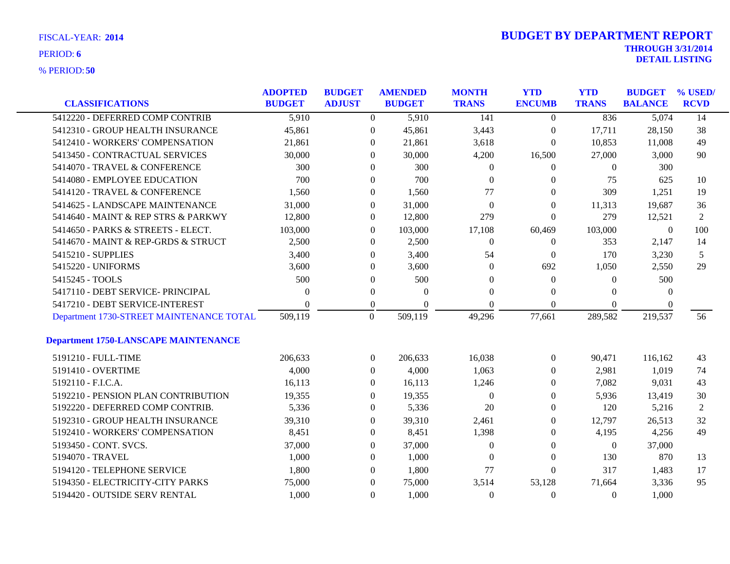FISCAL-YEAR: **2014**

PERIOD: **6**

% PERIOD: **50**

# BUDGET BY DEPARTMENT REPORT

**THROUGH 3/31/2014**

**DETAIL LISTING**

| CLASSIFICATIONS | ADOPTED BUDGET | BUDGET ADJUST | AMENDED BUDGET | MONTH TRANS | YTD ENCUMB | YTD TRANS | BUDGET BALANCE | % USED/ RCVD |
|---|---|---|---|---|---|---|---|---|
| 5412220 - DEFERRED COMP CONTRIB | 5,910 | 0 | 5,910 | 141 | 0 | 836 | 5,074 | 14 |
| 5412310 - GROUP HEALTH INSURANCE | 45,861 | 0 | 45,861 | 3,443 | 0 | 17,711 | 28,150 | 38 |
| 5412410 - WORKERS' COMPENSATION | 21,861 | 0 | 21,861 | 3,618 | 0 | 10,853 | 11,008 | 49 |
| 5413450 - CONTRACTUAL SERVICES | 30,000 | 0 | 30,000 | 4,200 | 16,500 | 27,000 | 3,000 | 90 |
| 5414070 - TRAVEL & CONFERENCE | 300 | 0 | 300 | 0 | 0 | 0 | 300 | |
| 5414080 - EMPLOYEE EDUCATION | 700 | 0 | 700 | 0 | 0 | 75 | 625 | 10 |
| 5414120 - TRAVEL & CONFERENCE | 1,560 | 0 | 1,560 | 77 | 0 | 309 | 1,251 | 19 |
| 5414625 - LANDSCAPE MAINTENANCE | 31,000 | 0 | 31,000 | 0 | 0 | 11,313 | 19,687 | 36 |
| 5414640 - MAINT & REP STRS & PARKWY | 12,800 | 0 | 12,800 | 279 | 0 | 279 | 12,521 | 2 |
| 5414650 - PARKS & STREETS - ELECT. | 103,000 | 0 | 103,000 | 17,108 | 60,469 | 103,000 | 0 | 100 |
| 5414670 - MAINT & REP-GRDS & STRUCT | 2,500 | 0 | 2,500 | 0 | 0 | 353 | 2,147 | 14 |
| 5415210 - SUPPLIES | 3,400 | 0 | 3,400 | 54 | 0 | 170 | 3,230 | 5 |
| 5415220 - UNIFORMS | 3,600 | 0 | 3,600 | 0 | 692 | 1,050 | 2,550 | 29 |
| 5415245 - TOOLS | 500 | 0 | 500 | 0 | 0 | 0 | 500 | |
| 5417110 - DEBT SERVICE- PRINCIPAL | 0 | 0 | 0 | 0 | 0 | 0 | 0 | |
| 5417210 - DEBT SERVICE-INTEREST | 0 | 0 | 0 | 0 | 0 | 0 | 0 | |
| Department 1730-STREET MAINTENANCE TOTAL | 509,119 | 0 | 509,119 | 49,296 | 77,661 | 289,582 | 219,537 | 56 |

**Department 1750-LANSCAPE MAINTENANCE**

| CLASSIFICATIONS | ADOPTED BUDGET | BUDGET ADJUST | AMENDED BUDGET | MONTH TRANS | YTD ENCUMB | YTD TRANS | BUDGET BALANCE | % USED/ RCVD |
|---|---|---|---|---|---|---|---|---|
| 5191210 - FULL-TIME | 206,633 | 0 | 206,633 | 16,038 | 0 | 90,471 | 116,162 | 43 |
| 5191410 - OVERTIME | 4,000 | 0 | 4,000 | 1,063 | 0 | 2,981 | 1,019 | 74 |
| 5192110 - F.I.C.A. | 16,113 | 0 | 16,113 | 1,246 | 0 | 7,082 | 9,031 | 43 |
| 5192210 - PENSION PLAN CONTRIBUTION | 19,355 | 0 | 19,355 | 0 | 0 | 5,936 | 13,419 | 30 |
| 5192220 - DEFERRED COMP CONTRIB. | 5,336 | 0 | 5,336 | 20 | 0 | 120 | 5,216 | 2 |
| 5192310 - GROUP HEALTH INSURANCE | 39,310 | 0 | 39,310 | 2,461 | 0 | 12,797 | 26,513 | 32 |
| 5192410 - WORKERS' COMPENSATION | 8,451 | 0 | 8,451 | 1,398 | 0 | 4,195 | 4,256 | 49 |
| 5193450 - CONT. SVCS. | 37,000 | 0 | 37,000 | 0 | 0 | 0 | 37,000 | |
| 5194070 - TRAVEL | 1,000 | 0 | 1,000 | 0 | 0 | 130 | 870 | 13 |
| 5194120 - TELEPHONE SERVICE | 1,800 | 0 | 1,800 | 77 | 0 | 317 | 1,483 | 17 |
| 5194350 - ELECTRICITY-CITY PARKS | 75,000 | 0 | 75,000 | 3,514 | 53,128 | 71,664 | 3,336 | 95 |
| 5194420 - OUTSIDE SERV RENTAL | 1,000 | 0 | 1,000 | 0 | 0 | 0 | 1,000 | |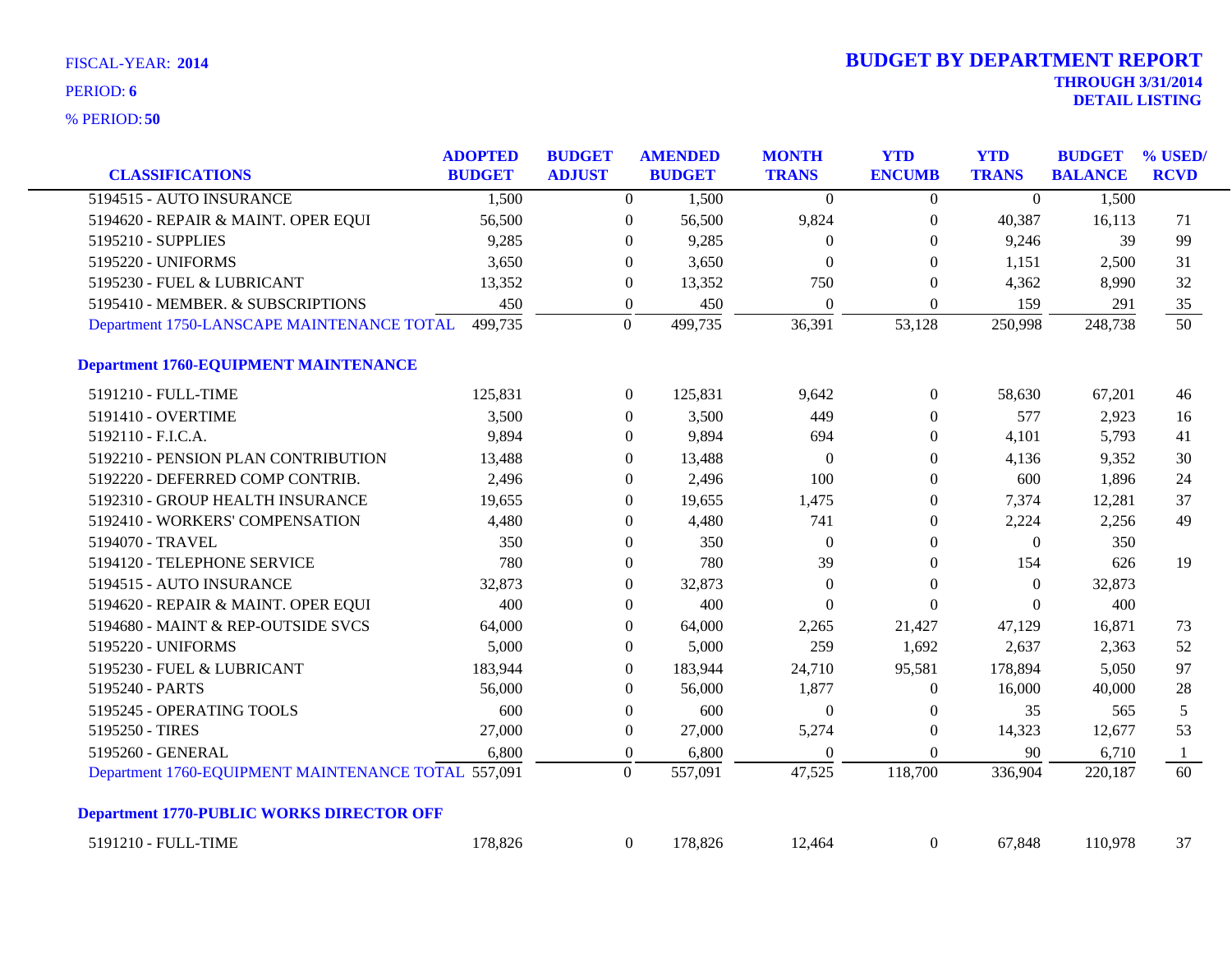FISCAL-YEAR: **2014**

PERIOD: **6**

% PERIOD: **50**

# BUDGET BY DEPARTMENT REPORT

**THROUGH 3/31/2014**

**DETAIL LISTING**

| CLASSIFICATIONS | ADOPTED BUDGET | BUDGET ADJUST | AMENDED BUDGET | MONTH TRANS | YTD ENCUMB | YTD TRANS | BUDGET BALANCE | % USED/ RCVD |
|---|---|---|---|---|---|---|---|---|
| 5194515 - AUTO INSURANCE | 1,500 | 0 | 1,500 | 0 | 0 | 0 | 1,500 | |
| 5194620 - REPAIR & MAINT. OPER EQUI | 56,500 | 0 | 56,500 | 9,824 | 0 | 40,387 | 16,113 | 71 |
| 5195210 - SUPPLIES | 9,285 | 0 | 9,285 | 0 | 0 | 9,246 | 39 | 99 |
| 5195220 - UNIFORMS | 3,650 | 0 | 3,650 | 0 | 0 | 1,151 | 2,500 | 31 |
| 5195230 - FUEL & LUBRICANT | 13,352 | 0 | 13,352 | 750 | 0 | 4,362 | 8,990 | 32 |
| 5195410 - MEMBER. & SUBSCRIPTIONS | 450 | 0 | 450 | 0 | 0 | 159 | 291 | 35 |
| Department 1750-LANSCAPE MAINTENANCE TOTAL | 499,735 | 0 | 499,735 | 36,391 | 53,128 | 250,998 | 248,738 | 50 |
| **Department 1760-EQUIPMENT MAINTENANCE** | | | | | | | | |
| 5191210 - FULL-TIME | 125,831 | 0 | 125,831 | 9,642 | 0 | 58,630 | 67,201 | 46 |
| 5191410 - OVERTIME | 3,500 | 0 | 3,500 | 449 | 0 | 577 | 2,923 | 16 |
| 5192110 - F.I.C.A. | 9,894 | 0 | 9,894 | 694 | 0 | 4,101 | 5,793 | 41 |
| 5192210 - PENSION PLAN CONTRIBUTION | 13,488 | 0 | 13,488 | 0 | 0 | 4,136 | 9,352 | 30 |
| 5192220 - DEFERRED COMP CONTRIB. | 2,496 | 0 | 2,496 | 100 | 0 | 600 | 1,896 | 24 |
| 5192310 - GROUP HEALTH INSURANCE | 19,655 | 0 | 19,655 | 1,475 | 0 | 7,374 | 12,281 | 37 |
| 5192410 - WORKERS' COMPENSATION | 4,480 | 0 | 4,480 | 741 | 0 | 2,224 | 2,256 | 49 |
| 5194070 - TRAVEL | 350 | 0 | 350 | 0 | 0 | 0 | 350 | |
| 5194120 - TELEPHONE SERVICE | 780 | 0 | 780 | 39 | 0 | 154 | 626 | 19 |
| 5194515 - AUTO INSURANCE | 32,873 | 0 | 32,873 | 0 | 0 | 0 | 32,873 | |
| 5194620 - REPAIR & MAINT. OPER EQUI | 400 | 0 | 400 | 0 | 0 | 0 | 400 | |
| 5194680 - MAINT & REP-OUTSIDE SVCS | 64,000 | 0 | 64,000 | 2,265 | 21,427 | 47,129 | 16,871 | 73 |
| 5195220 - UNIFORMS | 5,000 | 0 | 5,000 | 259 | 1,692 | 2,637 | 2,363 | 52 |
| 5195230 - FUEL & LUBRICANT | 183,944 | 0 | 183,944 | 24,710 | 95,581 | 178,894 | 5,050 | 97 |
| 5195240 - PARTS | 56,000 | 0 | 56,000 | 1,877 | 0 | 16,000 | 40,000 | 28 |
| 5195245 - OPERATING TOOLS | 600 | 0 | 600 | 0 | 0 | 35 | 565 | 5 |
| 5195250 - TIRES | 27,000 | 0 | 27,000 | 5,274 | 0 | 14,323 | 12,677 | 53 |
| 5195260 - GENERAL | 6,800 | 0 | 6,800 | 0 | 0 | 90 | 6,710 | 1 |
| Department 1760-EQUIPMENT MAINTENANCE TOTAL | 557,091 | 0 | 557,091 | 47,525 | 118,700 | 336,904 | 220,187 | 60 |
| **Department 1770-PUBLIC WORKS DIRECTOR OFF** | | | | | | | | |
| 5191210 - FULL-TIME | 178,826 | 0 | 178,826 | 12,464 | 0 | 67,848 | 110,978 | 37 |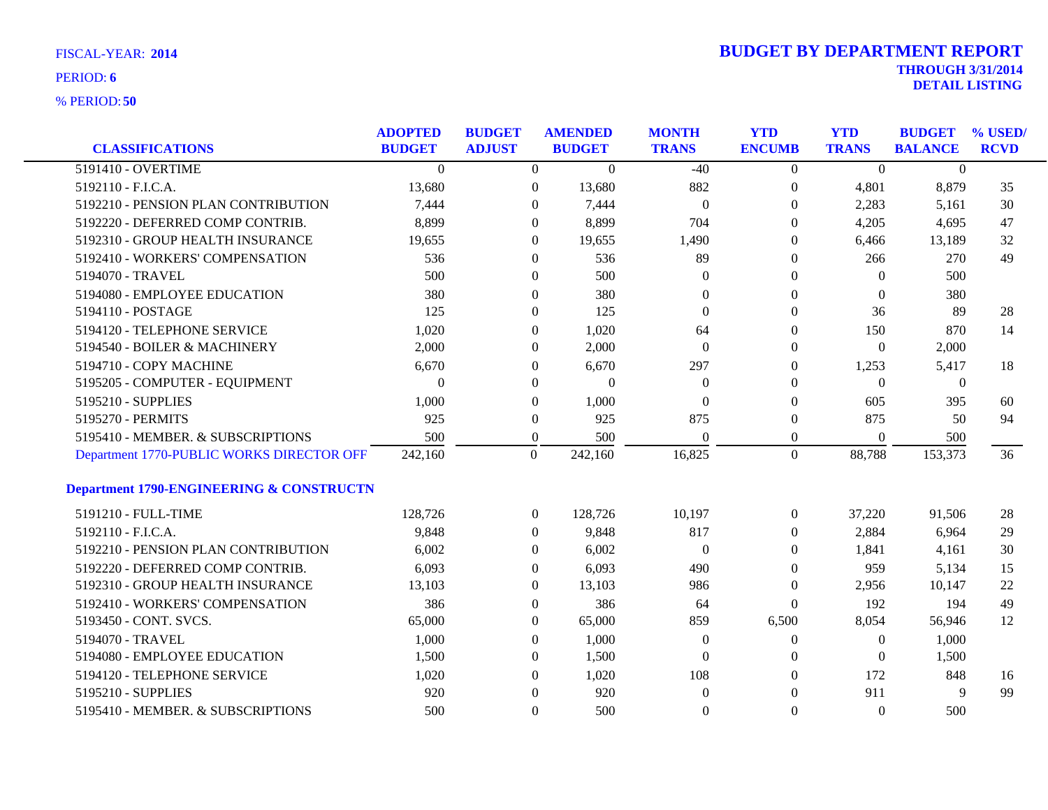FISCAL-YEAR: **2014**

PERIOD: **6**

% PERIOD: **50**

# BUDGET BY DEPARTMENT REPORT

**THROUGH 3/31/2014**
**DETAIL LISTING**

| CLASSIFICATIONS | ADOPTED BUDGET | BUDGET ADJUST | AMENDED BUDGET | MONTH TRANS | YTD ENCUMB | YTD TRANS | BUDGET BALANCE | % USED/ RCVD |
|---|---|---|---|---|---|---|---|---|
| 5191410 - OVERTIME | 0 | 0 | 0 | -40 | 0 | 0 | 0 | |
| 5192110 - F.I.C.A. | 13,680 | 0 | 13,680 | 882 | 0 | 4,801 | 8,879 | 35 |
| 5192210 - PENSION PLAN CONTRIBUTION | 7,444 | 0 | 7,444 | 0 | 0 | 2,283 | 5,161 | 30 |
| 5192220 - DEFERRED COMP CONTRIB. | 8,899 | 0 | 8,899 | 704 | 0 | 4,205 | 4,695 | 47 |
| 5192310 - GROUP HEALTH INSURANCE | 19,655 | 0 | 19,655 | 1,490 | 0 | 6,466 | 13,189 | 32 |
| 5192410 - WORKERS' COMPENSATION | 536 | 0 | 536 | 89 | 0 | 266 | 270 | 49 |
| 5194070 - TRAVEL | 500 | 0 | 500 | 0 | 0 | 0 | 500 | |
| 5194080 - EMPLOYEE EDUCATION | 380 | 0 | 380 | 0 | 0 | 0 | 380 | |
| 5194110 - POSTAGE | 125 | 0 | 125 | 0 | 0 | 36 | 89 | 28 |
| 5194120 - TELEPHONE SERVICE | 1,020 | 0 | 1,020 | 64 | 0 | 150 | 870 | 14 |
| 5194540 - BOILER & MACHINERY | 2,000 | 0 | 2,000 | 0 | 0 | 0 | 2,000 | |
| 5194710 - COPY MACHINE | 6,670 | 0 | 6,670 | 297 | 0 | 1,253 | 5,417 | 18 |
| 5195205 - COMPUTER - EQUIPMENT | 0 | 0 | 0 | 0 | 0 | 0 | 0 | |
| 5195210 - SUPPLIES | 1,000 | 0 | 1,000 | 0 | 0 | 605 | 395 | 60 |
| 5195270 - PERMITS | 925 | 0 | 925 | 875 | 0 | 875 | 50 | 94 |
| 5195410 - MEMBER. & SUBSCRIPTIONS | 500 | 0 | 500 | 0 | 0 | 0 | 500 | |
| Department 1770-PUBLIC WORKS DIRECTOR OFF | 242,160 | 0 | 242,160 | 16,825 | 0 | 88,788 | 153,373 | 36 |
| **Department 1790-ENGINEERING & CONSTRUCTN** | | | | | | | | |
| 5191210 - FULL-TIME | 128,726 | 0 | 128,726 | 10,197 | 0 | 37,220 | 91,506 | 28 |
| 5192110 - F.I.C.A. | 9,848 | 0 | 9,848 | 817 | 0 | 2,884 | 6,964 | 29 |
| 5192210 - PENSION PLAN CONTRIBUTION | 6,002 | 0 | 6,002 | 0 | 0 | 1,841 | 4,161 | 30 |
| 5192220 - DEFERRED COMP CONTRIB. | 6,093 | 0 | 6,093 | 490 | 0 | 959 | 5,134 | 15 |
| 5192310 - GROUP HEALTH INSURANCE | 13,103 | 0 | 13,103 | 986 | 0 | 2,956 | 10,147 | 22 |
| 5192410 - WORKERS' COMPENSATION | 386 | 0 | 386 | 64 | 0 | 192 | 194 | 49 |
| 5193450 - CONT. SVCS. | 65,000 | 0 | 65,000 | 859 | 6,500 | 8,054 | 56,946 | 12 |
| 5194070 - TRAVEL | 1,000 | 0 | 1,000 | 0 | 0 | 0 | 1,000 | |
| 5194080 - EMPLOYEE EDUCATION | 1,500 | 0 | 1,500 | 0 | 0 | 0 | 1,500 | |
| 5194120 - TELEPHONE SERVICE | 1,020 | 0 | 1,020 | 108 | 0 | 172 | 848 | 16 |
| 5195210 - SUPPLIES | 920 | 0 | 920 | 0 | 0 | 911 | 9 | 99 |
| 5195410 - MEMBER. & SUBSCRIPTIONS | 500 | 0 | 500 | 0 | 0 | 0 | 500 | |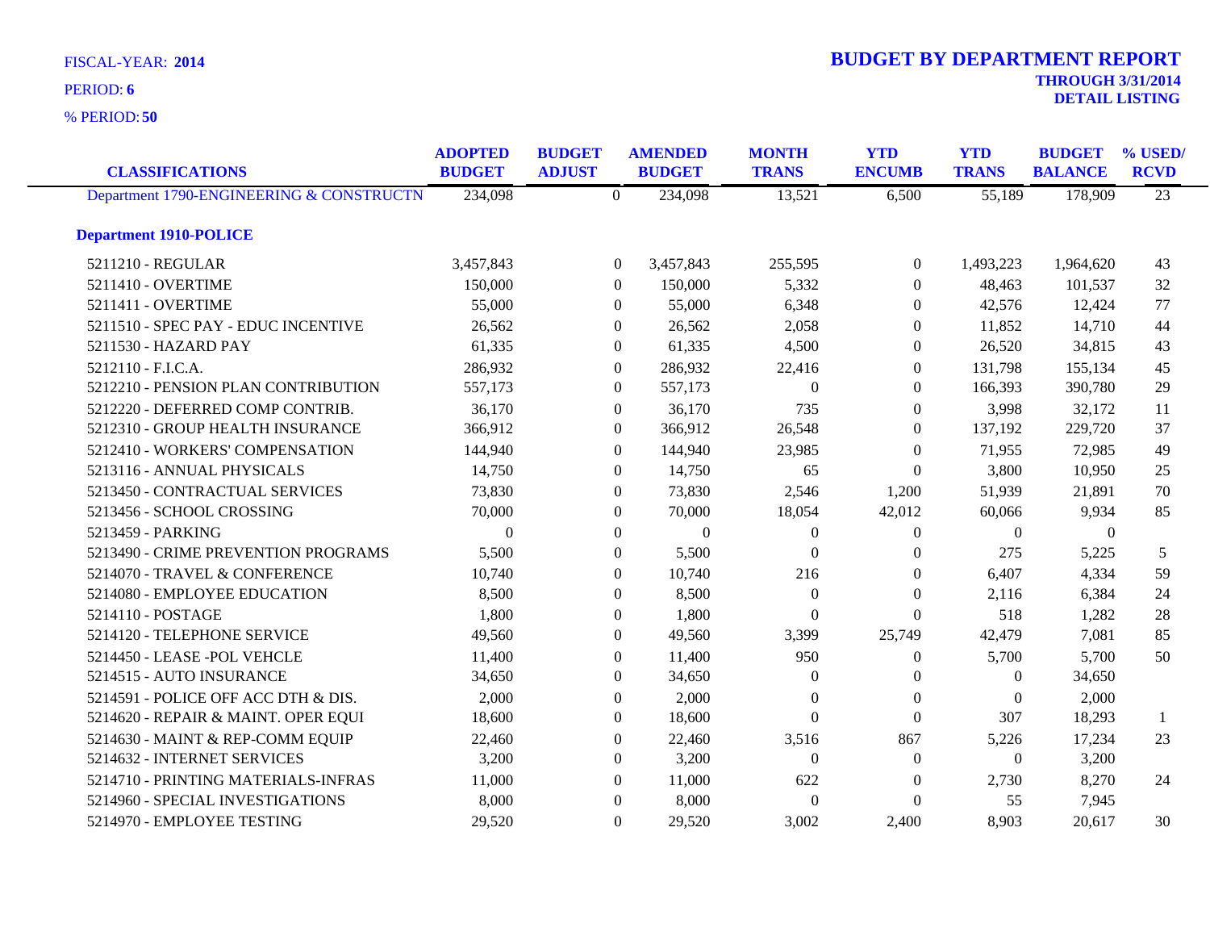FISCAL-YEAR: **2014**

PERIOD: **6**

% PERIOD: **50**

# BUDGET BY DEPARTMENT REPORT

**THROUGH 3/31/2014**

**DETAIL LISTING**

| CLASSIFICATIONS | ADOPTED BUDGET | BUDGET ADJUST | AMENDED BUDGET | MONTH TRANS | YTD ENCUMB | YTD TRANS | BUDGET BALANCE | % USED/ RCVD |
|---|---|---|---|---|---|---|---|---|
| Department 1790-ENGINEERING & CONSTRUCTN | 234,098 | 0 | 234,098 | 13,521 | 6,500 | 55,189 | 178,909 | 23 |
| **Department 1910-POLICE** | | | | | | | | |
| 5211210 - REGULAR | 3,457,843 | 0 | 3,457,843 | 255,595 | 0 | 1,493,223 | 1,964,620 | 43 |
| 5211410 - OVERTIME | 150,000 | 0 | 150,000 | 5,332 | 0 | 48,463 | 101,537 | 32 |
| 5211411 - OVERTIME | 55,000 | 0 | 55,000 | 6,348 | 0 | 42,576 | 12,424 | 77 |
| 5211510 - SPEC PAY - EDUC INCENTIVE | 26,562 | 0 | 26,562 | 2,058 | 0 | 11,852 | 14,710 | 44 |
| 5211530 - HAZARD PAY | 61,335 | 0 | 61,335 | 4,500 | 0 | 26,520 | 34,815 | 43 |
| 5212110 - F.I.C.A. | 286,932 | 0 | 286,932 | 22,416 | 0 | 131,798 | 155,134 | 45 |
| 5212210 - PENSION PLAN CONTRIBUTION | 557,173 | 0 | 557,173 | 0 | 0 | 166,393 | 390,780 | 29 |
| 5212220 - DEFERRED COMP CONTRIB. | 36,170 | 0 | 36,170 | 735 | 0 | 3,998 | 32,172 | 11 |
| 5212310 - GROUP HEALTH INSURANCE | 366,912 | 0 | 366,912 | 26,548 | 0 | 137,192 | 229,720 | 37 |
| 5212410 - WORKERS' COMPENSATION | 144,940 | 0 | 144,940 | 23,985 | 0 | 71,955 | 72,985 | 49 |
| 5213116 - ANNUAL PHYSICALS | 14,750 | 0 | 14,750 | 65 | 0 | 3,800 | 10,950 | 25 |
| 5213450 - CONTRACTUAL SERVICES | 73,830 | 0 | 73,830 | 2,546 | 1,200 | 51,939 | 21,891 | 70 |
| 5213456 - SCHOOL CROSSING | 70,000 | 0 | 70,000 | 18,054 | 42,012 | 60,066 | 9,934 | 85 |
| 5213459 - PARKING | 0 | 0 | 0 | 0 | 0 | 0 | 0 | |
| 5213490 - CRIME PREVENTION PROGRAMS | 5,500 | 0 | 5,500 | 0 | 0 | 275 | 5,225 | 5 |
| 5214070 - TRAVEL & CONFERENCE | 10,740 | 0 | 10,740 | 216 | 0 | 6,407 | 4,334 | 59 |
| 5214080 - EMPLOYEE EDUCATION | 8,500 | 0 | 8,500 | 0 | 0 | 2,116 | 6,384 | 24 |
| 5214110 - POSTAGE | 1,800 | 0 | 1,800 | 0 | 0 | 518 | 1,282 | 28 |
| 5214120 - TELEPHONE SERVICE | 49,560 | 0 | 49,560 | 3,399 | 25,749 | 42,479 | 7,081 | 85 |
| 5214450 - LEASE -POL VEHCLE | 11,400 | 0 | 11,400 | 950 | 0 | 5,700 | 5,700 | 50 |
| 5214515 - AUTO INSURANCE | 34,650 | 0 | 34,650 | 0 | 0 | 0 | 34,650 | |
| 5214591 - POLICE OFF ACC DTH & DIS. | 2,000 | 0 | 2,000 | 0 | 0 | 0 | 2,000 | |
| 5214620 - REPAIR & MAINT. OPER EQUI | 18,600 | 0 | 18,600 | 0 | 0 | 307 | 18,293 | 1 |
| 5214630 - MAINT & REP-COMM EQUIP | 22,460 | 0 | 22,460 | 3,516 | 867 | 5,226 | 17,234 | 23 |
| 5214632 - INTERNET SERVICES | 3,200 | 0 | 3,200 | 0 | 0 | 0 | 3,200 | |
| 5214710 - PRINTING MATERIALS-INFRAS | 11,000 | 0 | 11,000 | 622 | 0 | 2,730 | 8,270 | 24 |
| 5214960 - SPECIAL INVESTIGATIONS | 8,000 | 0 | 8,000 | 0 | 0 | 55 | 7,945 | |
| 5214970 - EMPLOYEE TESTING | 29,520 | 0 | 29,520 | 3,002 | 2,400 | 8,903 | 20,617 | 30 |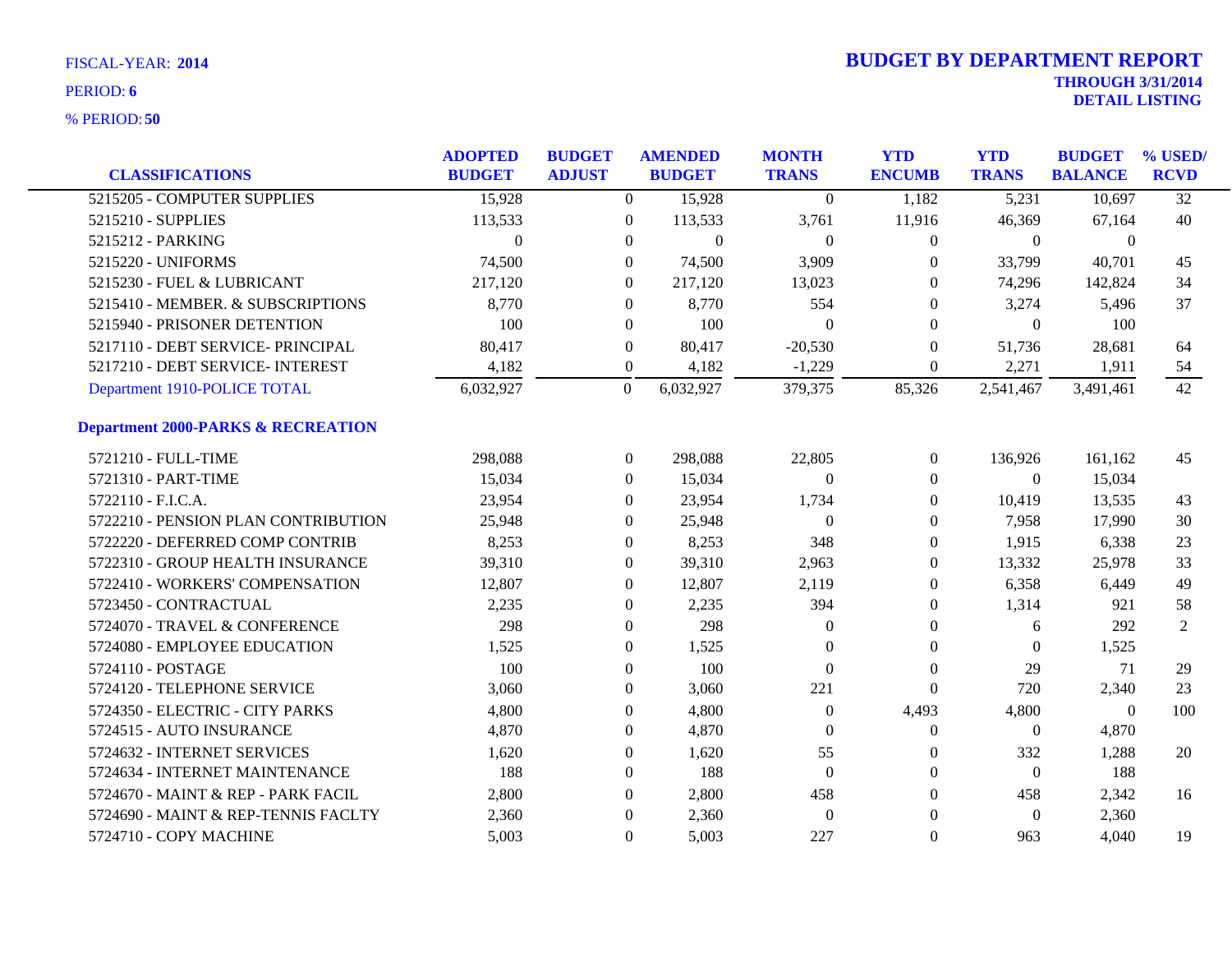FISCAL-YEAR: **2014**

PERIOD: **6**

% PERIOD: **50**

# BUDGET BY DEPARTMENT REPORT

**THROUGH 3/31/2014**
**DETAIL LISTING**

| CLASSIFICATIONS | ADOPTED BUDGET | BUDGET ADJUST | AMENDED BUDGET | MONTH TRANS | YTD ENCUMB | YTD TRANS | BUDGET BALANCE | % USED/ RCVD |
|---|---|---|---|---|---|---|---|---|
| 5215205 - COMPUTER SUPPLIES | 15,928 | 0 | 15,928 | 0 | 1,182 | 5,231 | 10,697 | 32 |
| 5215210 - SUPPLIES | 113,533 | 0 | 113,533 | 3,761 | 11,916 | 46,369 | 67,164 | 40 |
| 5215212 - PARKING | 0 | 0 | 0 | 0 | 0 | 0 | 0 | |
| 5215220 - UNIFORMS | 74,500 | 0 | 74,500 | 3,909 | 0 | 33,799 | 40,701 | 45 |
| 5215230 - FUEL & LUBRICANT | 217,120 | 0 | 217,120 | 13,023 | 0 | 74,296 | 142,824 | 34 |
| 5215410 - MEMBER. & SUBSCRIPTIONS | 8,770 | 0 | 8,770 | 554 | 0 | 3,274 | 5,496 | 37 |
| 5215940 - PRISONER DETENTION | 100 | 0 | 100 | 0 | 0 | 0 | 100 | |
| 5217110 - DEBT SERVICE- PRINCIPAL | 80,417 | 0 | 80,417 | -20,530 | 0 | 51,736 | 28,681 | 64 |
| 5217210 - DEBT SERVICE- INTEREST | 4,182 | 0 | 4,182 | -1,229 | 0 | 2,271 | 1,911 | 54 |
| Department 1910-POLICE TOTAL | 6,032,927 | 0 | 6,032,927 | 379,375 | 85,326 | 2,541,467 | 3,491,461 | 42 |
| **Department 2000-PARKS & RECREATION** | | | | | | | | |
| 5721210 - FULL-TIME | 298,088 | 0 | 298,088 | 22,805 | 0 | 136,926 | 161,162 | 45 |
| 5721310 - PART-TIME | 15,034 | 0 | 15,034 | 0 | 0 | 0 | 15,034 | |
| 5722110 - F.I.C.A. | 23,954 | 0 | 23,954 | 1,734 | 0 | 10,419 | 13,535 | 43 |
| 5722210 - PENSION PLAN CONTRIBUTION | 25,948 | 0 | 25,948 | 0 | 0 | 7,958 | 17,990 | 30 |
| 5722220 - DEFERRED COMP CONTRIB | 8,253 | 0 | 8,253 | 348 | 0 | 1,915 | 6,338 | 23 |
| 5722310 - GROUP HEALTH INSURANCE | 39,310 | 0 | 39,310 | 2,963 | 0 | 13,332 | 25,978 | 33 |
| 5722410 - WORKERS' COMPENSATION | 12,807 | 0 | 12,807 | 2,119 | 0 | 6,358 | 6,449 | 49 |
| 5723450 - CONTRACTUAL | 2,235 | 0 | 2,235 | 394 | 0 | 1,314 | 921 | 58 |
| 5724070 - TRAVEL & CONFERENCE | 298 | 0 | 298 | 0 | 0 | 6 | 292 | 2 |
| 5724080 - EMPLOYEE EDUCATION | 1,525 | 0 | 1,525 | 0 | 0 | 0 | 1,525 | |
| 5724110 - POSTAGE | 100 | 0 | 100 | 0 | 0 | 29 | 71 | 29 |
| 5724120 - TELEPHONE SERVICE | 3,060 | 0 | 3,060 | 221 | 0 | 720 | 2,340 | 23 |
| 5724350 - ELECTRIC - CITY PARKS | 4,800 | 0 | 4,800 | 0 | 4,493 | 4,800 | 0 | 100 |
| 5724515 - AUTO INSURANCE | 4,870 | 0 | 4,870 | 0 | 0 | 0 | 4,870 | |
| 5724632 - INTERNET SERVICES | 1,620 | 0 | 1,620 | 55 | 0 | 332 | 1,288 | 20 |
| 5724634 - INTERNET MAINTENANCE | 188 | 0 | 188 | 0 | 0 | 0 | 188 | |
| 5724670 - MAINT & REP - PARK FACIL | 2,800 | 0 | 2,800 | 458 | 0 | 458 | 2,342 | 16 |
| 5724690 - MAINT & REP-TENNIS FACLTY | 2,360 | 0 | 2,360 | 0 | 0 | 0 | 2,360 | |
| 5724710 - COPY MACHINE | 5,003 | 0 | 5,003 | 227 | 0 | 963 | 4,040 | 19 |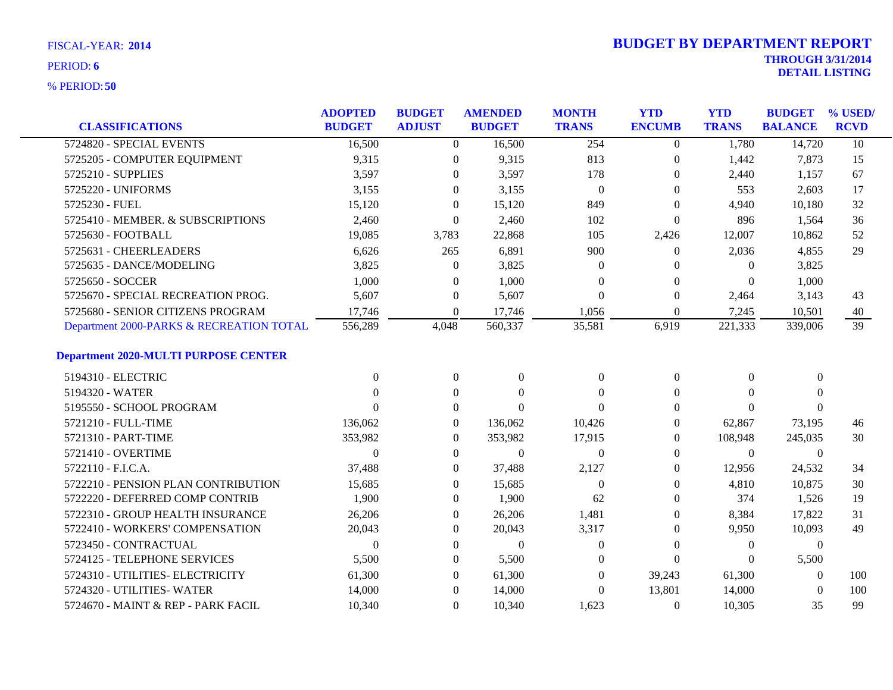FISCAL-YEAR: **2014**

PERIOD: **6**

% PERIOD: **50**

# BUDGET BY DEPARTMENT REPORT

**THROUGH 3/31/2014**
**DETAIL LISTING**

| CLASSIFICATIONS | ADOPTED BUDGET | BUDGET ADJUST | AMENDED BUDGET | MONTH TRANS | YTD ENCUMB | YTD TRANS | BUDGET BALANCE | % USED/ RCVD |
|---|---|---|---|---|---|---|---|---|
| 5724820 - SPECIAL EVENTS | 16,500 | 0 | 16,500 | 254 | 0 | 1,780 | 14,720 | 10 |
| 5725205 - COMPUTER EQUIPMENT | 9,315 | 0 | 9,315 | 813 | 0 | 1,442 | 7,873 | 15 |
| 5725210 - SUPPLIES | 3,597 | 0 | 3,597 | 178 | 0 | 2,440 | 1,157 | 67 |
| 5725220 - UNIFORMS | 3,155 | 0 | 3,155 | 0 | 0 | 553 | 2,603 | 17 |
| 5725230 - FUEL | 15,120 | 0 | 15,120 | 849 | 0 | 4,940 | 10,180 | 32 |
| 5725410 - MEMBER. & SUBSCRIPTIONS | 2,460 | 0 | 2,460 | 102 | 0 | 896 | 1,564 | 36 |
| 5725630 - FOOTBALL | 19,085 | 3,783 | 22,868 | 105 | 2,426 | 12,007 | 10,862 | 52 |
| 5725631 - CHEERLEADERS | 6,626 | 265 | 6,891 | 900 | 0 | 2,036 | 4,855 | 29 |
| 5725635 - DANCE/MODELING | 3,825 | 0 | 3,825 | 0 | 0 | 0 | 3,825 | |
| 5725650 - SOCCER | 1,000 | 0 | 1,000 | 0 | 0 | 0 | 1,000 | |
| 5725670 - SPECIAL RECREATION PROG. | 5,607 | 0 | 5,607 | 0 | 0 | 2,464 | 3,143 | 43 |
| 5725680 - SENIOR CITIZENS PROGRAM | 17,746 | 0 | 17,746 | 1,056 | 0 | 7,245 | 10,501 | 40 |
| Department 2000-PARKS & RECREATION TOTAL | 556,289 | 4,048 | 560,337 | 35,581 | 6,919 | 221,333 | 339,006 | 39 |
| **Department 2020-MULTI PURPOSE CENTER** | | | | | | | | |
| 5194310 - ELECTRIC | 0 | 0 | 0 | 0 | 0 | 0 | 0 | |
| 5194320 - WATER | 0 | 0 | 0 | 0 | 0 | 0 | 0 | |
| 5195550 - SCHOOL PROGRAM | 0 | 0 | 0 | 0 | 0 | 0 | 0 | |
| 5721210 - FULL-TIME | 136,062 | 0 | 136,062 | 10,426 | 0 | 62,867 | 73,195 | 46 |
| 5721310 - PART-TIME | 353,982 | 0 | 353,982 | 17,915 | 0 | 108,948 | 245,035 | 30 |
| 5721410 - OVERTIME | 0 | 0 | 0 | 0 | 0 | 0 | 0 | |
| 5722110 - F.I.C.A. | 37,488 | 0 | 37,488 | 2,127 | 0 | 12,956 | 24,532 | 34 |
| 5722210 - PENSION PLAN CONTRIBUTION | 15,685 | 0 | 15,685 | 0 | 0 | 4,810 | 10,875 | 30 |
| 5722220 - DEFERRED COMP CONTRIB | 1,900 | 0 | 1,900 | 62 | 0 | 374 | 1,526 | 19 |
| 5722310 - GROUP HEALTH INSURANCE | 26,206 | 0 | 26,206 | 1,481 | 0 | 8,384 | 17,822 | 31 |
| 5722410 - WORKERS' COMPENSATION | 20,043 | 0 | 20,043 | 3,317 | 0 | 9,950 | 10,093 | 49 |
| 5723450 - CONTRACTUAL | 0 | 0 | 0 | 0 | 0 | 0 | 0 | |
| 5724125 - TELEPHONE SERVICES | 5,500 | 0 | 5,500 | 0 | 0 | 0 | 5,500 | |
| 5724310 - UTILITIES- ELECTRICITY | 61,300 | 0 | 61,300 | 0 | 39,243 | 61,300 | 0 | 100 |
| 5724320 - UTILITIES- WATER | 14,000 | 0 | 14,000 | 0 | 13,801 | 14,000 | 0 | 100 |
| 5724670 - MAINT & REP - PARK FACIL | 10,340 | 0 | 10,340 | 1,623 | 0 | 10,305 | 35 | 99 |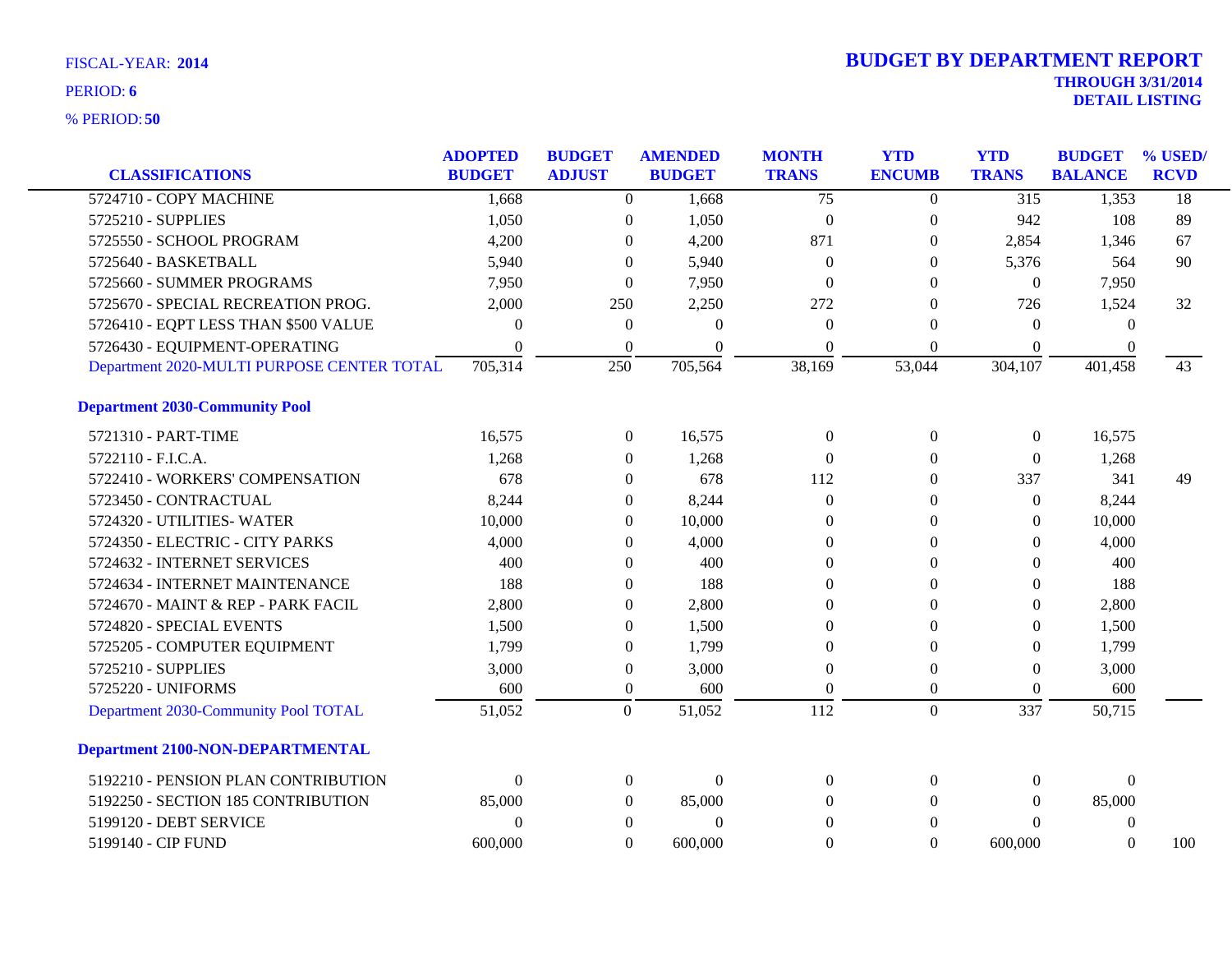FISCAL-YEAR: **2014**

PERIOD: **6**

% PERIOD: **50**

# BUDGET BY DEPARTMENT REPORT

**THROUGH 3/31/2014**

**DETAIL LISTING**

| CLASSIFICATIONS | ADOPTED BUDGET | BUDGET ADJUST | AMENDED BUDGET | MONTH TRANS | YTD ENCUMB | YTD TRANS | BUDGET BALANCE | % USED/ RCVD |
|---|---|---|---|---|---|---|---|---|
| 5724710 - COPY MACHINE | 1,668 | 0 | 1,668 | 75 | 0 | 315 | 1,353 | 18 |
| 5725210 - SUPPLIES | 1,050 | 0 | 1,050 | 0 | 0 | 942 | 108 | 89 |
| 5725550 - SCHOOL PROGRAM | 4,200 | 0 | 4,200 | 871 | 0 | 2,854 | 1,346 | 67 |
| 5725640 - BASKETBALL | 5,940 | 0 | 5,940 | 0 | 0 | 5,376 | 564 | 90 |
| 5725660 - SUMMER PROGRAMS | 7,950 | 0 | 7,950 | 0 | 0 | 0 | 7,950 | |
| 5725670 - SPECIAL RECREATION PROG. | 2,000 | 250 | 2,250 | 272 | 0 | 726 | 1,524 | 32 |
| 5726410 - EQPT LESS THAN $500 VALUE | 0 | 0 | 0 | 0 | 0 | 0 | 0 | |
| 5726430 - EQUIPMENT-OPERATING | 0 | 0 | 0 | 0 | 0 | 0 | 0 | |
| Department 2020-MULTI PURPOSE CENTER TOTAL | 705,314 | 250 | 705,564 | 38,169 | 53,044 | 304,107 | 401,458 | 43 |
| **Department 2030-Community Pool** | | | | | | | | |
| 5721310 - PART-TIME | 16,575 | 0 | 16,575 | 0 | 0 | 0 | 16,575 | |
| 5722110 - F.I.C.A. | 1,268 | 0 | 1,268 | 0 | 0 | 0 | 1,268 | |
| 5722410 - WORKERS' COMPENSATION | 678 | 0 | 678 | 112 | 0 | 337 | 341 | 49 |
| 5723450 - CONTRACTUAL | 8,244 | 0 | 8,244 | 0 | 0 | 0 | 8,244 | |
| 5724320 - UTILITIES- WATER | 10,000 | 0 | 10,000 | 0 | 0 | 0 | 10,000 | |
| 5724350 - ELECTRIC - CITY PARKS | 4,000 | 0 | 4,000 | 0 | 0 | 0 | 4,000 | |
| 5724632 - INTERNET SERVICES | 400 | 0 | 400 | 0 | 0 | 0 | 400 | |
| 5724634 - INTERNET MAINTENANCE | 188 | 0 | 188 | 0 | 0 | 0 | 188 | |
| 5724670 - MAINT & REP - PARK FACIL | 2,800 | 0 | 2,800 | 0 | 0 | 0 | 2,800 | |
| 5724820 - SPECIAL EVENTS | 1,500 | 0 | 1,500 | 0 | 0 | 0 | 1,500 | |
| 5725205 - COMPUTER EQUIPMENT | 1,799 | 0 | 1,799 | 0 | 0 | 0 | 1,799 | |
| 5725210 - SUPPLIES | 3,000 | 0 | 3,000 | 0 | 0 | 0 | 3,000 | |
| 5725220 - UNIFORMS | 600 | 0 | 600 | 0 | 0 | 0 | 600 | |
| Department 2030-Community Pool TOTAL | 51,052 | 0 | 51,052 | 112 | 0 | 337 | 50,715 | |
| **Department 2100-NON-DEPARTMENTAL** | | | | | | | | |
| 5192210 - PENSION PLAN CONTRIBUTION | 0 | 0 | 0 | 0 | 0 | 0 | 0 | |
| 5192250 - SECTION 185 CONTRIBUTION | 85,000 | 0 | 85,000 | 0 | 0 | 0 | 85,000 | |
| 5199120 - DEBT SERVICE | 0 | 0 | 0 | 0 | 0 | 0 | 0 | |
| 5199140 - CIP FUND | 600,000 | 0 | 600,000 | 0 | 0 | 600,000 | 0 | 100 |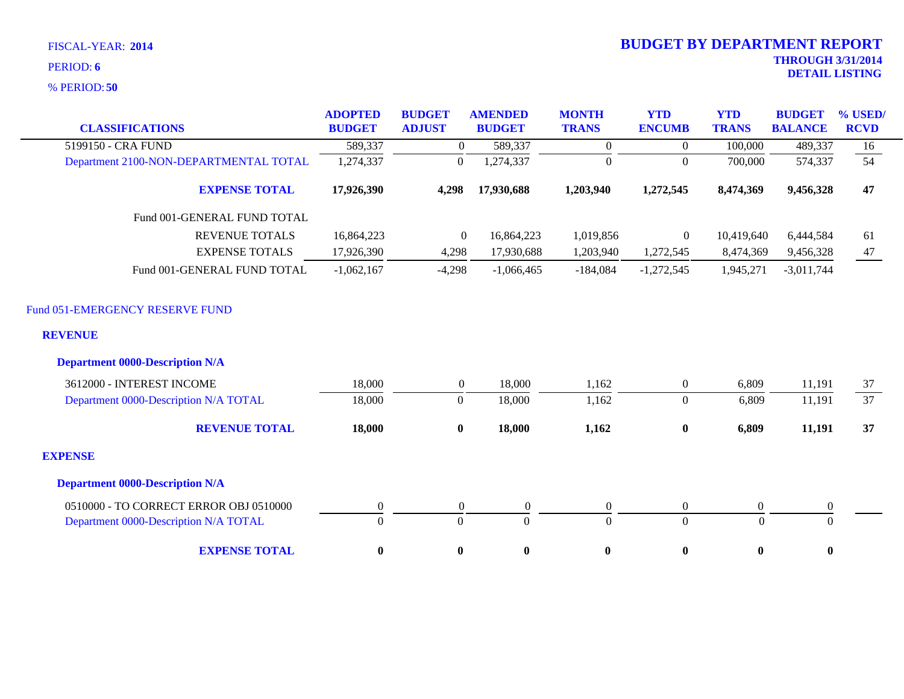FISCAL-YEAR: **2014**

PERIOD: **6**

% PERIOD: **50**

# BUDGET BY DEPARTMENT REPORT

**THROUGH 3/31/2014**

**DETAIL LISTING**

| CLASSIFICATIONS | ADOPTED BUDGET | BUDGET ADJUST | AMENDED BUDGET | MONTH TRANS | YTD ENCUMB | YTD TRANS | BUDGET BALANCE | % USED/ RCVD |
|---|---|---|---|---|---|---|---|---|
| 5199150 - CRA FUND | 589,337 | 0 | 589,337 | 0 | 0 | 100,000 | 489,337 | 16 |
| Department 2100-NON-DEPARTMENTAL TOTAL | 1,274,337 | 0 | 1,274,337 | 0 | 0 | 700,000 | 574,337 | 54 |
| **EXPENSE TOTAL** | **17,926,390** | **4,298** | **17,930,688** | **1,203,940** | **1,272,545** | **8,474,369** | **9,456,328** | **47** |
| Fund 001-GENERAL FUND TOTAL | | | | | | | | |
| REVENUE TOTALS | 16,864,223 | 0 | 16,864,223 | 1,019,856 | 0 | 10,419,640 | 6,444,584 | 61 |
| EXPENSE TOTALS | 17,926,390 | 4,298 | 17,930,688 | 1,203,940 | 1,272,545 | 8,474,369 | 9,456,328 | 47 |
| Fund 001-GENERAL FUND TOTAL | -1,062,167 | -4,298 | -1,066,465 | -184,084 | -1,272,545 | 1,945,271 | -3,011,744 | |

Fund 051-EMERGENCY RESERVE FUND

**REVENUE**

**Department 0000-Description N/A**

| CLASSIFICATIONS | ADOPTED BUDGET | BUDGET ADJUST | AMENDED BUDGET | MONTH TRANS | YTD ENCUMB | YTD TRANS | BUDGET BALANCE | % USED/ RCVD |
|---|---|---|---|---|---|---|---|---|
| 3612000 - INTEREST INCOME | 18,000 | 0 | 18,000 | 1,162 | 0 | 6,809 | 11,191 | 37 |
| Department 0000-Description N/A TOTAL | 18,000 | 0 | 18,000 | 1,162 | 0 | 6,809 | 11,191 | 37 |
| **REVENUE TOTAL** | **18,000** | **0** | **18,000** | **1,162** | **0** | **6,809** | **11,191** | **37** |

**EXPENSE**

**Department 0000-Description N/A**

| CLASSIFICATIONS | ADOPTED BUDGET | BUDGET ADJUST | AMENDED BUDGET | MONTH TRANS | YTD ENCUMB | YTD TRANS | BUDGET BALANCE | % USED/ RCVD |
|---|---|---|---|---|---|---|---|---|
| 0510000 - TO CORRECT ERROR OBJ 0510000 | 0 | 0 | 0 | 0 | 0 | 0 | 0 | |
| Department 0000-Description N/A TOTAL | 0 | 0 | 0 | 0 | 0 | 0 | 0 | |
| **EXPENSE TOTAL** | **0** | **0** | **0** | **0** | **0** | **0** | **0** | |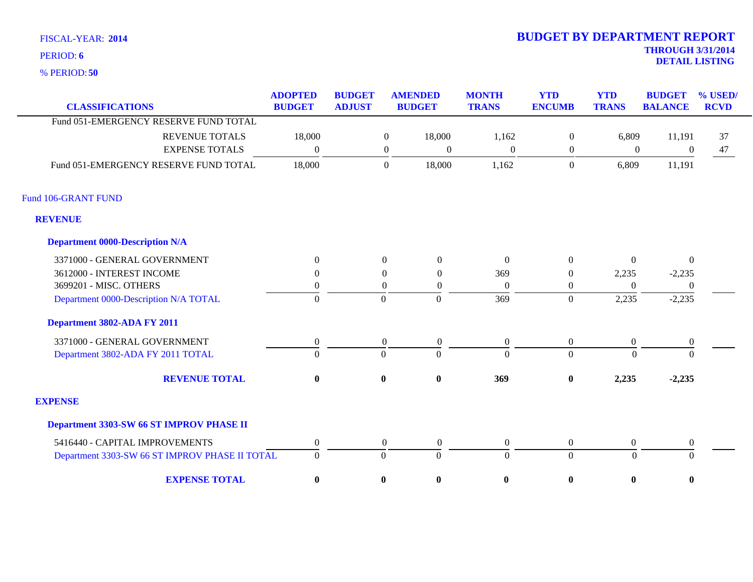FISCAL-YEAR: **2014**

PERIOD: **6**

% PERIOD: **50**

# BUDGET BY DEPARTMENT REPORT

**THROUGH 3/31/2014**
**DETAIL LISTING**

| CLASSIFICATIONS | ADOPTED BUDGET | BUDGET ADJUST | AMENDED BUDGET | MONTH TRANS | YTD ENCUMB | YTD TRANS | BUDGET BALANCE | % USED/ RCVD |
|---|---|---|---|---|---|---|---|---|
| Fund 051-EMERGENCY RESERVE FUND TOTAL | | | | | | | | |
| REVENUE TOTALS | 18,000 | 0 | 18,000 | 1,162 | 0 | 6,809 | 11,191 | 37 |
| EXPENSE TOTALS | 0 | 0 | 0 | 0 | 0 | 0 | 0 | 47 |
| Fund 051-EMERGENCY RESERVE FUND TOTAL | 18,000 | 0 | 18,000 | 1,162 | 0 | 6,809 | 11,191 | |
| **Fund 106-GRANT FUND** | | | | | | | | |
| **REVENUE** | | | | | | | | |
| **Department 0000-Description N/A** | | | | | | | | |
| 3371000 - GENERAL GOVERNMENT | 0 | 0 | 0 | 0 | 0 | 0 | 0 | |
| 3612000 - INTEREST INCOME | 0 | 0 | 0 | 369 | 0 | 2,235 | -2,235 | |
| 3699201 - MISC. OTHERS | 0 | 0 | 0 | 0 | 0 | 0 | 0 | |
| Department 0000-Description N/A TOTAL | 0 | 0 | 0 | 369 | 0 | 2,235 | -2,235 | |
| **Department 3802-ADA FY 2011** | | | | | | | | |
| 3371000 - GENERAL GOVERNMENT | 0 | 0 | 0 | 0 | 0 | 0 | 0 | |
| Department 3802-ADA FY 2011 TOTAL | 0 | 0 | 0 | 0 | 0 | 0 | 0 | |
| **REVENUE TOTAL** | **0** | **0** | **0** | **369** | **0** | **2,235** | **-2,235** | |
| **EXPENSE** | | | | | | | | |
| **Department 3303-SW 66 ST IMPROV PHASE II** | | | | | | | | |
| 5416440 - CAPITAL IMPROVEMENTS | 0 | 0 | 0 | 0 | 0 | 0 | 0 | |
| Department 3303-SW 66 ST IMPROV PHASE II TOTAL | 0 | 0 | 0 | 0 | 0 | 0 | 0 | |
| **EXPENSE TOTAL** | **0** | **0** | **0** | **0** | **0** | **0** | **0** | |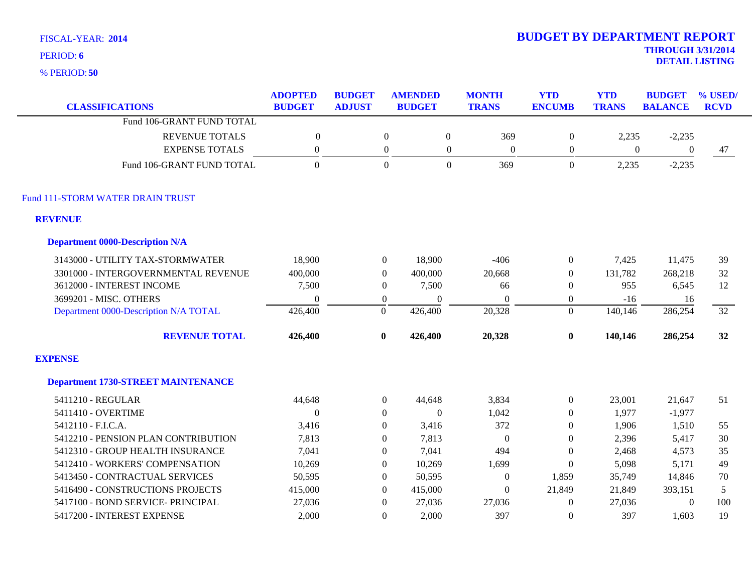FISCAL-YEAR: **2014**

PERIOD: **6**

% PERIOD: **50**

# BUDGET BY DEPARTMENT REPORT

**THROUGH 3/31/2014**

**DETAIL LISTING**

| CLASSIFICATIONS | ADOPTED BUDGET | BUDGET ADJUST | AMENDED BUDGET | MONTH TRANS | YTD ENCUMB | YTD TRANS | BUDGET BALANCE | % USED/ RCVD |
|---|---|---|---|---|---|---|---|---|
| Fund 106-GRANT FUND TOTAL | | | | | | | | |
| REVENUE TOTALS | 0 | 0 | 0 | 369 | 0 | 2,235 | -2,235 | |
| EXPENSE TOTALS | 0 | 0 | 0 | 0 | 0 | 0 | 0 | 47 |
| Fund 106-GRANT FUND TOTAL | 0 | 0 | 0 | 369 | 0 | 2,235 | -2,235 | |

## Fund 111-STORM WATER DRAIN TRUST

### REVENUE

#### Department 0000-Description N/A

| CLASSIFICATIONS | ADOPTED BUDGET | BUDGET ADJUST | AMENDED BUDGET | MONTH TRANS | YTD ENCUMB | YTD TRANS | BUDGET BALANCE | % USED/ RCVD |
|---|---|---|---|---|---|---|---|---|
| 3143000 - UTILITY TAX-STORMWATER | 18,900 | 0 | 18,900 | -406 | 0 | 7,425 | 11,475 | 39 |
| 3301000 - INTERGOVERNMENTAL REVENUE | 400,000 | 0 | 400,000 | 20,668 | 0 | 131,782 | 268,218 | 32 |
| 3612000 - INTEREST INCOME | 7,500 | 0 | 7,500 | 66 | 0 | 955 | 6,545 | 12 |
| 3699201 - MISC. OTHERS | 0 | 0 | 0 | 0 | 0 | -16 | 16 | |
| Department 0000-Description N/A TOTAL | 426,400 | 0 | 426,400 | 20,328 | 0 | 140,146 | 286,254 | 32 |
| **REVENUE TOTAL** | **426,400** | **0** | **426,400** | **20,328** | **0** | **140,146** | **286,254** | **32** |

### EXPENSE

#### Department 1730-STREET MAINTENANCE

| CLASSIFICATIONS | ADOPTED BUDGET | BUDGET ADJUST | AMENDED BUDGET | MONTH TRANS | YTD ENCUMB | YTD TRANS | BUDGET BALANCE | % USED/ RCVD |
|---|---|---|---|---|---|---|---|---|
| 5411210 - REGULAR | 44,648 | 0 | 44,648 | 3,834 | 0 | 23,001 | 21,647 | 51 |
| 5411410 - OVERTIME | 0 | 0 | 0 | 1,042 | 0 | 1,977 | -1,977 | |
| 5412110 - F.I.C.A. | 3,416 | 0 | 3,416 | 372 | 0 | 1,906 | 1,510 | 55 |
| 5412210 - PENSION PLAN CONTRIBUTION | 7,813 | 0 | 7,813 | 0 | 0 | 2,396 | 5,417 | 30 |
| 5412310 - GROUP HEALTH INSURANCE | 7,041 | 0 | 7,041 | 494 | 0 | 2,468 | 4,573 | 35 |
| 5412410 - WORKERS' COMPENSATION | 10,269 | 0 | 10,269 | 1,699 | 0 | 5,098 | 5,171 | 49 |
| 5413450 - CONTRACTUAL SERVICES | 50,595 | 0 | 50,595 | 0 | 1,859 | 35,749 | 14,846 | 70 |
| 5416490 - CONSTRUCTIONS PROJECTS | 415,000 | 0 | 415,000 | 0 | 21,849 | 21,849 | 393,151 | 5 |
| 5417100 - BOND SERVICE- PRINCIPAL | 27,036 | 0 | 27,036 | 27,036 | 0 | 27,036 | 0 | 100 |
| 5417200 - INTEREST EXPENSE | 2,000 | 0 | 2,000 | 397 | 0 | 397 | 1,603 | 19 |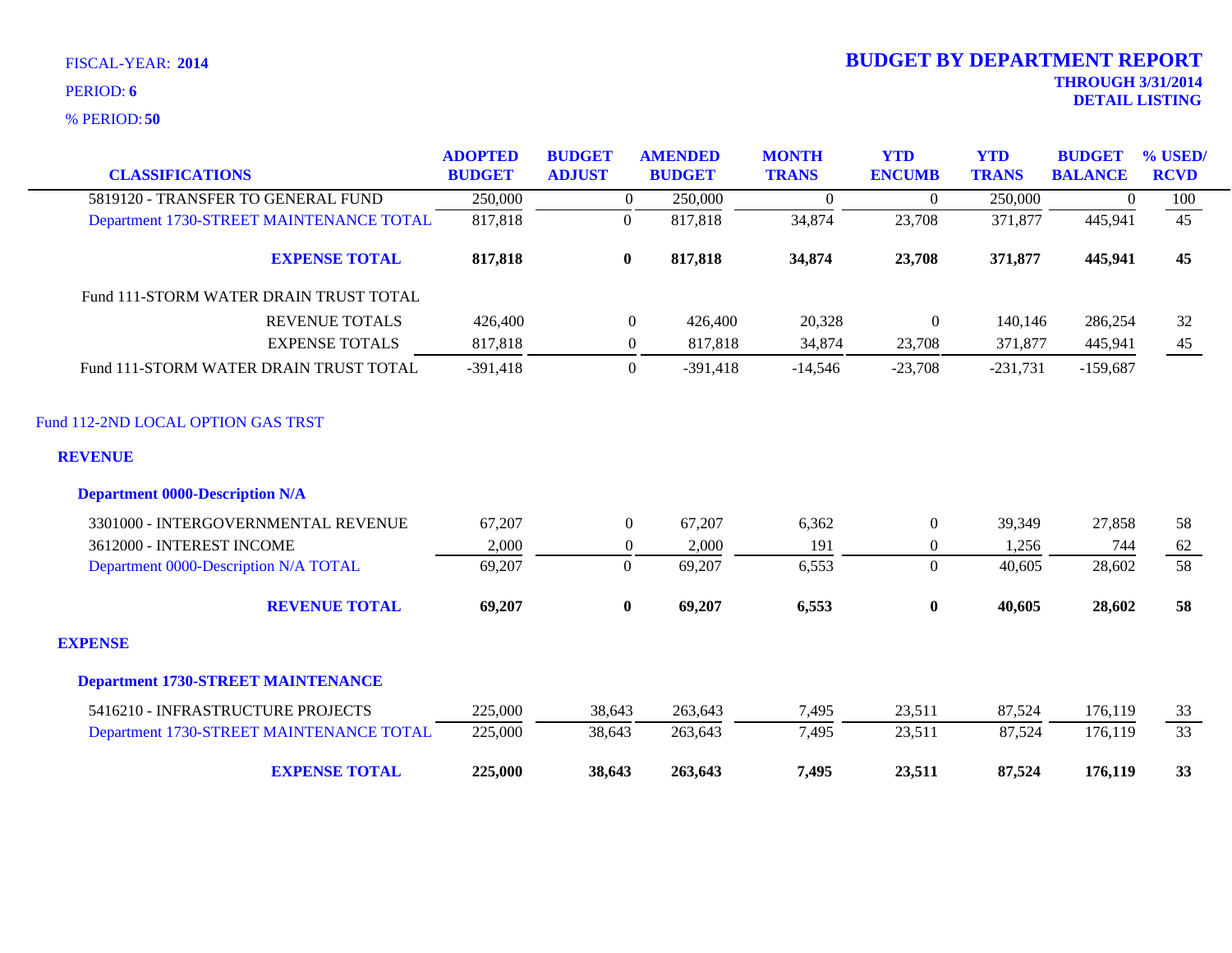FISCAL-YEAR: **2014**

PERIOD: **6**

% PERIOD: **50**

# BUDGET BY DEPARTMENT REPORT

**THROUGH 3/31/2014**
**DETAIL LISTING**

| CLASSIFICATIONS | ADOPTED BUDGET | BUDGET ADJUST | AMENDED BUDGET | MONTH TRANS | YTD ENCUMB | YTD TRANS | BUDGET BALANCE | % USED/ RCVD |
|---|---|---|---|---|---|---|---|---|
| 5819120 - TRANSFER TO GENERAL FUND | 250,000 | 0 | 250,000 | 0 | 0 | 250,000 | 0 | 100 |
| Department 1730-STREET MAINTENANCE TOTAL | 817,818 | 0 | 817,818 | 34,874 | 23,708 | 371,877 | 445,941 | 45 |
| **EXPENSE TOTAL** | **817,818** | **0** | **817,818** | **34,874** | **23,708** | **371,877** | **445,941** | **45** |
| Fund 111-STORM WATER DRAIN TRUST TOTAL | | | | | | | | |
| REVENUE TOTALS | 426,400 | 0 | 426,400 | 20,328 | 0 | 140,146 | 286,254 | 32 |
| EXPENSE TOTALS | 817,818 | 0 | 817,818 | 34,874 | 23,708 | 371,877 | 445,941 | 45 |
| Fund 111-STORM WATER DRAIN TRUST TOTAL | -391,418 | 0 | -391,418 | -14,546 | -23,708 | -231,731 | -159,687 | |

## Fund 112-2ND LOCAL OPTION GAS TRST

### REVENUE

**Department 0000-Description N/A**

| CLASSIFICATIONS | ADOPTED BUDGET | BUDGET ADJUST | AMENDED BUDGET | MONTH TRANS | YTD ENCUMB | YTD TRANS | BUDGET BALANCE | % USED/ RCVD |
|---|---|---|---|---|---|---|---|---|
| 3301000 - INTERGOVERNMENTAL REVENUE | 67,207 | 0 | 67,207 | 6,362 | 0 | 39,349 | 27,858 | 58 |
| 3612000 - INTEREST INCOME | 2,000 | 0 | 2,000 | 191 | 0 | 1,256 | 744 | 62 |
| Department 0000-Description N/A TOTAL | 69,207 | 0 | 69,207 | 6,553 | 0 | 40,605 | 28,602 | 58 |
| **REVENUE TOTAL** | **69,207** | **0** | **69,207** | **6,553** | **0** | **40,605** | **28,602** | **58** |

### EXPENSE

**Department 1730-STREET MAINTENANCE**

| CLASSIFICATIONS | ADOPTED BUDGET | BUDGET ADJUST | AMENDED BUDGET | MONTH TRANS | YTD ENCUMB | YTD TRANS | BUDGET BALANCE | % USED/ RCVD |
|---|---|---|---|---|---|---|---|---|
| 5416210 - INFRASTRUCTURE PROJECTS | 225,000 | 38,643 | 263,643 | 7,495 | 23,511 | 87,524 | 176,119 | 33 |
| Department 1730-STREET MAINTENANCE TOTAL | 225,000 | 38,643 | 263,643 | 7,495 | 23,511 | 87,524 | 176,119 | 33 |
| **EXPENSE TOTAL** | **225,000** | **38,643** | **263,643** | **7,495** | **23,511** | **87,524** | **176,119** | **33** |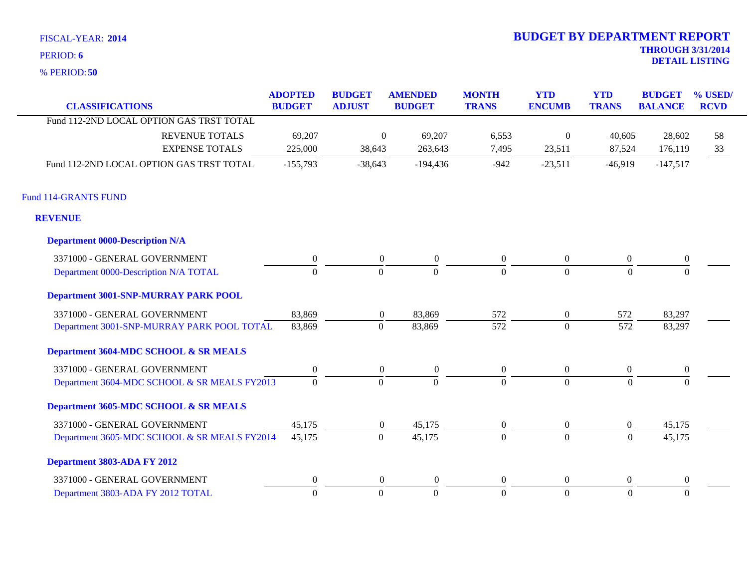FISCAL-YEAR: **2014**

PERIOD: **6**

% PERIOD: **50**

# BUDGET BY DEPARTMENT REPORT

**THROUGH 3/31/2014**
**DETAIL LISTING**

| CLASSIFICATIONS | ADOPTED BUDGET | BUDGET ADJUST | AMENDED BUDGET | MONTH TRANS | YTD ENCUMB | YTD TRANS | BUDGET BALANCE | % USED/ RCVD |
|---|---|---|---|---|---|---|---|---|
| Fund 112-2ND LOCAL OPTION GAS TRST TOTAL | | | | | | | | |
| REVENUE TOTALS | 69,207 | 0 | 69,207 | 6,553 | 0 | 40,605 | 28,602 | 58 |
| EXPENSE TOTALS | 225,000 | 38,643 | 263,643 | 7,495 | 23,511 | 87,524 | 176,119 | 33 |
| Fund 112-2ND LOCAL OPTION GAS TRST TOTAL | -155,793 | -38,643 | -194,436 | -942 | -23,511 | -46,919 | -147,517 | |
| **Fund 114-GRANTS FUND** | | | | | | | | |
| **REVENUE** | | | | | | | | |
| **Department 0000-Description N/A** | | | | | | | | |
| 3371000 - GENERAL GOVERNMENT | 0 | 0 | 0 | 0 | 0 | 0 | 0 | |
| Department 0000-Description N/A TOTAL | 0 | 0 | 0 | 0 | 0 | 0 | 0 | |
| **Department 3001-SNP-MURRAY PARK POOL** | | | | | | | | |
| 3371000 - GENERAL GOVERNMENT | 83,869 | 0 | 83,869 | 572 | 0 | 572 | 83,297 | |
| Department 3001-SNP-MURRAY PARK POOL TOTAL | 83,869 | 0 | 83,869 | 572 | 0 | 572 | 83,297 | |
| **Department 3604-MDC SCHOOL & SR MEALS** | | | | | | | | |
| 3371000 - GENERAL GOVERNMENT | 0 | 0 | 0 | 0 | 0 | 0 | 0 | |
| Department 3604-MDC SCHOOL & SR MEALS FY2013 | 0 | 0 | 0 | 0 | 0 | 0 | 0 | |
| **Department 3605-MDC SCHOOL & SR MEALS** | | | | | | | | |
| 3371000 - GENERAL GOVERNMENT | 45,175 | 0 | 45,175 | 0 | 0 | 0 | 45,175 | |
| Department 3605-MDC SCHOOL & SR MEALS FY2014 | 45,175 | 0 | 45,175 | 0 | 0 | 0 | 45,175 | |
| **Department 3803-ADA FY 2012** | | | | | | | | |
| 3371000 - GENERAL GOVERNMENT | 0 | 0 | 0 | 0 | 0 | 0 | 0 | |
| Department 3803-ADA FY 2012 TOTAL | 0 | 0 | 0 | 0 | 0 | 0 | 0 | |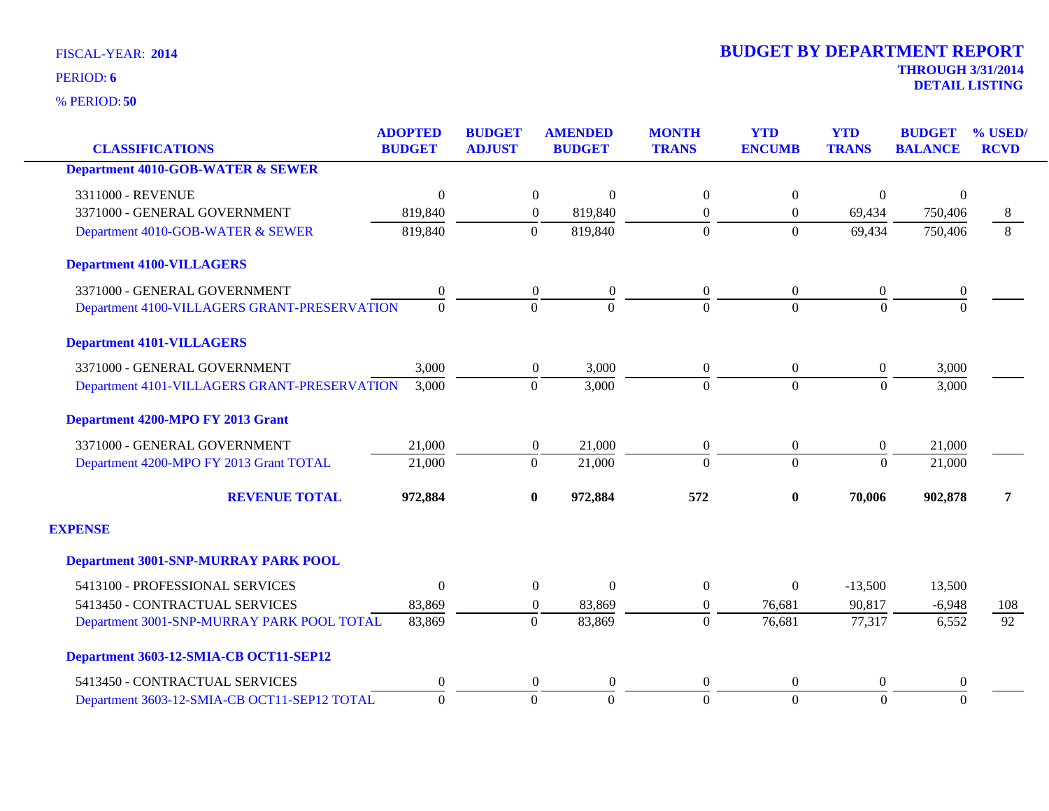FISCAL-YEAR: **2014**

PERIOD: **6**

% PERIOD: **50**

# BUDGET BY DEPARTMENT REPORT

**THROUGH 3/31/2014**

**DETAIL LISTING**

| CLASSIFICATIONS | ADOPTED BUDGET | BUDGET ADJUST | AMENDED BUDGET | MONTH TRANS | YTD ENCUMB | YTD TRANS | BUDGET BALANCE | % USED/ RCVD |
|---|---|---|---|---|---|---|---|---|
| **Department 4010-GOB-WATER & SEWER** | | | | | | | | |
| 3311000 - REVENUE | 0 | 0 | 0 | 0 | 0 | 0 | 0 | |
| 3371000 - GENERAL GOVERNMENT | 819,840 | 0 | 819,840 | 0 | 0 | 69,434 | 750,406 | 8 |
| Department 4010-GOB-WATER & SEWER | 819,840 | 0 | 819,840 | 0 | 0 | 69,434 | 750,406 | 8 |
| **Department 4100-VILLAGERS** | | | | | | | | |
| 3371000 - GENERAL GOVERNMENT | 0 | 0 | 0 | 0 | 0 | 0 | 0 | |
| Department 4100-VILLAGERS GRANT-PRESERVATION | 0 | 0 | 0 | 0 | 0 | 0 | 0 | |
| **Department 4101-VILLAGERS** | | | | | | | | |
| 3371000 - GENERAL GOVERNMENT | 3,000 | 0 | 3,000 | 0 | 0 | 0 | 3,000 | |
| Department 4101-VILLAGERS GRANT-PRESERVATION | 3,000 | 0 | 3,000 | 0 | 0 | 0 | 3,000 | |
| **Department 4200-MPO FY 2013 Grant** | | | | | | | | |
| 3371000 - GENERAL GOVERNMENT | 21,000 | 0 | 21,000 | 0 | 0 | 0 | 21,000 | |
| Department 4200-MPO FY 2013 Grant TOTAL | 21,000 | 0 | 21,000 | 0 | 0 | 0 | 21,000 | |
| **REVENUE TOTAL** | **972,884** | **0** | **972,884** | **572** | **0** | **70,006** | **902,878** | **7** |
| **EXPENSE** | | | | | | | | |
| **Department 3001-SNP-MURRAY PARK POOL** | | | | | | | | |
| 5413100 - PROFESSIONAL SERVICES | 0 | 0 | 0 | 0 | 0 | -13,500 | 13,500 | |
| 5413450 - CONTRACTUAL SERVICES | 83,869 | 0 | 83,869 | 0 | 76,681 | 90,817 | -6,948 | 108 |
| Department 3001-SNP-MURRAY PARK POOL TOTAL | 83,869 | 0 | 83,869 | 0 | 76,681 | 77,317 | 6,552 | 92 |
| **Department 3603-12-SMIA-CB OCT11-SEP12** | | | | | | | | |
| 5413450 - CONTRACTUAL SERVICES | 0 | 0 | 0 | 0 | 0 | 0 | 0 | |
| Department 3603-12-SMIA-CB OCT11-SEP12 TOTAL | 0 | 0 | 0 | 0 | 0 | 0 | 0 | |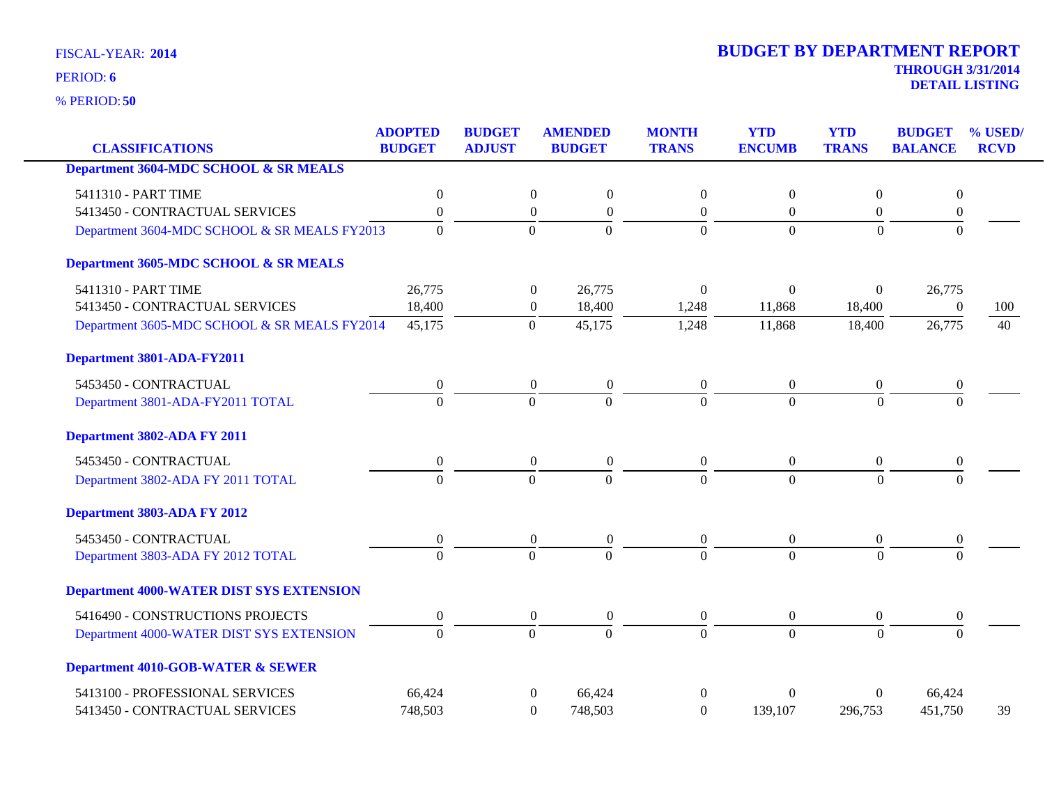FISCAL-YEAR: **2014**

PERIOD: **6**

% PERIOD: **50**

# BUDGET BY DEPARTMENT REPORT

**THROUGH 3/31/2014**
**DETAIL LISTING**

| CLASSIFICATIONS | ADOPTED BUDGET | BUDGET ADJUST | AMENDED BUDGET | MONTH TRANS | YTD ENCUMB | YTD TRANS | BUDGET BALANCE | % USED/ RCVD |
|---|---|---|---|---|---|---|---|---|
| **Department 3604-MDC SCHOOL & SR MEALS** | | | | | | | | |
| 5411310 - PART TIME | 0 | 0 | 0 | 0 | 0 | 0 | 0 | |
| 5413450 - CONTRACTUAL SERVICES | 0 | 0 | 0 | 0 | 0 | 0 | 0 | |
| Department 3604-MDC SCHOOL & SR MEALS FY2013 | 0 | 0 | 0 | 0 | 0 | 0 | 0 | |
| **Department 3605-MDC SCHOOL & SR MEALS** | | | | | | | | |
| 5411310 - PART TIME | 26,775 | 0 | 26,775 | 0 | 0 | 0 | 26,775 | |
| 5413450 - CONTRACTUAL SERVICES | 18,400 | 0 | 18,400 | 1,248 | 11,868 | 18,400 | 0 | 100 |
| Department 3605-MDC SCHOOL & SR MEALS FY2014 | 45,175 | 0 | 45,175 | 1,248 | 11,868 | 18,400 | 26,775 | 40 |
| **Department 3801-ADA-FY2011** | | | | | | | | |
| 5453450 - CONTRACTUAL | 0 | 0 | 0 | 0 | 0 | 0 | 0 | |
| Department 3801-ADA-FY2011 TOTAL | 0 | 0 | 0 | 0 | 0 | 0 | 0 | |
| **Department 3802-ADA FY 2011** | | | | | | | | |
| 5453450 - CONTRACTUAL | 0 | 0 | 0 | 0 | 0 | 0 | 0 | |
| Department 3802-ADA FY 2011 TOTAL | 0 | 0 | 0 | 0 | 0 | 0 | 0 | |
| **Department 3803-ADA FY 2012** | | | | | | | | |
| 5453450 - CONTRACTUAL | 0 | 0 | 0 | 0 | 0 | 0 | 0 | |
| Department 3803-ADA FY 2012 TOTAL | 0 | 0 | 0 | 0 | 0 | 0 | 0 | |
| **Department 4000-WATER DIST SYS EXTENSION** | | | | | | | | |
| 5416490 - CONSTRUCTIONS PROJECTS | 0 | 0 | 0 | 0 | 0 | 0 | 0 | |
| Department 4000-WATER DIST SYS EXTENSION | 0 | 0 | 0 | 0 | 0 | 0 | 0 | |
| **Department 4010-GOB-WATER & SEWER** | | | | | | | | |
| 5413100 - PROFESSIONAL SERVICES | 66,424 | 0 | 66,424 | 0 | 0 | 0 | 66,424 | |
| 5413450 - CONTRACTUAL SERVICES | 748,503 | 0 | 748,503 | 0 | 139,107 | 296,753 | 451,750 | 39 |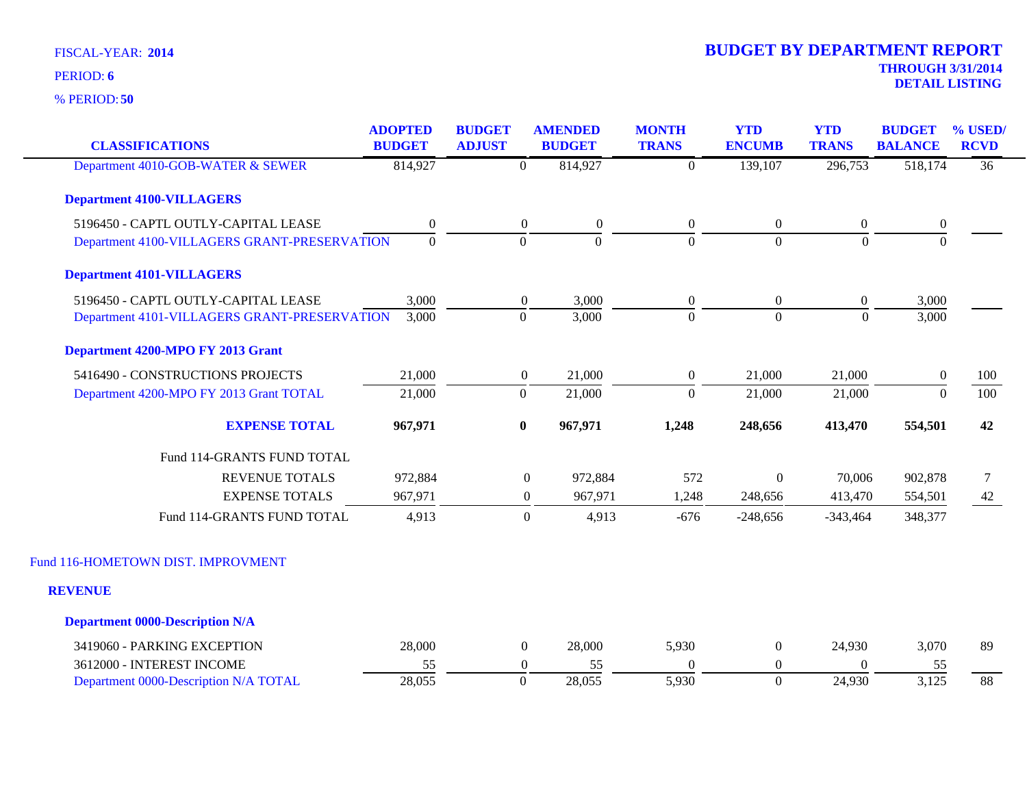FISCAL-YEAR: **2014**

PERIOD: **6**

% PERIOD: **50**

# BUDGET BY DEPARTMENT REPORT

**THROUGH 3/31/2014**

**DETAIL LISTING**

| CLASSIFICATIONS | ADOPTED BUDGET | BUDGET ADJUST | AMENDED BUDGET | MONTH TRANS | YTD ENCUMB | YTD TRANS | BUDGET BALANCE | % USED/ RCVD |
|---|---|---|---|---|---|---|---|---|
| Department 4010-GOB-WATER & SEWER | 814,927 | 0 | 814,927 | 0 | 139,107 | 296,753 | 518,174 | 36 |
| **Department 4100-VILLAGERS** | | | | | | | | |
| 5196450 - CAPTL OUTLY-CAPITAL LEASE | 0 | 0 | 0 | 0 | 0 | 0 | 0 | |
| Department 4100-VILLAGERS GRANT-PRESERVATION | 0 | 0 | 0 | 0 | 0 | 0 | 0 | |
| **Department 4101-VILLAGERS** | | | | | | | | |
| 5196450 - CAPTL OUTLY-CAPITAL LEASE | 3,000 | 0 | 3,000 | 0 | 0 | 0 | 3,000 | |
| Department 4101-VILLAGERS GRANT-PRESERVATION | 3,000 | 0 | 3,000 | 0 | 0 | 0 | 3,000 | |
| **Department 4200-MPO FY 2013 Grant** | | | | | | | | |
| 5416490 - CONSTRUCTIONS PROJECTS | 21,000 | 0 | 21,000 | 0 | 21,000 | 21,000 | 0 | 100 |
| Department 4200-MPO FY 2013 Grant TOTAL | 21,000 | 0 | 21,000 | 0 | 21,000 | 21,000 | 0 | 100 |
| **EXPENSE TOTAL** | **967,971** | **0** | **967,971** | **1,248** | **248,656** | **413,470** | **554,501** | **42** |
| Fund 114-GRANTS FUND TOTAL | | | | | | | | |
| REVENUE TOTALS | 972,884 | 0 | 972,884 | 572 | 0 | 70,006 | 902,878 | 7 |
| EXPENSE TOTALS | 967,971 | 0 | 967,971 | 1,248 | 248,656 | 413,470 | 554,501 | 42 |
| Fund 114-GRANTS FUND TOTAL | 4,913 | 0 | 4,913 | -676 | -248,656 | -343,464 | 348,377 | |

Fund 116-HOMETOWN DIST. IMPROVMENT

**REVENUE**

| CLASSIFICATIONS | ADOPTED BUDGET | BUDGET ADJUST | AMENDED BUDGET | MONTH TRANS | YTD ENCUMB | YTD TRANS | BUDGET BALANCE | % USED/ RCVD |
|---|---|---|---|---|---|---|---|---|
| **Department 0000-Description N/A** | | | | | | | | |
| 3419060 - PARKING EXCEPTION | 28,000 | 0 | 28,000 | 5,930 | 0 | 24,930 | 3,070 | 89 |
| 3612000 - INTEREST INCOME | 55 | 0 | 55 | 0 | 0 | 0 | 55 | |
| Department 0000-Description N/A TOTAL | 28,055 | 0 | 28,055 | 5,930 | 0 | 24,930 | 3,125 | 88 |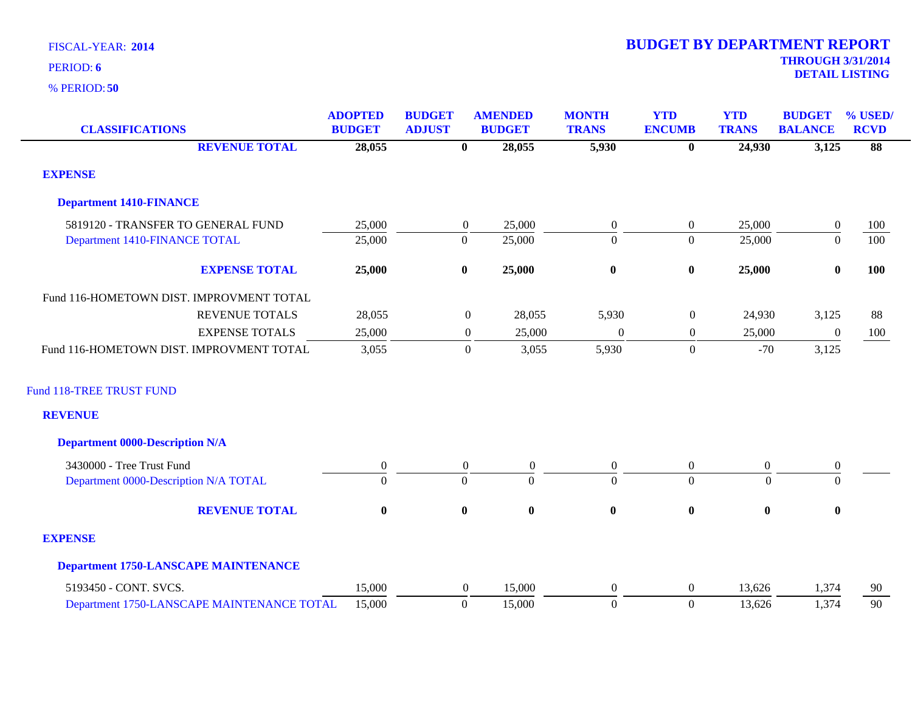FISCAL-YEAR: **2014**

PERIOD: **6**

% PERIOD: **50**

# BUDGET BY DEPARTMENT REPORT

**THROUGH 3/31/2014**

**DETAIL LISTING**

| CLASSIFICATIONS | ADOPTED BUDGET | BUDGET ADJUST | AMENDED BUDGET | MONTH TRANS | YTD ENCUMB | YTD TRANS | BUDGET BALANCE | % USED/ RCVD |
|---|---|---|---|---|---|---|---|---|
| **REVENUE TOTAL** | **28,055** | **0** | **28,055** | **5,930** | **0** | **24,930** | **3,125** | **88** |
| **EXPENSE** | | | | | | | | |
| **Department 1410-FINANCE** | | | | | | | | |
| 5819120 - TRANSFER TO GENERAL FUND | 25,000 | 0 | 25,000 | 0 | 0 | 25,000 | 0 | 100 |
| Department 1410-FINANCE TOTAL | 25,000 | 0 | 25,000 | 0 | 0 | 25,000 | 0 | 100 |
| **EXPENSE TOTAL** | **25,000** | **0** | **25,000** | **0** | **0** | **25,000** | **0** | **100** |
| Fund 116-HOMETOWN DIST. IMPROVMENT TOTAL | | | | | | | | |
| REVENUE TOTALS | 28,055 | 0 | 28,055 | 5,930 | 0 | 24,930 | 3,125 | 88 |
| EXPENSE TOTALS | 25,000 | 0 | 25,000 | 0 | 0 | 25,000 | 0 | 100 |
| Fund 116-HOMETOWN DIST. IMPROVMENT TOTAL | 3,055 | 0 | 3,055 | 5,930 | 0 | -70 | 3,125 | |
| Fund 118-TREE TRUST FUND | | | | | | | | |
| **REVENUE** | | | | | | | | |
| **Department 0000-Description N/A** | | | | | | | | |
| 3430000 - Tree Trust Fund | 0 | 0 | 0 | 0 | 0 | 0 | 0 | |
| Department 0000-Description N/A TOTAL | 0 | 0 | 0 | 0 | 0 | 0 | 0 | |
| **REVENUE TOTAL** | **0** | **0** | **0** | **0** | **0** | **0** | **0** | |
| **EXPENSE** | | | | | | | | |
| **Department 1750-LANSCAPE MAINTENANCE** | | | | | | | | |
| 5193450 - CONT. SVCS. | 15,000 | 0 | 15,000 | 0 | 0 | 13,626 | 1,374 | 90 |
| Department 1750-LANSCAPE MAINTENANCE TOTAL | 15,000 | 0 | 15,000 | 0 | 0 | 13,626 | 1,374 | 90 |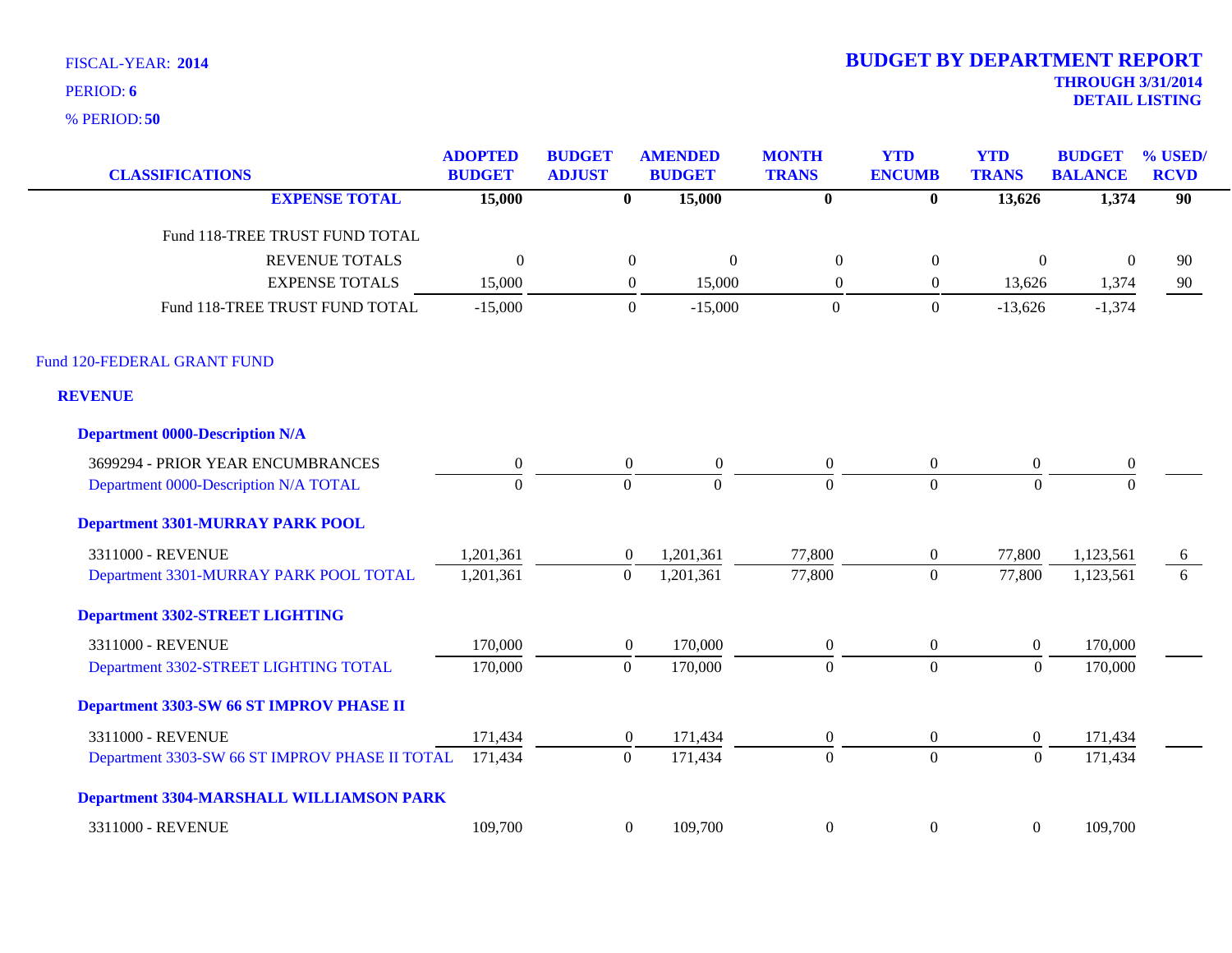FISCAL-YEAR: **2014**
PERIOD: **6**
% PERIOD: **50**

# BUDGET BY DEPARTMENT REPORT

**THROUGH 3/31/2014**
**DETAIL LISTING**

| CLASSIFICATIONS | ADOPTED BUDGET | BUDGET ADJUST | AMENDED BUDGET | MONTH TRANS | YTD ENCUMB | YTD TRANS | BUDGET BALANCE | % USED/ RCVD |
|---|---|---|---|---|---|---|---|---|
| **EXPENSE TOTAL** | **15,000** | **0** | **15,000** | **0** | **0** | **13,626** | **1,374** | **90** |
| Fund 118-TREE TRUST FUND TOTAL | | | | | | | | |
| REVENUE TOTALS | 0 | 0 | 0 | 0 | 0 | 0 | 0 | 90 |
| EXPENSE TOTALS | 15,000 | 0 | 15,000 | 0 | 0 | 13,626 | 1,374 | 90 |
| Fund 118-TREE TRUST FUND TOTAL | -15,000 | 0 | -15,000 | 0 | 0 | -13,626 | -1,374 | |
| Fund 120-FEDERAL GRANT FUND | | | | | | | | |
| **REVENUE** | | | | | | | | |
| **Department 0000-Description N/A** | | | | | | | | |
| 3699294 - PRIOR YEAR ENCUMBRANCES | 0 | 0 | 0 | 0 | 0 | 0 | 0 | |
| Department 0000-Description N/A TOTAL | 0 | 0 | 0 | 0 | 0 | 0 | 0 | |
| **Department 3301-MURRAY PARK POOL** | | | | | | | | |
| 3311000 - REVENUE | 1,201,361 | 0 | 1,201,361 | 77,800 | 0 | 77,800 | 1,123,561 | 6 |
| Department 3301-MURRAY PARK POOL TOTAL | 1,201,361 | 0 | 1,201,361 | 77,800 | 0 | 77,800 | 1,123,561 | 6 |
| **Department 3302-STREET LIGHTING** | | | | | | | | |
| 3311000 - REVENUE | 170,000 | 0 | 170,000 | 0 | 0 | 0 | 170,000 | |
| Department 3302-STREET LIGHTING TOTAL | 170,000 | 0 | 170,000 | 0 | 0 | 0 | 170,000 | |
| **Department 3303-SW 66 ST IMPROV PHASE II** | | | | | | | | |
| 3311000 - REVENUE | 171,434 | 0 | 171,434 | 0 | 0 | 0 | 171,434 | |
| Department 3303-SW 66 ST IMPROV PHASE II TOTAL | 171,434 | 0 | 171,434 | 0 | 0 | 0 | 171,434 | |
| **Department 3304-MARSHALL WILLIAMSON PARK** | | | | | | | | |
| 3311000 - REVENUE | 109,700 | 0 | 109,700 | 0 | 0 | 0 | 109,700 | |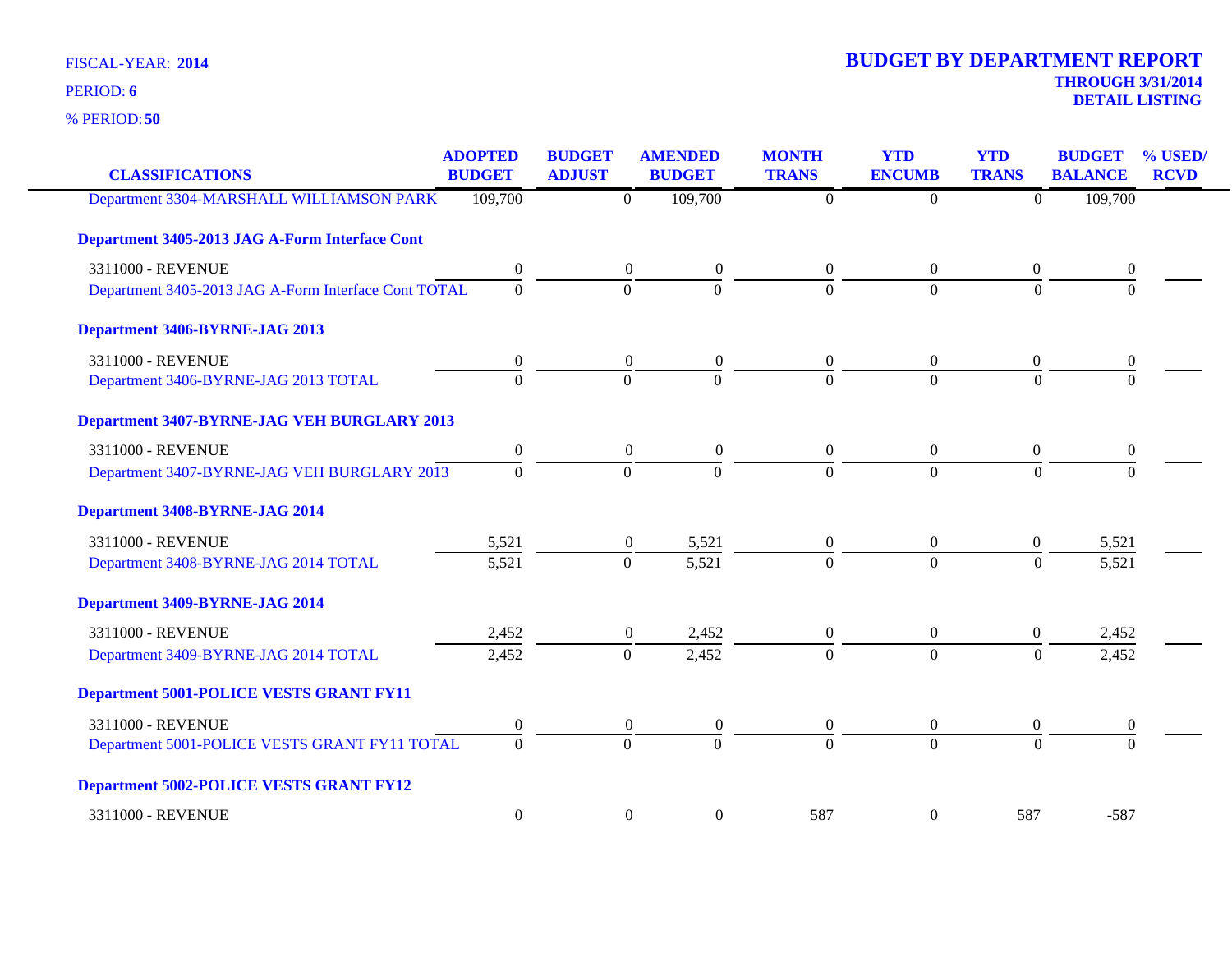FISCAL-YEAR: **2014**

PERIOD: **6**

% PERIOD: **50**

# BUDGET BY DEPARTMENT REPORT

**THROUGH 3/31/2014**

**DETAIL LISTING**

| CLASSIFICATIONS | ADOPTED BUDGET | BUDGET ADJUST | AMENDED BUDGET | MONTH TRANS | YTD ENCUMB | YTD TRANS | BUDGET BALANCE | % USED/ RCVD |
|---|---|---|---|---|---|---|---|---|
| Department 3304-MARSHALL WILLIAMSON PARK | 109,700 | 0 | 109,700 | 0 | 0 | 0 | 109,700 | |
| **Department 3405-2013 JAG A-Form Interface Cont** | | | | | | | | |
| 3311000 - REVENUE | 0 | 0 | 0 | 0 | 0 | 0 | 0 | |
| Department 3405-2013 JAG A-Form Interface Cont TOTAL | 0 | 0 | 0 | 0 | 0 | 0 | 0 | |
| **Department 3406-BYRNE-JAG 2013** | | | | | | | | |
| 3311000 - REVENUE | 0 | 0 | 0 | 0 | 0 | 0 | 0 | |
| Department 3406-BYRNE-JAG 2013 TOTAL | 0 | 0 | 0 | 0 | 0 | 0 | 0 | |
| **Department 3407-BYRNE-JAG VEH BURGLARY 2013** | | | | | | | | |
| 3311000 - REVENUE | 0 | 0 | 0 | 0 | 0 | 0 | 0 | |
| Department 3407-BYRNE-JAG VEH BURGLARY 2013 | 0 | 0 | 0 | 0 | 0 | 0 | 0 | |
| **Department 3408-BYRNE-JAG 2014** | | | | | | | | |
| 3311000 - REVENUE | 5,521 | 0 | 5,521 | 0 | 0 | 0 | 5,521 | |
| Department 3408-BYRNE-JAG 2014 TOTAL | 5,521 | 0 | 5,521 | 0 | 0 | 0 | 5,521 | |
| **Department 3409-BYRNE-JAG 2014** | | | | | | | | |
| 3311000 - REVENUE | 2,452 | 0 | 2,452 | 0 | 0 | 0 | 2,452 | |
| Department 3409-BYRNE-JAG 2014 TOTAL | 2,452 | 0 | 2,452 | 0 | 0 | 0 | 2,452 | |
| **Department 5001-POLICE VESTS GRANT FY11** | | | | | | | | |
| 3311000 - REVENUE | 0 | 0 | 0 | 0 | 0 | 0 | 0 | |
| Department 5001-POLICE VESTS GRANT FY11 TOTAL | 0 | 0 | 0 | 0 | 0 | 0 | 0 | |
| **Department 5002-POLICE VESTS GRANT FY12** | | | | | | | | |
| 3311000 - REVENUE | 0 | 0 | 0 | 587 | 0 | 587 | -587 | |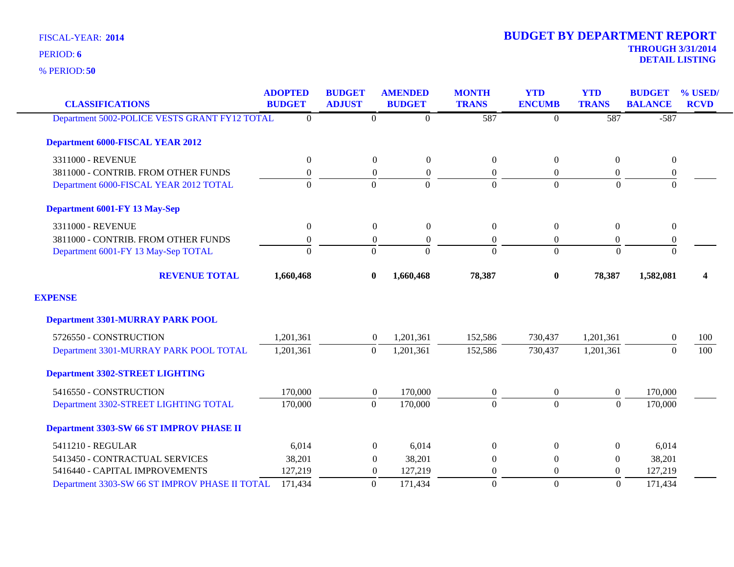FISCAL-YEAR: **2014**

PERIOD: **6**

% PERIOD: **50**

# BUDGET BY DEPARTMENT REPORT

**THROUGH 3/31/2014**

**DETAIL LISTING**

| CLASSIFICATIONS | ADOPTED BUDGET | BUDGET ADJUST | AMENDED BUDGET | MONTH TRANS | YTD ENCUMB | YTD TRANS | BUDGET BALANCE | % USED/ RCVD |
|---|---|---|---|---|---|---|---|---|
| Department 5002-POLICE VESTS GRANT FY12 TOTAL | 0 | 0 | 0 | 587 | 0 | 587 | -587 | |
| **Department 6000-FISCAL YEAR 2012** | | | | | | | | |
| 3311000 - REVENUE | 0 | 0 | 0 | 0 | 0 | 0 | 0 | |
| 3811000 - CONTRIB. FROM OTHER FUNDS | 0 | 0 | 0 | 0 | 0 | 0 | 0 | |
| Department 6000-FISCAL YEAR 2012 TOTAL | 0 | 0 | 0 | 0 | 0 | 0 | 0 | |
| **Department 6001-FY 13 May-Sep** | | | | | | | | |
| 3311000 - REVENUE | 0 | 0 | 0 | 0 | 0 | 0 | 0 | |
| 3811000 - CONTRIB. FROM OTHER FUNDS | 0 | 0 | 0 | 0 | 0 | 0 | 0 | |
| Department 6001-FY 13 May-Sep TOTAL | 0 | 0 | 0 | 0 | 0 | 0 | 0 | |
| **REVENUE TOTAL** | **1,660,468** | **0** | **1,660,468** | **78,387** | **0** | **78,387** | **1,582,081** | **4** |
| **EXPENSE** | | | | | | | | |
| **Department 3301-MURRAY PARK POOL** | | | | | | | | |
| 5726550 - CONSTRUCTION | 1,201,361 | 0 | 1,201,361 | 152,586 | 730,437 | 1,201,361 | 0 | 100 |
| Department 3301-MURRAY PARK POOL TOTAL | 1,201,361 | 0 | 1,201,361 | 152,586 | 730,437 | 1,201,361 | 0 | 100 |
| **Department 3302-STREET LIGHTING** | | | | | | | | |
| 5416550 - CONSTRUCTION | 170,000 | 0 | 170,000 | 0 | 0 | 0 | 170,000 | |
| Department 3302-STREET LIGHTING TOTAL | 170,000 | 0 | 170,000 | 0 | 0 | 0 | 170,000 | |
| **Department 3303-SW 66 ST IMPROV PHASE II** | | | | | | | | |
| 5411210 - REGULAR | 6,014 | 0 | 6,014 | 0 | 0 | 0 | 6,014 | |
| 5413450 - CONTRACTUAL SERVICES | 38,201 | 0 | 38,201 | 0 | 0 | 0 | 38,201 | |
| 5416440 - CAPITAL IMPROVEMENTS | 127,219 | 0 | 127,219 | 0 | 0 | 0 | 127,219 | |
| Department 3303-SW 66 ST IMPROV PHASE II TOTAL | 171,434 | 0 | 171,434 | 0 | 0 | 0 | 171,434 | |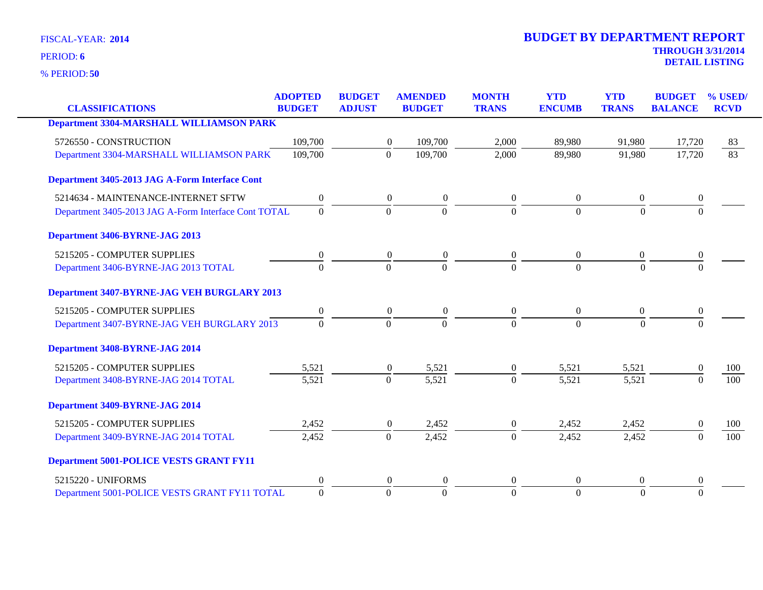FISCAL-YEAR: **2014**

PERIOD: **6**

% PERIOD: **50**

# BUDGET BY DEPARTMENT REPORT

**THROUGH 3/31/2014**

**DETAIL LISTING**

| CLASSIFICATIONS | ADOPTED BUDGET | BUDGET ADJUST | AMENDED BUDGET | MONTH TRANS | YTD ENCUMB | YTD TRANS | BUDGET BALANCE | % USED/ RCVD |
|---|---|---|---|---|---|---|---|---|
| **Department 3304-MARSHALL WILLIAMSON PARK** | | | | | | | | |
| 5726550 - CONSTRUCTION | 109,700 | 0 | 109,700 | 2,000 | 89,980 | 91,980 | 17,720 | 83 |
| Department 3304-MARSHALL WILLIAMSON PARK | 109,700 | 0 | 109,700 | 2,000 | 89,980 | 91,980 | 17,720 | 83 |
| **Department 3405-2013 JAG A-Form Interface Cont** | | | | | | | | |
| 5214634 - MAINTENANCE-INTERNET SFTW | 0 | 0 | 0 | 0 | 0 | 0 | 0 | |
| Department 3405-2013 JAG A-Form Interface Cont TOTAL | 0 | 0 | 0 | 0 | 0 | 0 | 0 | |
| **Department 3406-BYRNE-JAG 2013** | | | | | | | | |
| 5215205 - COMPUTER SUPPLIES | 0 | 0 | 0 | 0 | 0 | 0 | 0 | |
| Department 3406-BYRNE-JAG 2013 TOTAL | 0 | 0 | 0 | 0 | 0 | 0 | 0 | |
| **Department 3407-BYRNE-JAG VEH BURGLARY 2013** | | | | | | | | |
| 5215205 - COMPUTER SUPPLIES | 0 | 0 | 0 | 0 | 0 | 0 | 0 | |
| Department 3407-BYRNE-JAG VEH BURGLARY 2013 | 0 | 0 | 0 | 0 | 0 | 0 | 0 | |
| **Department 3408-BYRNE-JAG 2014** | | | | | | | | |
| 5215205 - COMPUTER SUPPLIES | 5,521 | 0 | 5,521 | 0 | 5,521 | 5,521 | 0 | 100 |
| Department 3408-BYRNE-JAG 2014 TOTAL | 5,521 | 0 | 5,521 | 0 | 5,521 | 5,521 | 0 | 100 |
| **Department 3409-BYRNE-JAG 2014** | | | | | | | | |
| 5215205 - COMPUTER SUPPLIES | 2,452 | 0 | 2,452 | 0 | 2,452 | 2,452 | 0 | 100 |
| Department 3409-BYRNE-JAG 2014 TOTAL | 2,452 | 0 | 2,452 | 0 | 2,452 | 2,452 | 0 | 100 |
| **Department 5001-POLICE VESTS GRANT FY11** | | | | | | | | |
| 5215220 - UNIFORMS | 0 | 0 | 0 | 0 | 0 | 0 | 0 | |
| Department 5001-POLICE VESTS GRANT FY11 TOTAL | 0 | 0 | 0 | 0 | 0 | 0 | 0 | |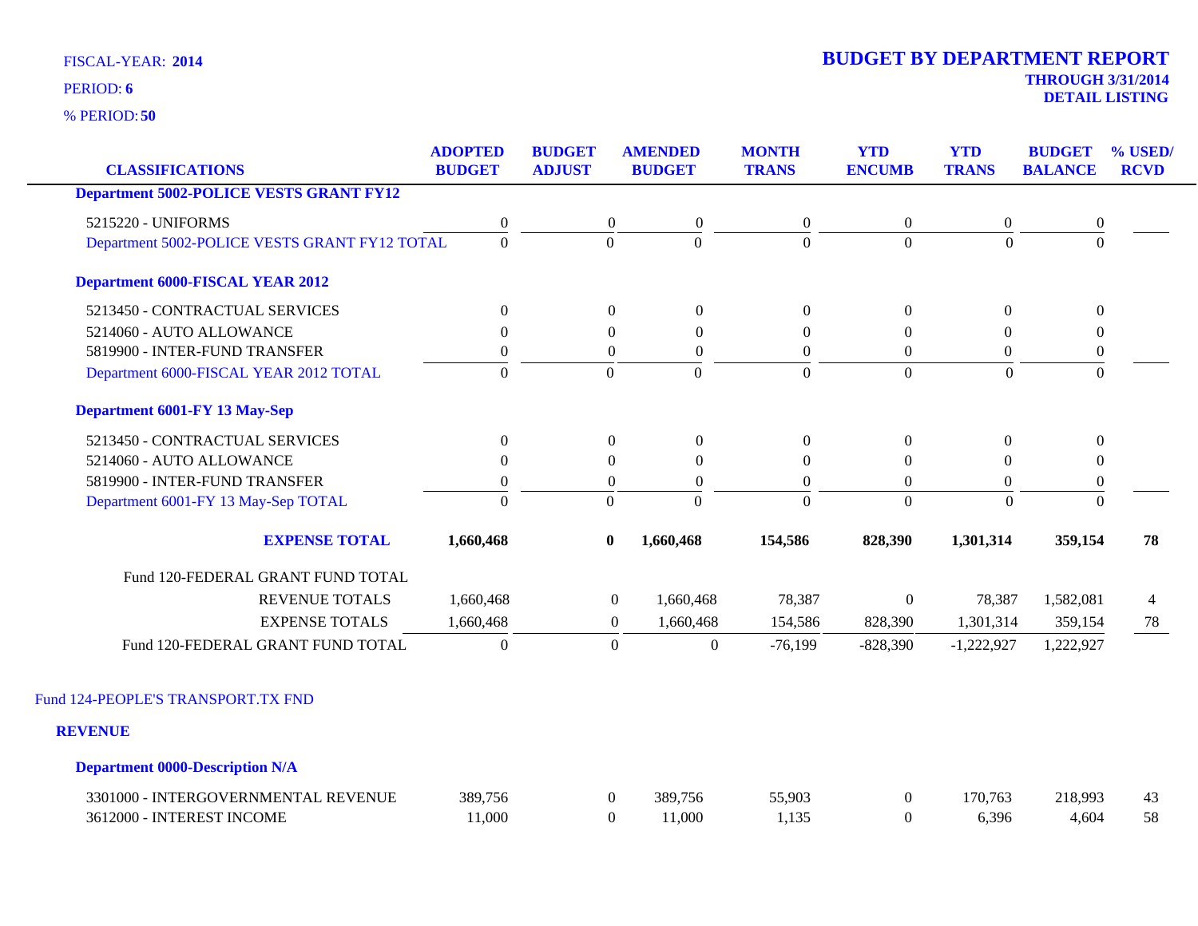FISCAL-YEAR: **2014**

PERIOD: **6**

% PERIOD: **50**

# BUDGET BY DEPARTMENT REPORT

**THROUGH 3/31/2014**
**DETAIL LISTING**

| CLASSIFICATIONS | ADOPTED BUDGET | BUDGET ADJUST | AMENDED BUDGET | MONTH TRANS | YTD ENCUMB | YTD TRANS | BUDGET BALANCE | % USED/ RCVD |
|---|---|---|---|---|---|---|---|---|
| **Department 5002-POLICE VESTS GRANT FY12** | | | | | | | | |
| 5215220 - UNIFORMS | 0 | 0 | 0 | 0 | 0 | 0 | 0 | |
| Department 5002-POLICE VESTS GRANT FY12 TOTAL | 0 | 0 | 0 | 0 | 0 | 0 | 0 | |
| **Department 6000-FISCAL YEAR 2012** | | | | | | | | |
| 5213450 - CONTRACTUAL SERVICES | 0 | 0 | 0 | 0 | 0 | 0 | 0 | |
| 5214060 - AUTO ALLOWANCE | 0 | 0 | 0 | 0 | 0 | 0 | 0 | |
| 5819900 - INTER-FUND TRANSFER | 0 | 0 | 0 | 0 | 0 | 0 | 0 | |
| Department 6000-FISCAL YEAR 2012 TOTAL | 0 | 0 | 0 | 0 | 0 | 0 | 0 | |
| **Department 6001-FY 13 May-Sep** | | | | | | | | |
| 5213450 - CONTRACTUAL SERVICES | 0 | 0 | 0 | 0 | 0 | 0 | 0 | |
| 5214060 - AUTO ALLOWANCE | 0 | 0 | 0 | 0 | 0 | 0 | 0 | |
| 5819900 - INTER-FUND TRANSFER | 0 | 0 | 0 | 0 | 0 | 0 | 0 | |
| Department 6001-FY 13 May-Sep TOTAL | 0 | 0 | 0 | 0 | 0 | 0 | 0 | |
| **EXPENSE TOTAL** | **1,660,468** | **0** | **1,660,468** | **154,586** | **828,390** | **1,301,314** | **359,154** | **78** |
| Fund 120-FEDERAL GRANT FUND TOTAL | | | | | | | | |
| REVENUE TOTALS | 1,660,468 | 0 | 1,660,468 | 78,387 | 0 | 78,387 | 1,582,081 | 4 |
| EXPENSE TOTALS | 1,660,468 | 0 | 1,660,468 | 154,586 | 828,390 | 1,301,314 | 359,154 | 78 |
| Fund 120-FEDERAL GRANT FUND TOTAL | 0 | 0 | 0 | -76,199 | -828,390 | -1,222,927 | 1,222,927 | |

Fund 124-PEOPLE'S TRANSPORT.TX FND

**REVENUE**

| CLASSIFICATIONS | ADOPTED BUDGET | BUDGET ADJUST | AMENDED BUDGET | MONTH TRANS | YTD ENCUMB | YTD TRANS | BUDGET BALANCE | % USED/ RCVD |
|---|---|---|---|---|---|---|---|---|
| **Department 0000-Description N/A** | | | | | | | | |
| 3301000 - INTERGOVERNMENTAL REVENUE | 389,756 | 0 | 389,756 | 55,903 | 0 | 170,763 | 218,993 | 43 |
| 3612000 - INTEREST INCOME | 11,000 | 0 | 11,000 | 1,135 | 0 | 6,396 | 4,604 | 58 |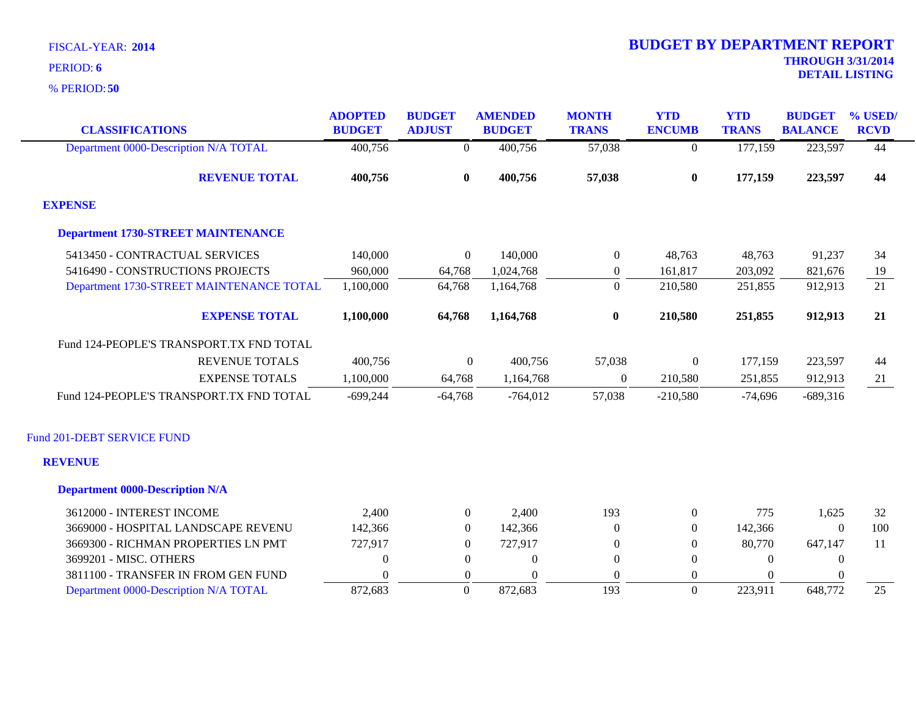FISCAL-YEAR: **2014**

PERIOD: **6**

% PERIOD: **50**

# BUDGET BY DEPARTMENT REPORT

**THROUGH 3/31/2014**

**DETAIL LISTING**

| CLASSIFICATIONS | ADOPTED BUDGET | BUDGET ADJUST | AMENDED BUDGET | MONTH TRANS | YTD ENCUMB | YTD TRANS | BUDGET BALANCE | % USED/ RCVD |
|---|---|---|---|---|---|---|---|---|
| Department 0000-Description N/A TOTAL | 400,756 | 0 | 400,756 | 57,038 | 0 | 177,159 | 223,597 | 44 |
| **REVENUE TOTAL** | **400,756** | **0** | **400,756** | **57,038** | **0** | **177,159** | **223,597** | **44** |
| **EXPENSE** | | | | | | | | |
| **Department 1730-STREET MAINTENANCE** | | | | | | | | |
| 5413450 - CONTRACTUAL SERVICES | 140,000 | 0 | 140,000 | 0 | 48,763 | 48,763 | 91,237 | 34 |
| 5416490 - CONSTRUCTIONS PROJECTS | 960,000 | 64,768 | 1,024,768 | 0 | 161,817 | 203,092 | 821,676 | 19 |
| Department 1730-STREET MAINTENANCE TOTAL | 1,100,000 | 64,768 | 1,164,768 | 0 | 210,580 | 251,855 | 912,913 | 21 |
| **EXPENSE TOTAL** | **1,100,000** | **64,768** | **1,164,768** | **0** | **210,580** | **251,855** | **912,913** | **21** |
| Fund 124-PEOPLE'S TRANSPORT.TX FND TOTAL | | | | | | | | |
| REVENUE TOTALS | 400,756 | 0 | 400,756 | 57,038 | 0 | 177,159 | 223,597 | 44 |
| EXPENSE TOTALS | 1,100,000 | 64,768 | 1,164,768 | 0 | 210,580 | 251,855 | 912,913 | 21 |
| Fund 124-PEOPLE'S TRANSPORT.TX FND TOTAL | -699,244 | -64,768 | -764,012 | 57,038 | -210,580 | -74,696 | -689,316 | |
| Fund 201-DEBT SERVICE FUND | | | | | | | | |
| **REVENUE** | | | | | | | | |
| **Department 0000-Description N/A** | | | | | | | | |
| 3612000 - INTEREST INCOME | 2,400 | 0 | 2,400 | 193 | 0 | 775 | 1,625 | 32 |
| 3669000 - HOSPITAL LANDSCAPE REVENU | 142,366 | 0 | 142,366 | 0 | 0 | 142,366 | 0 | 100 |
| 3669300 - RICHMAN PROPERTIES LN PMT | 727,917 | 0 | 727,917 | 0 | 0 | 80,770 | 647,147 | 11 |
| 3699201 - MISC. OTHERS | 0 | 0 | 0 | 0 | 0 | 0 | 0 | |
| 3811100 - TRANSFER IN FROM GEN FUND | 0 | 0 | 0 | 0 | 0 | 0 | 0 | |
| Department 0000-Description N/A TOTAL | 872,683 | 0 | 872,683 | 193 | 0 | 223,911 | 648,772 | 25 |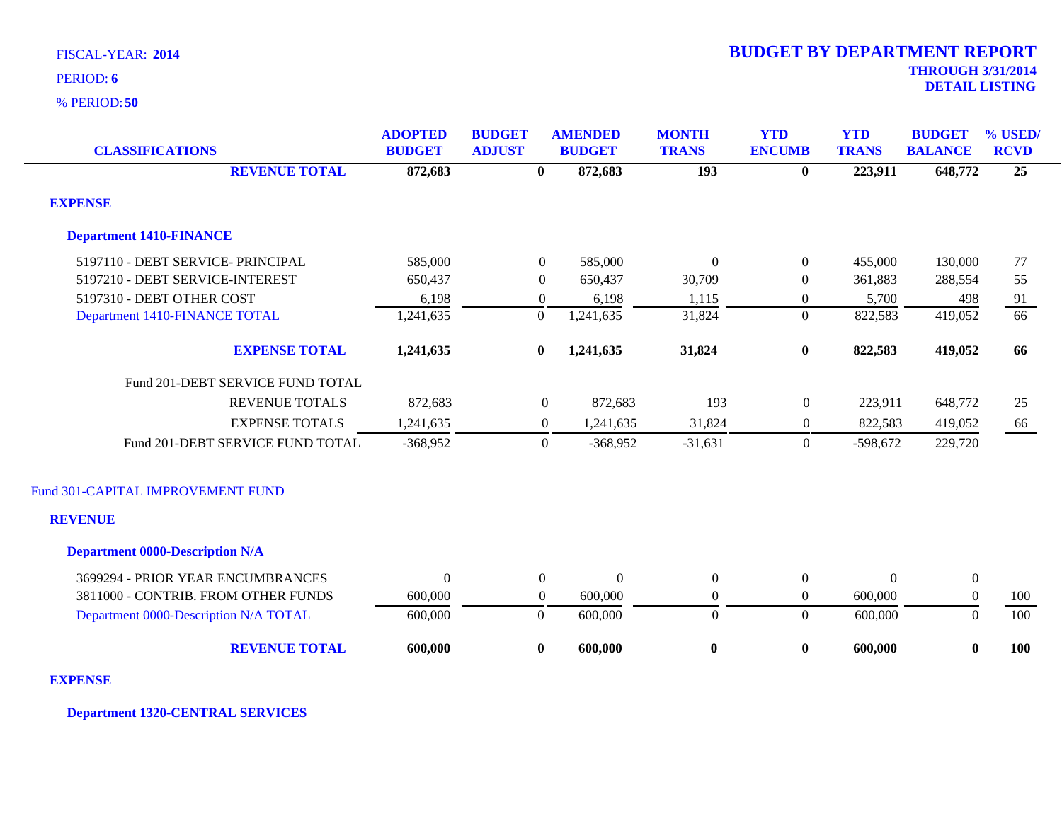FISCAL-YEAR: **2014**

PERIOD: **6**

% PERIOD: **50**

# BUDGET BY DEPARTMENT REPORT

**THROUGH 3/31/2014**

**DETAIL LISTING**

| CLASSIFICATIONS | ADOPTED BUDGET | BUDGET ADJUST | AMENDED BUDGET | MONTH TRANS | YTD ENCUMB | YTD TRANS | BUDGET BALANCE | % USED/ RCVD |
|---|---|---|---|---|---|---|---|---|
| **REVENUE TOTAL** | **872,683** | **0** | **872,683** | **193** | **0** | **223,911** | **648,772** | **25** |
| **EXPENSE** | | | | | | | | |
| **Department 1410-FINANCE** | | | | | | | | |
| 5197110 - DEBT SERVICE- PRINCIPAL | 585,000 | 0 | 585,000 | 0 | 0 | 455,000 | 130,000 | 77 |
| 5197210 - DEBT SERVICE-INTEREST | 650,437 | 0 | 650,437 | 30,709 | 0 | 361,883 | 288,554 | 55 |
| 5197310 - DEBT OTHER COST | 6,198 | 0 | 6,198 | 1,115 | 0 | 5,700 | 498 | 91 |
| Department 1410-FINANCE TOTAL | 1,241,635 | 0 | 1,241,635 | 31,824 | 0 | 822,583 | 419,052 | 66 |
| **EXPENSE TOTAL** | **1,241,635** | **0** | **1,241,635** | **31,824** | **0** | **822,583** | **419,052** | **66** |
| Fund 201-DEBT SERVICE FUND TOTAL | | | | | | | | |
| REVENUE TOTALS | 872,683 | 0 | 872,683 | 193 | 0 | 223,911 | 648,772 | 25 |
| EXPENSE TOTALS | 1,241,635 | 0 | 1,241,635 | 31,824 | 0 | 822,583 | 419,052 | 66 |
| Fund 201-DEBT SERVICE FUND TOTAL | -368,952 | 0 | -368,952 | -31,631 | 0 | -598,672 | 229,720 | |
| Fund 301-CAPITAL IMPROVEMENT FUND | | | | | | | | |
| **REVENUE** | | | | | | | | |
| **Department 0000-Description N/A** | | | | | | | | |
| 3699294 - PRIOR YEAR ENCUMBRANCES | 0 | 0 | 0 | 0 | 0 | 0 | 0 | |
| 3811000 - CONTRIB. FROM OTHER FUNDS | 600,000 | 0 | 600,000 | 0 | 0 | 600,000 | 0 | 100 |
| Department 0000-Description N/A TOTAL | 600,000 | 0 | 600,000 | 0 | 0 | 600,000 | 0 | 100 |
| **REVENUE TOTAL** | **600,000** | **0** | **600,000** | **0** | **0** | **600,000** | **0** | **100** |
| **EXPENSE** | | | | | | | | |
| **Department 1320-CENTRAL SERVICES** | | | | | | | | |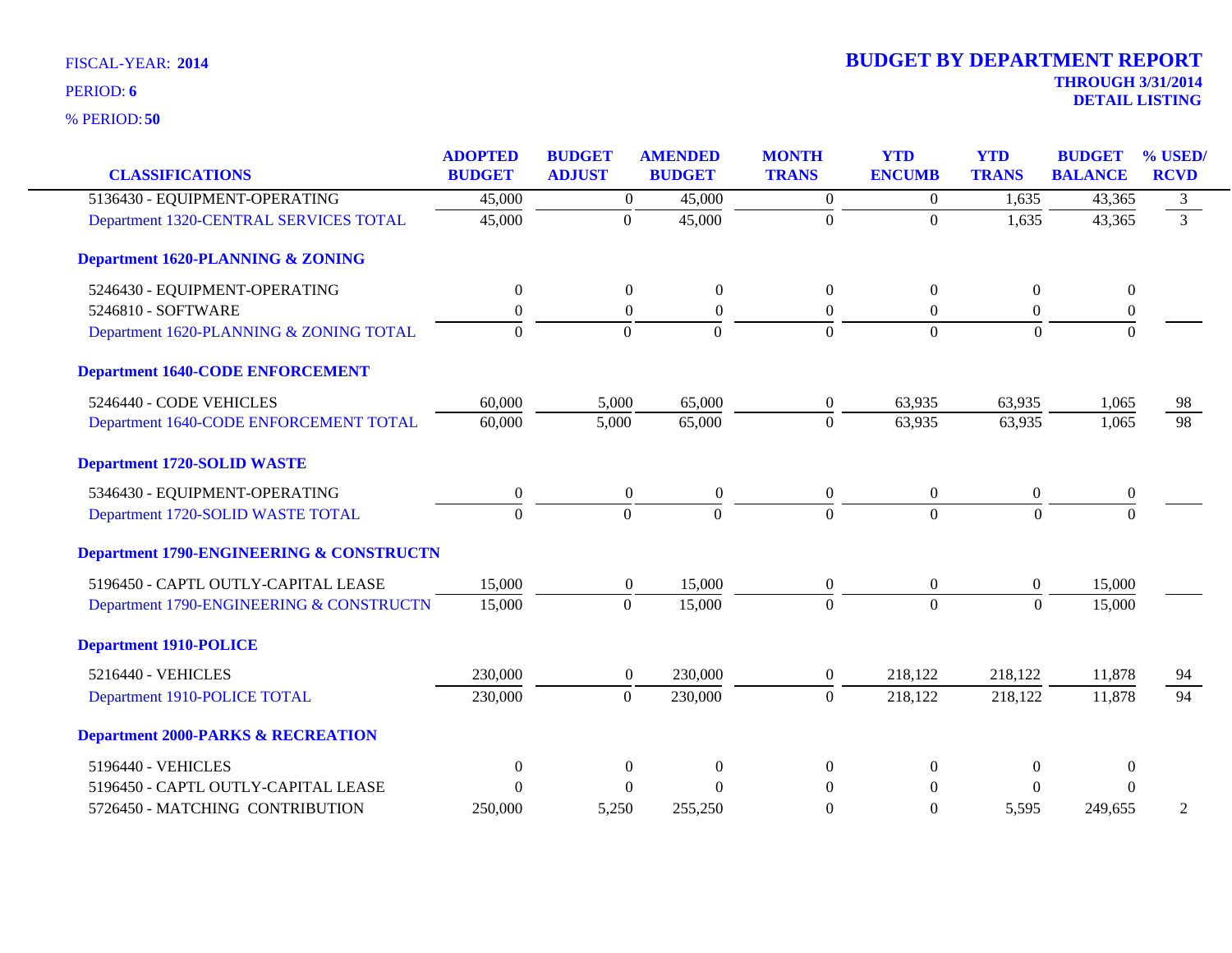FISCAL-YEAR: **2014**

PERIOD: **6**

% PERIOD: **50**

# BUDGET BY DEPARTMENT REPORT

**THROUGH 3/31/2014**

**DETAIL LISTING**

| CLASSIFICATIONS | ADOPTED BUDGET | BUDGET ADJUST | AMENDED BUDGET | MONTH TRANS | YTD ENCUMB | YTD TRANS | BUDGET BALANCE | % USED/ RCVD |
|---|---|---|---|---|---|---|---|---|
| 5136430 - EQUIPMENT-OPERATING | 45,000 | 0 | 45,000 | 0 | 0 | 1,635 | 43,365 | 3 |
| Department 1320-CENTRAL SERVICES TOTAL | 45,000 | 0 | 45,000 | 0 | 0 | 1,635 | 43,365 | 3 |
| **Department 1620-PLANNING & ZONING** | | | | | | | | |
| 5246430 - EQUIPMENT-OPERATING | 0 | 0 | 0 | 0 | 0 | 0 | 0 | |
| 5246810 - SOFTWARE | 0 | 0 | 0 | 0 | 0 | 0 | 0 | |
| Department 1620-PLANNING & ZONING TOTAL | 0 | 0 | 0 | 0 | 0 | 0 | 0 | |
| **Department 1640-CODE ENFORCEMENT** | | | | | | | | |
| 5246440 - CODE VEHICLES | 60,000 | 5,000 | 65,000 | 0 | 63,935 | 63,935 | 1,065 | 98 |
| Department 1640-CODE ENFORCEMENT TOTAL | 60,000 | 5,000 | 65,000 | 0 | 63,935 | 63,935 | 1,065 | 98 |
| **Department 1720-SOLID WASTE** | | | | | | | | |
| 5346430 - EQUIPMENT-OPERATING | 0 | 0 | 0 | 0 | 0 | 0 | 0 | |
| Department 1720-SOLID WASTE TOTAL | 0 | 0 | 0 | 0 | 0 | 0 | 0 | |
| **Department 1790-ENGINEERING & CONSTRUCTN** | | | | | | | | |
| 5196450 - CAPTL OUTLY-CAPITAL LEASE | 15,000 | 0 | 15,000 | 0 | 0 | 0 | 15,000 | |
| Department 1790-ENGINEERING & CONSTRUCTN | 15,000 | 0 | 15,000 | 0 | 0 | 0 | 15,000 | |
| **Department 1910-POLICE** | | | | | | | | |
| 5216440 - VEHICLES | 230,000 | 0 | 230,000 | 0 | 218,122 | 218,122 | 11,878 | 94 |
| Department 1910-POLICE TOTAL | 230,000 | 0 | 230,000 | 0 | 218,122 | 218,122 | 11,878 | 94 |
| **Department 2000-PARKS & RECREATION** | | | | | | | | |
| 5196440 - VEHICLES | 0 | 0 | 0 | 0 | 0 | 0 | 0 | |
| 5196450 - CAPTL OUTLY-CAPITAL LEASE | 0 | 0 | 0 | 0 | 0 | 0 | 0 | |
| 5726450 - MATCHING CONTRIBUTION | 250,000 | 5,250 | 255,250 | 0 | 0 | 5,595 | 249,655 | 2 |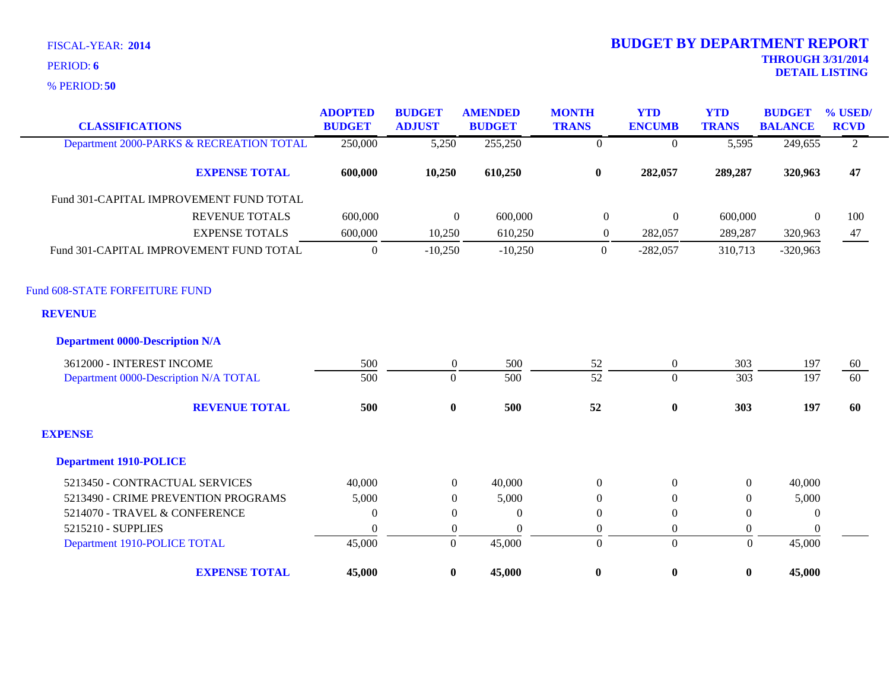FISCAL-YEAR: **2014**

PERIOD: **6**

% PERIOD: **50**

# BUDGET BY DEPARTMENT REPORT

**THROUGH 3/31/2014**

**DETAIL LISTING**

| CLASSIFICATIONS | ADOPTED BUDGET | BUDGET ADJUST | AMENDED BUDGET | MONTH TRANS | YTD ENCUMB | YTD TRANS | BUDGET BALANCE | % USED/ RCVD |
|---|---|---|---|---|---|---|---|---|
| Department 2000-PARKS & RECREATION TOTAL | 250,000 | 5,250 | 255,250 | 0 | 0 | 5,595 | 249,655 | 2 |
| **EXPENSE TOTAL** | **600,000** | **10,250** | **610,250** | **0** | **282,057** | **289,287** | **320,963** | **47** |
| Fund 301-CAPITAL IMPROVEMENT FUND TOTAL | | | | | | | | |
| REVENUE TOTALS | 600,000 | 0 | 600,000 | 0 | 0 | 600,000 | 0 | 100 |
| EXPENSE TOTALS | 600,000 | 10,250 | 610,250 | 0 | 282,057 | 289,287 | 320,963 | 47 |
| Fund 301-CAPITAL IMPROVEMENT FUND TOTAL | 0 | -10,250 | -10,250 | 0 | -282,057 | 310,713 | -320,963 | |
| Fund 608-STATE FORFEITURE FUND | | | | | | | | |
| **REVENUE** | | | | | | | | |
| **Department 0000-Description N/A** | | | | | | | | |
| 3612000 - INTEREST INCOME | 500 | 0 | 500 | 52 | 0 | 303 | 197 | 60 |
| Department 0000-Description N/A TOTAL | 500 | 0 | 500 | 52 | 0 | 303 | 197 | 60 |
| **REVENUE TOTAL** | **500** | **0** | **500** | **52** | **0** | **303** | **197** | **60** |
| **EXPENSE** | | | | | | | | |
| **Department 1910-POLICE** | | | | | | | | |
| 5213450 - CONTRACTUAL SERVICES | 40,000 | 0 | 40,000 | 0 | 0 | 0 | 40,000 | |
| 5213490 - CRIME PREVENTION PROGRAMS | 5,000 | 0 | 5,000 | 0 | 0 | 0 | 5,000 | |
| 5214070 - TRAVEL & CONFERENCE | 0 | 0 | 0 | 0 | 0 | 0 | 0 | |
| 5215210 - SUPPLIES | 0 | 0 | 0 | 0 | 0 | 0 | 0 | |
| Department 1910-POLICE TOTAL | 45,000 | 0 | 45,000 | 0 | 0 | 0 | 45,000 | |
| **EXPENSE TOTAL** | **45,000** | **0** | **45,000** | **0** | **0** | **0** | **45,000** | |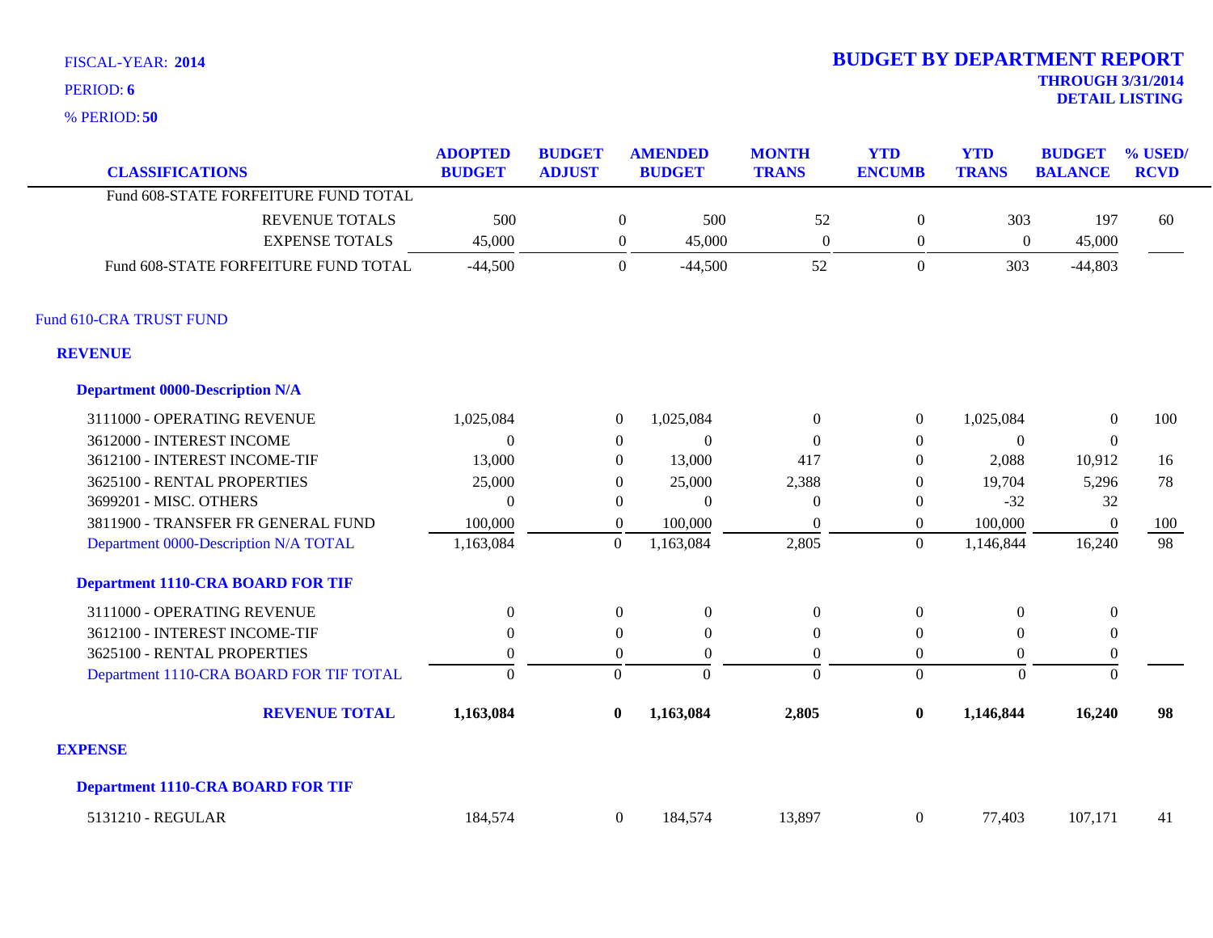FISCAL-YEAR: **2014**

PERIOD: **6**

% PERIOD: **50**

# BUDGET BY DEPARTMENT REPORT

**THROUGH 3/31/2014**

**DETAIL LISTING**

| CLASSIFICATIONS | ADOPTED BUDGET | BUDGET ADJUST | AMENDED BUDGET | MONTH TRANS | YTD ENCUMB | YTD TRANS | BUDGET BALANCE | % USED/ RCVD |
|---|---|---|---|---|---|---|---|---|
| Fund 608-STATE FORFEITURE FUND TOTAL | | | | | | | | |
| REVENUE TOTALS | 500 | 0 | 500 | 52 | 0 | 303 | 197 | 60 |
| EXPENSE TOTALS | 45,000 | 0 | 45,000 | 0 | 0 | 0 | 45,000 | |
| Fund 608-STATE FORFEITURE FUND TOTAL | -44,500 | 0 | -44,500 | 52 | 0 | 303 | -44,803 | |
| **Fund 610-CRA TRUST FUND** | | | | | | | | |
| **REVENUE** | | | | | | | | |
| **Department 0000-Description N/A** | | | | | | | | |
| 3111000 - OPERATING REVENUE | 1,025,084 | 0 | 1,025,084 | 0 | 0 | 1,025,084 | 0 | 100 |
| 3612000 - INTEREST INCOME | 0 | 0 | 0 | 0 | 0 | 0 | 0 | |
| 3612100 - INTEREST INCOME-TIF | 13,000 | 0 | 13,000 | 417 | 0 | 2,088 | 10,912 | 16 |
| 3625100 - RENTAL PROPERTIES | 25,000 | 0 | 25,000 | 2,388 | 0 | 19,704 | 5,296 | 78 |
| 3699201 - MISC. OTHERS | 0 | 0 | 0 | 0 | 0 | -32 | 32 | |
| 3811900 - TRANSFER FR GENERAL FUND | 100,000 | 0 | 100,000 | 0 | 0 | 100,000 | 0 | 100 |
| Department 0000-Description N/A TOTAL | 1,163,084 | 0 | 1,163,084 | 2,805 | 0 | 1,146,844 | 16,240 | 98 |
| **Department 1110-CRA BOARD FOR TIF** | | | | | | | | |
| 3111000 - OPERATING REVENUE | 0 | 0 | 0 | 0 | 0 | 0 | 0 | |
| 3612100 - INTEREST INCOME-TIF | 0 | 0 | 0 | 0 | 0 | 0 | 0 | |
| 3625100 - RENTAL PROPERTIES | 0 | 0 | 0 | 0 | 0 | 0 | 0 | |
| Department 1110-CRA BOARD FOR TIF TOTAL | 0 | 0 | 0 | 0 | 0 | 0 | 0 | |
| **REVENUE TOTAL** | **1,163,084** | **0** | **1,163,084** | **2,805** | **0** | **1,146,844** | **16,240** | **98** |
| **EXPENSE** | | | | | | | | |
| **Department 1110-CRA BOARD FOR TIF** | | | | | | | | |
| 5131210 - REGULAR | 184,574 | 0 | 184,574 | 13,897 | 0 | 77,403 | 107,171 | 41 |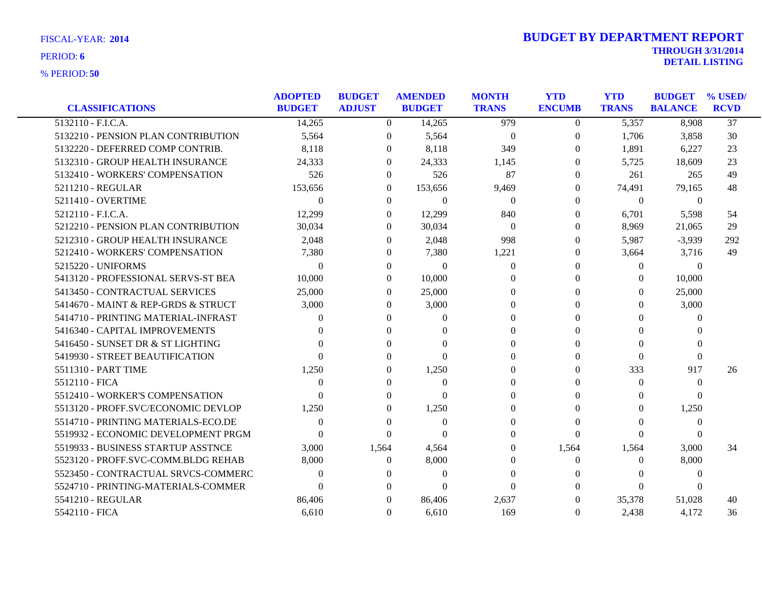FISCAL-YEAR: **2014**

PERIOD: **6**

% PERIOD: **50**

# BUDGET BY DEPARTMENT REPORT

**THROUGH 3/31/2014**
**DETAIL LISTING**

| CLASSIFICATIONS | ADOPTED BUDGET | BUDGET ADJUST | AMENDED BUDGET | MONTH TRANS | YTD ENCUMB | YTD TRANS | BUDGET BALANCE | % USED/ RCVD |
|---|---|---|---|---|---|---|---|---|
| 5132110 - F.I.C.A. | 14,265 | 0 | 14,265 | 979 | 0 | 5,357 | 8,908 | 37 |
| 5132210 - PENSION PLAN CONTRIBUTION | 5,564 | 0 | 5,564 | 0 | 0 | 1,706 | 3,858 | 30 |
| 5132220 - DEFERRED COMP CONTRIB. | 8,118 | 0 | 8,118 | 349 | 0 | 1,891 | 6,227 | 23 |
| 5132310 - GROUP HEALTH INSURANCE | 24,333 | 0 | 24,333 | 1,145 | 0 | 5,725 | 18,609 | 23 |
| 5132410 - WORKERS' COMPENSATION | 526 | 0 | 526 | 87 | 0 | 261 | 265 | 49 |
| 5211210 - REGULAR | 153,656 | 0 | 153,656 | 9,469 | 0 | 74,491 | 79,165 | 48 |
| 5211410 - OVERTIME | 0 | 0 | 0 | 0 | 0 | 0 | 0 | |
| 5212110 - F.I.C.A. | 12,299 | 0 | 12,299 | 840 | 0 | 6,701 | 5,598 | 54 |
| 5212210 - PENSION PLAN CONTRIBUTION | 30,034 | 0 | 30,034 | 0 | 0 | 8,969 | 21,065 | 29 |
| 5212310 - GROUP HEALTH INSURANCE | 2,048 | 0 | 2,048 | 998 | 0 | 5,987 | -3,939 | 292 |
| 5212410 - WORKERS' COMPENSATION | 7,380 | 0 | 7,380 | 1,221 | 0 | 3,664 | 3,716 | 49 |
| 5215220 - UNIFORMS | 0 | 0 | 0 | 0 | 0 | 0 | 0 | |
| 5413120 - PROFESSIONAL SERVS-ST BEA | 10,000 | 0 | 10,000 | 0 | 0 | 0 | 10,000 | |
| 5413450 - CONTRACTUAL SERVICES | 25,000 | 0 | 25,000 | 0 | 0 | 0 | 25,000 | |
| 5414670 - MAINT & REP-GRDS & STRUCT | 3,000 | 0 | 3,000 | 0 | 0 | 0 | 3,000 | |
| 5414710 - PRINTING MATERIAL-INFRAST | 0 | 0 | 0 | 0 | 0 | 0 | 0 | |
| 5416340 - CAPITAL IMPROVEMENTS | 0 | 0 | 0 | 0 | 0 | 0 | 0 | |
| 5416450 - SUNSET DR & ST LIGHTING | 0 | 0 | 0 | 0 | 0 | 0 | 0 | |
| 5419930 - STREET BEAUTIFICATION | 0 | 0 | 0 | 0 | 0 | 0 | 0 | |
| 5511310 - PART TIME | 1,250 | 0 | 1,250 | 0 | 0 | 333 | 917 | 26 |
| 5512110 - FICA | 0 | 0 | 0 | 0 | 0 | 0 | 0 | |
| 5512410 - WORKER'S COMPENSATION | 0 | 0 | 0 | 0 | 0 | 0 | 0 | |
| 5513120 - PROFF.SVC/ECONOMIC DEVLOP | 1,250 | 0 | 1,250 | 0 | 0 | 0 | 1,250 | |
| 5514710 - PRINTING MATERIALS-ECO.DE | 0 | 0 | 0 | 0 | 0 | 0 | 0 | |
| 5519932 - ECONOMIC DEVELOPMENT PRGM | 0 | 0 | 0 | 0 | 0 | 0 | 0 | |
| 5519933 - BUSINESS STARTUP ASSTNCE | 3,000 | 1,564 | 4,564 | 0 | 1,564 | 1,564 | 3,000 | 34 |
| 5523120 - PROFF.SVC-COMM.BLDG REHAB | 8,000 | 0 | 8,000 | 0 | 0 | 0 | 8,000 | |
| 5523450 - CONTRACTUAL SRVCS-COMMERC | 0 | 0 | 0 | 0 | 0 | 0 | 0 | |
| 5524710 - PRINTING-MATERIALS-COMMER | 0 | 0 | 0 | 0 | 0 | 0 | 0 | |
| 5541210 - REGULAR | 86,406 | 0 | 86,406 | 2,637 | 0 | 35,378 | 51,028 | 40 |
| 5542110 - FICA | 6,610 | 0 | 6,610 | 169 | 0 | 2,438 | 4,172 | 36 |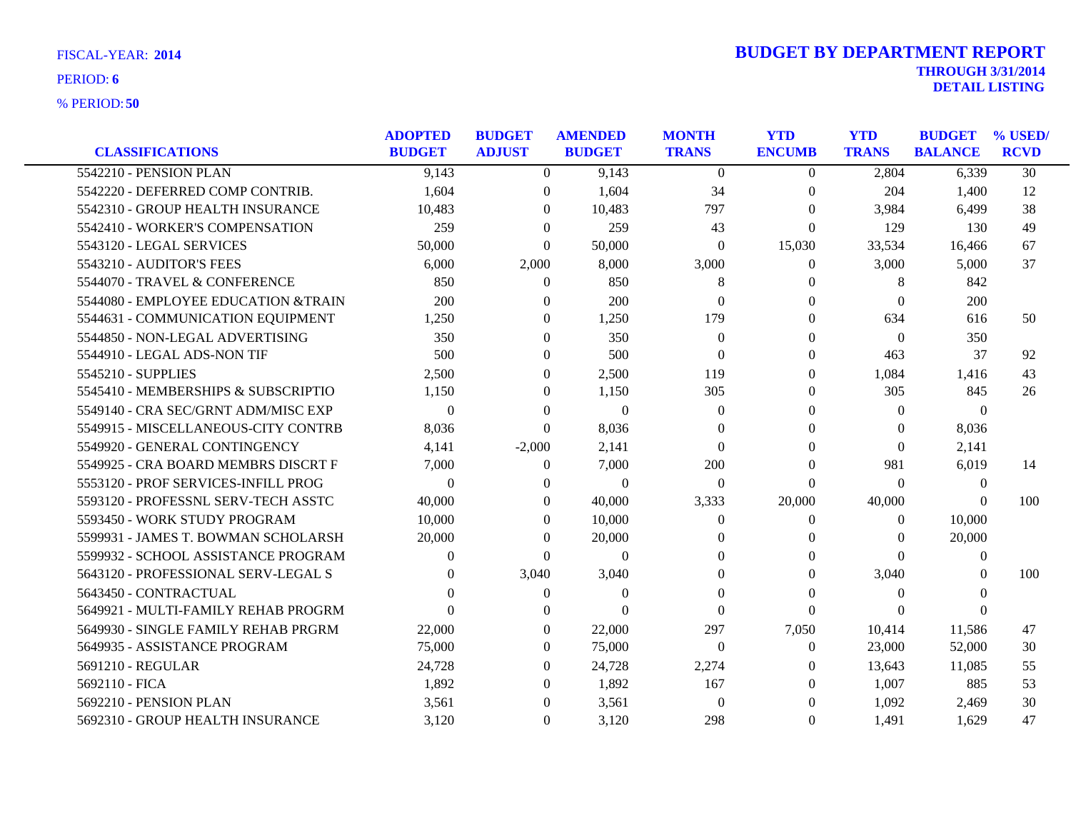FISCAL-YEAR: **2014**

PERIOD: **6**

% PERIOD: **50**

# BUDGET BY DEPARTMENT REPORT

**THROUGH 3/31/2014**
**DETAIL LISTING**

| CLASSIFICATIONS | ADOPTED BUDGET | BUDGET ADJUST | AMENDED BUDGET | MONTH TRANS | YTD ENCUMB | YTD TRANS | BUDGET BALANCE | % USED/ RCVD |
|---|---|---|---|---|---|---|---|---|
| 5542210 - PENSION PLAN | 9,143 | 0 | 9,143 | 0 | 0 | 2,804 | 6,339 | 30 |
| 5542220 - DEFERRED COMP CONTRIB. | 1,604 | 0 | 1,604 | 34 | 0 | 204 | 1,400 | 12 |
| 5542310 - GROUP HEALTH INSURANCE | 10,483 | 0 | 10,483 | 797 | 0 | 3,984 | 6,499 | 38 |
| 5542410 - WORKER'S COMPENSATION | 259 | 0 | 259 | 43 | 0 | 129 | 130 | 49 |
| 5543120 - LEGAL SERVICES | 50,000 | 0 | 50,000 | 0 | 15,030 | 33,534 | 16,466 | 67 |
| 5543210 - AUDITOR'S FEES | 6,000 | 2,000 | 8,000 | 3,000 | 0 | 3,000 | 5,000 | 37 |
| 5544070 - TRAVEL & CONFERENCE | 850 | 0 | 850 | 8 | 0 | 8 | 842 | |
| 5544080 - EMPLOYEE EDUCATION &TRAIN | 200 | 0 | 200 | 0 | 0 | 0 | 200 | |
| 5544631 - COMMUNICATION EQUIPMENT | 1,250 | 0 | 1,250 | 179 | 0 | 634 | 616 | 50 |
| 5544850 - NON-LEGAL ADVERTISING | 350 | 0 | 350 | 0 | 0 | 0 | 350 | |
| 5544910 - LEGAL ADS-NON TIF | 500 | 0 | 500 | 0 | 0 | 463 | 37 | 92 |
| 5545210 - SUPPLIES | 2,500 | 0 | 2,500 | 119 | 0 | 1,084 | 1,416 | 43 |
| 5545410 - MEMBERSHIPS & SUBSCRIPTIO | 1,150 | 0 | 1,150 | 305 | 0 | 305 | 845 | 26 |
| 5549140 - CRA SEC/GRNT ADM/MISC EXP | 0 | 0 | 0 | 0 | 0 | 0 | 0 | |
| 5549915 - MISCELLANEOUS-CITY CONTRB | 8,036 | 0 | 8,036 | 0 | 0 | 0 | 8,036 | |
| 5549920 - GENERAL CONTINGENCY | 4,141 | -2,000 | 2,141 | 0 | 0 | 0 | 2,141 | |
| 5549925 - CRA BOARD MEMBRS DISCRT F | 7,000 | 0 | 7,000 | 200 | 0 | 981 | 6,019 | 14 |
| 5553120 - PROF SERVICES-INFILL PROG | 0 | 0 | 0 | 0 | 0 | 0 | 0 | |
| 5593120 - PROFESSNL SERV-TECH ASSTC | 40,000 | 0 | 40,000 | 3,333 | 20,000 | 40,000 | 0 | 100 |
| 5593450 - WORK STUDY PROGRAM | 10,000 | 0 | 10,000 | 0 | 0 | 0 | 10,000 | |
| 5599931 - JAMES T. BOWMAN SCHOLARSH | 20,000 | 0 | 20,000 | 0 | 0 | 0 | 20,000 | |
| 5599932 - SCHOOL ASSISTANCE PROGRAM | 0 | 0 | 0 | 0 | 0 | 0 | 0 | |
| 5643120 - PROFESSIONAL SERV-LEGAL S | 0 | 3,040 | 3,040 | 0 | 0 | 3,040 | 0 | 100 |
| 5643450 - CONTRACTUAL | 0 | 0 | 0 | 0 | 0 | 0 | 0 | |
| 5649921 - MULTI-FAMILY REHAB PROGRM | 0 | 0 | 0 | 0 | 0 | 0 | 0 | |
| 5649930 - SINGLE FAMILY REHAB PRGRM | 22,000 | 0 | 22,000 | 297 | 7,050 | 10,414 | 11,586 | 47 |
| 5649935 - ASSISTANCE PROGRAM | 75,000 | 0 | 75,000 | 0 | 0 | 23,000 | 52,000 | 30 |
| 5691210 - REGULAR | 24,728 | 0 | 24,728 | 2,274 | 0 | 13,643 | 11,085 | 55 |
| 5692110 - FICA | 1,892 | 0 | 1,892 | 167 | 0 | 1,007 | 885 | 53 |
| 5692210 - PENSION PLAN | 3,561 | 0 | 3,561 | 0 | 0 | 1,092 | 2,469 | 30 |
| 5692310 - GROUP HEALTH INSURANCE | 3,120 | 0 | 3,120 | 298 | 0 | 1,491 | 1,629 | 47 |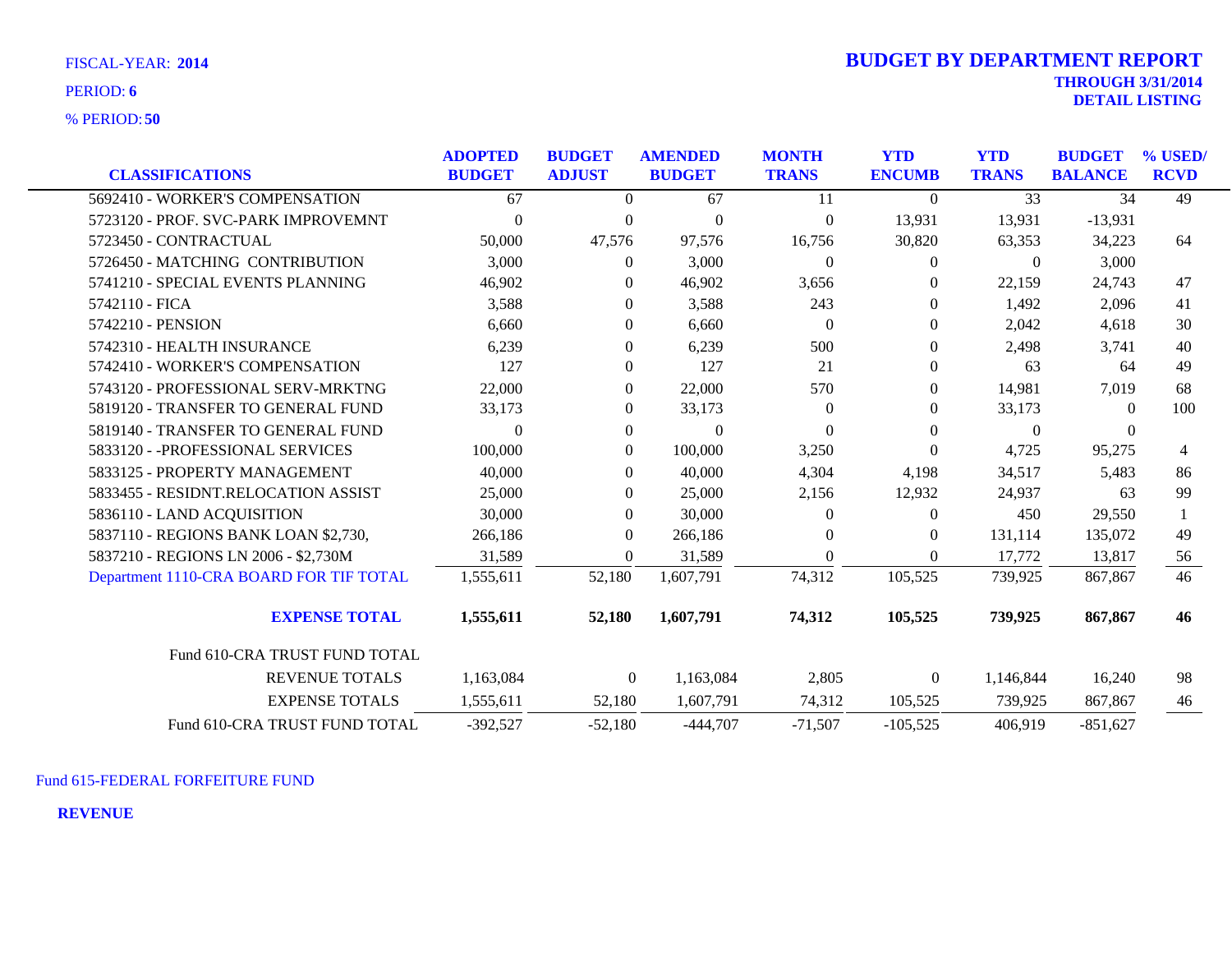FISCAL-YEAR: **2014**

PERIOD: **6**

% PERIOD: **50**

# BUDGET BY DEPARTMENT REPORT

**THROUGH 3/31/2014**
**DETAIL LISTING**

| CLASSIFICATIONS | ADOPTED BUDGET | BUDGET ADJUST | AMENDED BUDGET | MONTH TRANS | YTD ENCUMB | YTD TRANS | BUDGET BALANCE | % USED/ RCVD |
|---|---|---|---|---|---|---|---|---|
| 5692410 - WORKER'S COMPENSATION | 67 | 0 | 67 | 11 | 0 | 33 | 34 | 49 |
| 5723120 - PROF. SVC-PARK IMPROVEMNT | 0 | 0 | 0 | 0 | 13,931 | 13,931 | -13,931 | |
| 5723450 - CONTRACTUAL | 50,000 | 47,576 | 97,576 | 16,756 | 30,820 | 63,353 | 34,223 | 64 |
| 5726450 - MATCHING CONTRIBUTION | 3,000 | 0 | 3,000 | 0 | 0 | 0 | 3,000 | |
| 5741210 - SPECIAL EVENTS PLANNING | 46,902 | 0 | 46,902 | 3,656 | 0 | 22,159 | 24,743 | 47 |
| 5742110 - FICA | 3,588 | 0 | 3,588 | 243 | 0 | 1,492 | 2,096 | 41 |
| 5742210 - PENSION | 6,660 | 0 | 6,660 | 0 | 0 | 2,042 | 4,618 | 30 |
| 5742310 - HEALTH INSURANCE | 6,239 | 0 | 6,239 | 500 | 0 | 2,498 | 3,741 | 40 |
| 5742410 - WORKER'S COMPENSATION | 127 | 0 | 127 | 21 | 0 | 63 | 64 | 49 |
| 5743120 - PROFESSIONAL SERV-MRKTNG | 22,000 | 0 | 22,000 | 570 | 0 | 14,981 | 7,019 | 68 |
| 5819120 - TRANSFER TO GENERAL FUND | 33,173 | 0 | 33,173 | 0 | 0 | 33,173 | 0 | 100 |
| 5819140 - TRANSFER TO GENERAL FUND | 0 | 0 | 0 | 0 | 0 | 0 | 0 | |
| 5833120 - -PROFESSIONAL SERVICES | 100,000 | 0 | 100,000 | 3,250 | 0 | 4,725 | 95,275 | 4 |
| 5833125 - PROPERTY MANAGEMENT | 40,000 | 0 | 40,000 | 4,304 | 4,198 | 34,517 | 5,483 | 86 |
| 5833455 - RESIDNT.RELOCATION ASSIST | 25,000 | 0 | 25,000 | 2,156 | 12,932 | 24,937 | 63 | 99 |
| 5836110 - LAND ACQUISITION | 30,000 | 0 | 30,000 | 0 | 0 | 450 | 29,550 | 1 |
| 5837110 - REGIONS BANK LOAN $2,730, | 266,186 | 0 | 266,186 | 0 | 0 | 131,114 | 135,072 | 49 |
| 5837210 - REGIONS LN 2006 - $2,730M | 31,589 | 0 | 31,589 | 0 | 0 | 17,772 | 13,817 | 56 |
| Department 1110-CRA BOARD FOR TIF TOTAL | 1,555,611 | 52,180 | 1,607,791 | 74,312 | 105,525 | 739,925 | 867,867 | 46 |
| **EXPENSE TOTAL** | **1,555,611** | **52,180** | **1,607,791** | **74,312** | **105,525** | **739,925** | **867,867** | **46** |
| Fund 610-CRA TRUST FUND TOTAL | | | | | | | | |
| REVENUE TOTALS | 1,163,084 | 0 | 1,163,084 | 2,805 | 0 | 1,146,844 | 16,240 | 98 |
| EXPENSE TOTALS | 1,555,611 | 52,180 | 1,607,791 | 74,312 | 105,525 | 739,925 | 867,867 | 46 |
| Fund 610-CRA TRUST FUND TOTAL | -392,527 | -52,180 | -444,707 | -71,507 | -105,525 | 406,919 | -851,627 | |

Fund 615-FEDERAL FORFEITURE FUND

**REVENUE**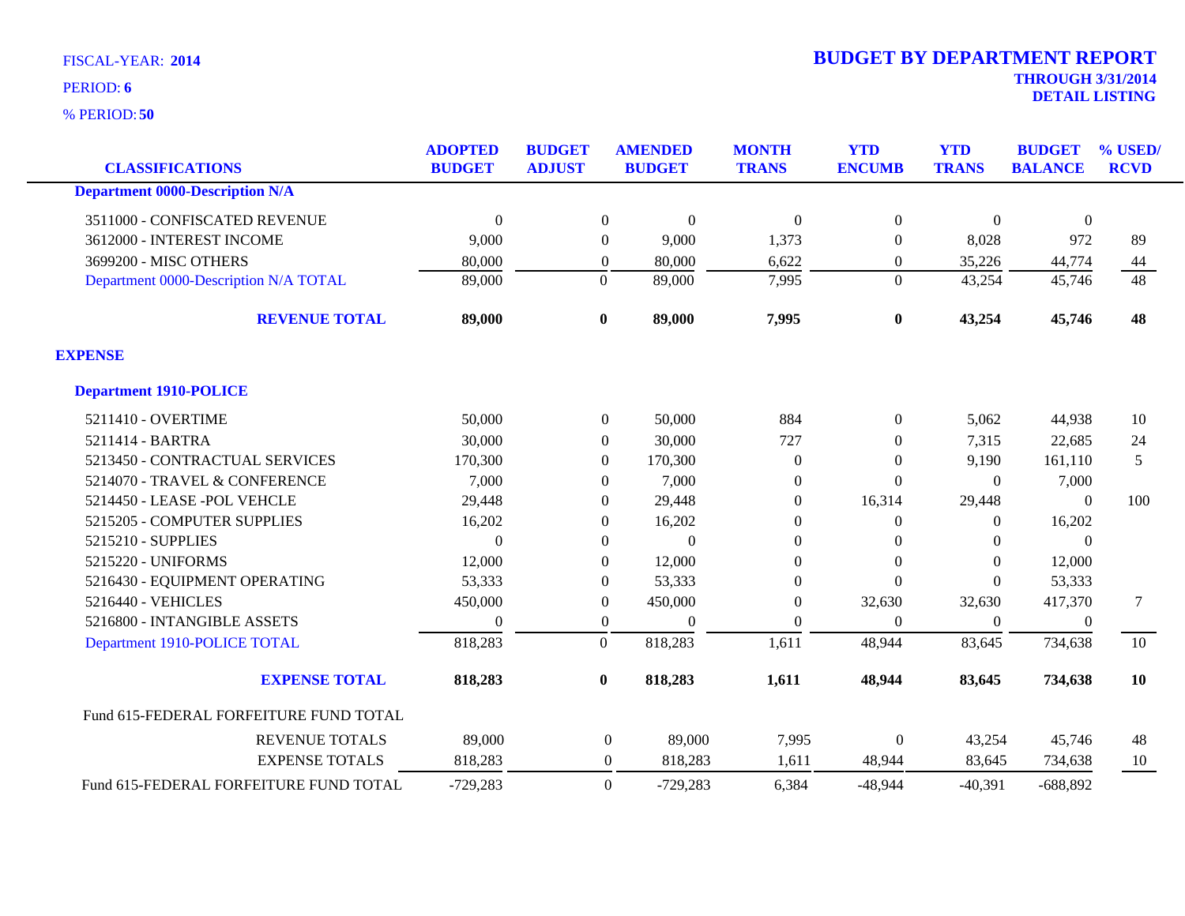FISCAL-YEAR: **2014**

PERIOD: **6**

% PERIOD: **50**

# BUDGET BY DEPARTMENT REPORT

**THROUGH 3/31/2014**

**DETAIL LISTING**

| CLASSIFICATIONS | ADOPTED BUDGET | BUDGET ADJUST | AMENDED BUDGET | MONTH TRANS | YTD ENCUMB | YTD TRANS | BUDGET BALANCE | % USED/ RCVD |
|---|---|---|---|---|---|---|---|---|
| **Department 0000-Description N/A** | | | | | | | | |
| 3511000 - CONFISCATED REVENUE | 0 | 0 | 0 | 0 | 0 | 0 | 0 | |
| 3612000 - INTEREST INCOME | 9,000 | 0 | 9,000 | 1,373 | 0 | 8,028 | 972 | 89 |
| 3699200 - MISC OTHERS | 80,000 | 0 | 80,000 | 6,622 | 0 | 35,226 | 44,774 | 44 |
| Department 0000-Description N/A TOTAL | 89,000 | 0 | 89,000 | 7,995 | 0 | 43,254 | 45,746 | 48 |
| **REVENUE TOTAL** | **89,000** | **0** | **89,000** | **7,995** | **0** | **43,254** | **45,746** | **48** |
| **EXPENSE** | | | | | | | | |
| **Department 1910-POLICE** | | | | | | | | |
| 5211410 - OVERTIME | 50,000 | 0 | 50,000 | 884 | 0 | 5,062 | 44,938 | 10 |
| 5211414 - BARTRA | 30,000 | 0 | 30,000 | 727 | 0 | 7,315 | 22,685 | 24 |
| 5213450 - CONTRACTUAL SERVICES | 170,300 | 0 | 170,300 | 0 | 0 | 9,190 | 161,110 | 5 |
| 5214070 - TRAVEL & CONFERENCE | 7,000 | 0 | 7,000 | 0 | 0 | 0 | 7,000 | |
| 5214450 - LEASE -POL VEHCLE | 29,448 | 0 | 29,448 | 0 | 16,314 | 29,448 | 0 | 100 |
| 5215205 - COMPUTER SUPPLIES | 16,202 | 0 | 16,202 | 0 | 0 | 0 | 16,202 | |
| 5215210 - SUPPLIES | 0 | 0 | 0 | 0 | 0 | 0 | 0 | |
| 5215220 - UNIFORMS | 12,000 | 0 | 12,000 | 0 | 0 | 0 | 12,000 | |
| 5216430 - EQUIPMENT OPERATING | 53,333 | 0 | 53,333 | 0 | 0 | 0 | 53,333 | |
| 5216440 - VEHICLES | 450,000 | 0 | 450,000 | 0 | 32,630 | 32,630 | 417,370 | 7 |
| 5216800 - INTANGIBLE ASSETS | 0 | 0 | 0 | 0 | 0 | 0 | 0 | |
| Department 1910-POLICE TOTAL | 818,283 | 0 | 818,283 | 1,611 | 48,944 | 83,645 | 734,638 | 10 |
| **EXPENSE TOTAL** | **818,283** | **0** | **818,283** | **1,611** | **48,944** | **83,645** | **734,638** | **10** |
| Fund 615-FEDERAL FORFEITURE FUND TOTAL | | | | | | | | |
| REVENUE TOTALS | 89,000 | 0 | 89,000 | 7,995 | 0 | 43,254 | 45,746 | 48 |
| EXPENSE TOTALS | 818,283 | 0 | 818,283 | 1,611 | 48,944 | 83,645 | 734,638 | 10 |
| Fund 615-FEDERAL FORFEITURE FUND TOTAL | -729,283 | 0 | -729,283 | 6,384 | -48,944 | -40,391 | -688,892 | |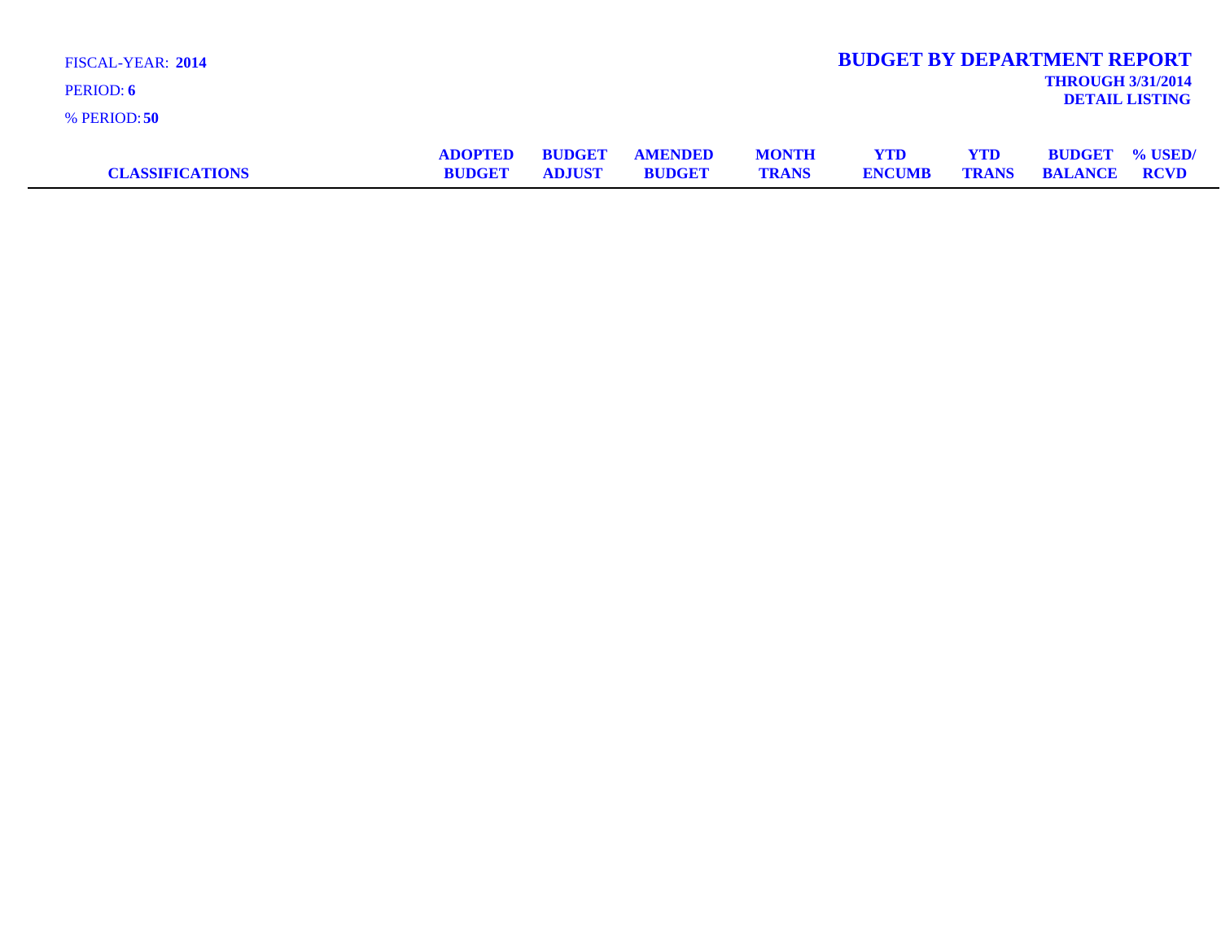FISCAL-YEAR: **2014**

PERIOD: **6**

% PERIOD: **50**

# BUDGET BY DEPARTMENT REPORT

**THROUGH 3/31/2014**

**DETAIL LISTING**

| CLASSIFICATIONS | ADOPTED BUDGET | BUDGET ADJUST | AMENDED BUDGET | MONTH TRANS | YTD ENCUMB | YTD TRANS | BUDGET BALANCE | % USED/ RCVD |
|---|---|---|---|---|---|---|---|---|